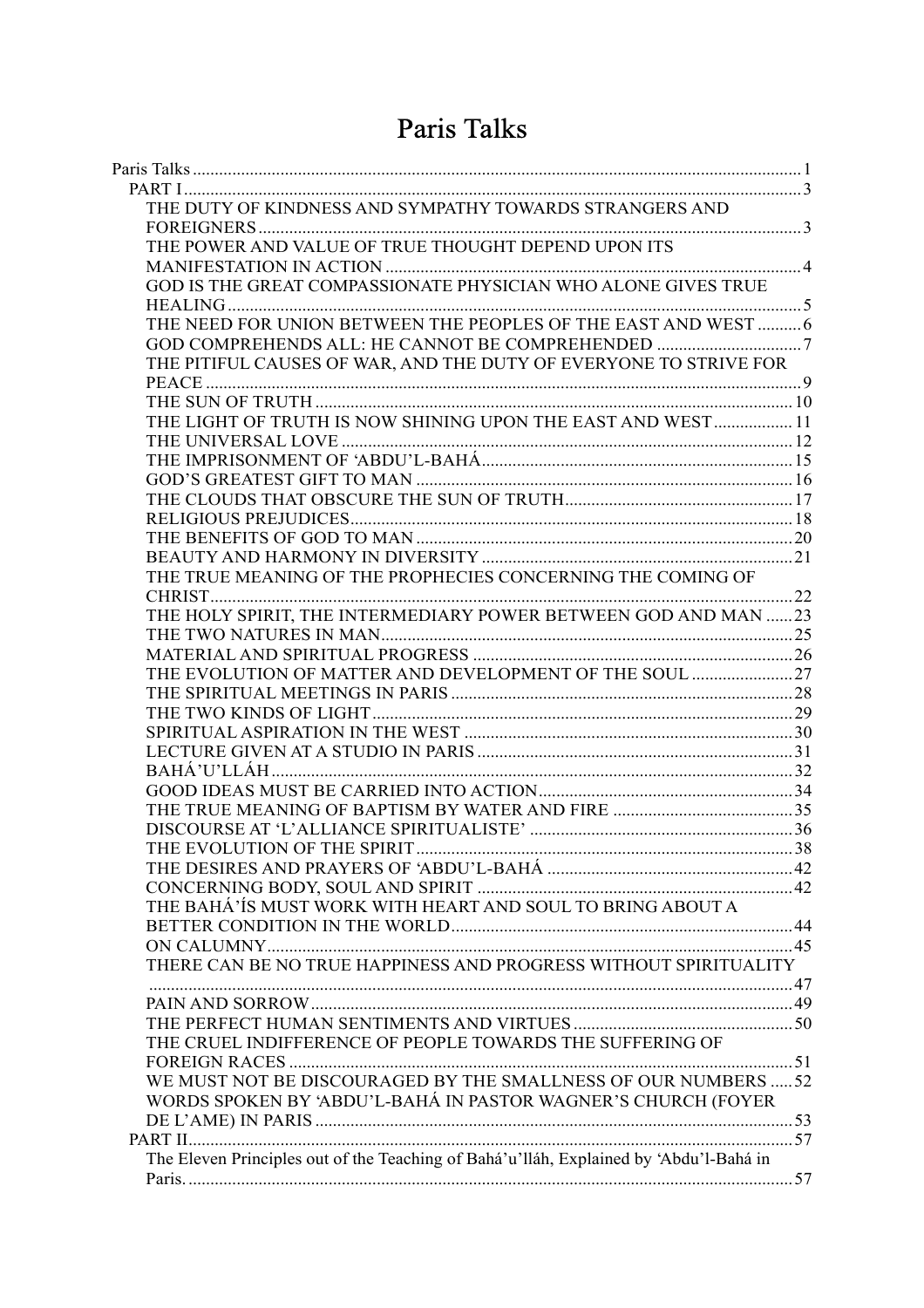# Paris Talks

- Paris Talks ..... 1
  - PART I ..... 3
    - THE DUTY OF KINDNESS AND SYMPATHY TOWARDS STRANGERS AND FOREIGNERS ..... 3
    - THE POWER AND VALUE OF TRUE THOUGHT DEPEND UPON ITS MANIFESTATION IN ACTION ..... 4
    - GOD IS THE GREAT COMPASSIONATE PHYSICIAN WHO ALONE GIVES TRUE HEALING ..... 5
    - THE NEED FOR UNION BETWEEN THE PEOPLES OF THE EAST AND WEST ..... 6
    - GOD COMPREHENDS ALL: HE CANNOT BE COMPREHENDED ..... 7
    - THE PITIFUL CAUSES OF WAR, AND THE DUTY OF EVERYONE TO STRIVE FOR PEACE ..... 9
    - THE SUN OF TRUTH ..... 10
    - THE LIGHT OF TRUTH IS NOW SHINING UPON THE EAST AND WEST ..... 11
    - THE UNIVERSAL LOVE ..... 12
    - THE IMPRISONMENT OF 'ABDU'L-BAHÁ ..... 15
    - GOD'S GREATEST GIFT TO MAN ..... 16
    - THE CLOUDS THAT OBSCURE THE SUN OF TRUTH ..... 17
    - RELIGIOUS PREJUDICES ..... 18
    - THE BENEFITS OF GOD TO MAN ..... 20
    - BEAUTY AND HARMONY IN DIVERSITY ..... 21
    - THE TRUE MEANING OF THE PROPHECIES CONCERNING THE COMING OF CHRIST ..... 22
    - THE HOLY SPIRIT, THE INTERMEDIARY POWER BETWEEN GOD AND MAN ..... 23
    - THE TWO NATURES IN MAN ..... 25
    - MATERIAL AND SPIRITUAL PROGRESS ..... 26
    - THE EVOLUTION OF MATTER AND DEVELOPMENT OF THE SOUL ..... 27
    - THE SPIRITUAL MEETINGS IN PARIS ..... 28
    - THE TWO KINDS OF LIGHT ..... 29
    - SPIRITUAL ASPIRATION IN THE WEST ..... 30
    - LECTURE GIVEN AT A STUDIO IN PARIS ..... 31
    - BAHÁ'U'LLÁH ..... 32
    - GOOD IDEAS MUST BE CARRIED INTO ACTION ..... 34
    - THE TRUE MEANING OF BAPTISM BY WATER AND FIRE ..... 35
    - DISCOURSE AT 'L'ALLIANCE SPIRITUALISTE' ..... 36
    - THE EVOLUTION OF THE SPIRIT ..... 38
    - THE DESIRES AND PRAYERS OF 'ABDU'L-BAHÁ ..... 42
    - CONCERNING BODY, SOUL AND SPIRIT ..... 42
    - THE BAHÁ'ÍS MUST WORK WITH HEART AND SOUL TO BRING ABOUT A BETTER CONDITION IN THE WORLD ..... 44
    - ON CALUMNY ..... 45
    - THERE CAN BE NO TRUE HAPPINESS AND PROGRESS WITHOUT SPIRITUALITY ..... 47
    - PAIN AND SORROW ..... 49
    - THE PERFECT HUMAN SENTIMENTS AND VIRTUES ..... 50
    - THE CRUEL INDIFFERENCE OF PEOPLE TOWARDS THE SUFFERING OF FOREIGN RACES ..... 51
    - WE MUST NOT BE DISCOURAGED BY THE SMALLNESS OF OUR NUMBERS ..... 52
    - WORDS SPOKEN BY 'ABDU'L-BAHÁ IN PASTOR WAGNER'S CHURCH (FOYER DE L'AME) IN PARIS ..... 53
  - PART II ..... 57
    - The Eleven Principles out of the Teaching of Bahá'u'lláh, Explained by 'Abdu'l-Bahá in Paris. ..... 57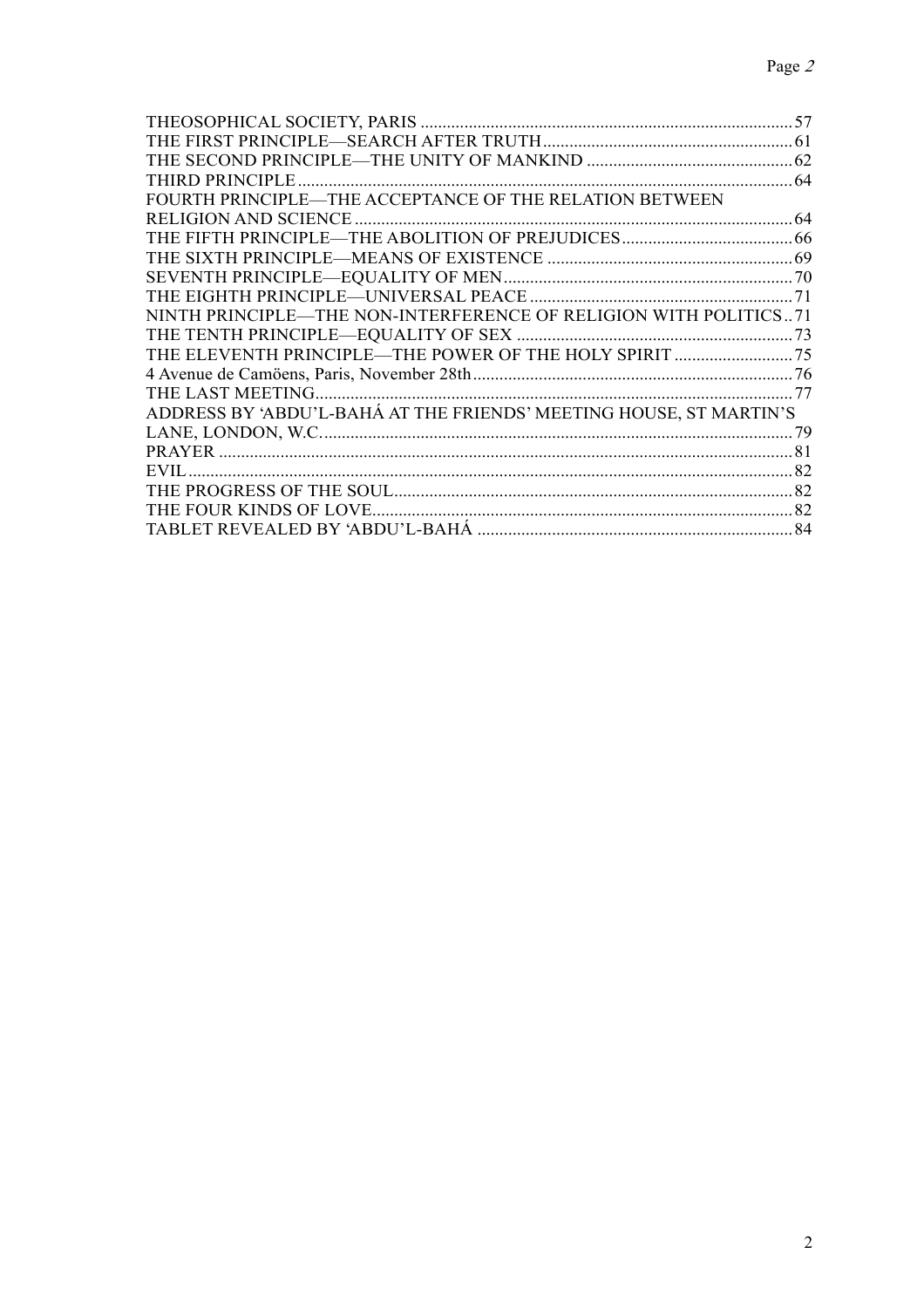THEOSOPHICAL SOCIETY, PARIS .......... 57
THE FIRST PRINCIPLE—SEARCH AFTER TRUTH .......... 61
THE SECOND PRINCIPLE—THE UNITY OF MANKIND .......... 62
THIRD PRINCIPLE .......... 64
FOURTH PRINCIPLE—THE ACCEPTANCE OF THE RELATION BETWEEN RELIGION AND SCIENCE .......... 64
THE FIFTH PRINCIPLE—THE ABOLITION OF PREJUDICES .......... 66
THE SIXTH PRINCIPLE—MEANS OF EXISTENCE .......... 69
SEVENTH PRINCIPLE—EQUALITY OF MEN .......... 70
THE EIGHTH PRINCIPLE—UNIVERSAL PEACE .......... 71
NINTH PRINCIPLE—THE NON-INTERFERENCE OF RELIGION WITH POLITICS .. 71
THE TENTH PRINCIPLE—EQUALITY OF SEX .......... 73
THE ELEVENTH PRINCIPLE—THE POWER OF THE HOLY SPIRIT .......... 75
4 Avenue de Camöens, Paris, November 28th .......... 76
THE LAST MEETING .......... 77
ADDRESS BY 'ABDU'L-BAHÁ AT THE FRIENDS' MEETING HOUSE, ST MARTIN'S LANE, LONDON, W.C. .......... 79
PRAYER .......... 81
EVIL .......... 82
THE PROGRESS OF THE SOUL .......... 82
THE FOUR KINDS OF LOVE .......... 82
TABLET REVEALED BY 'ABDU'L-BAHÁ .......... 84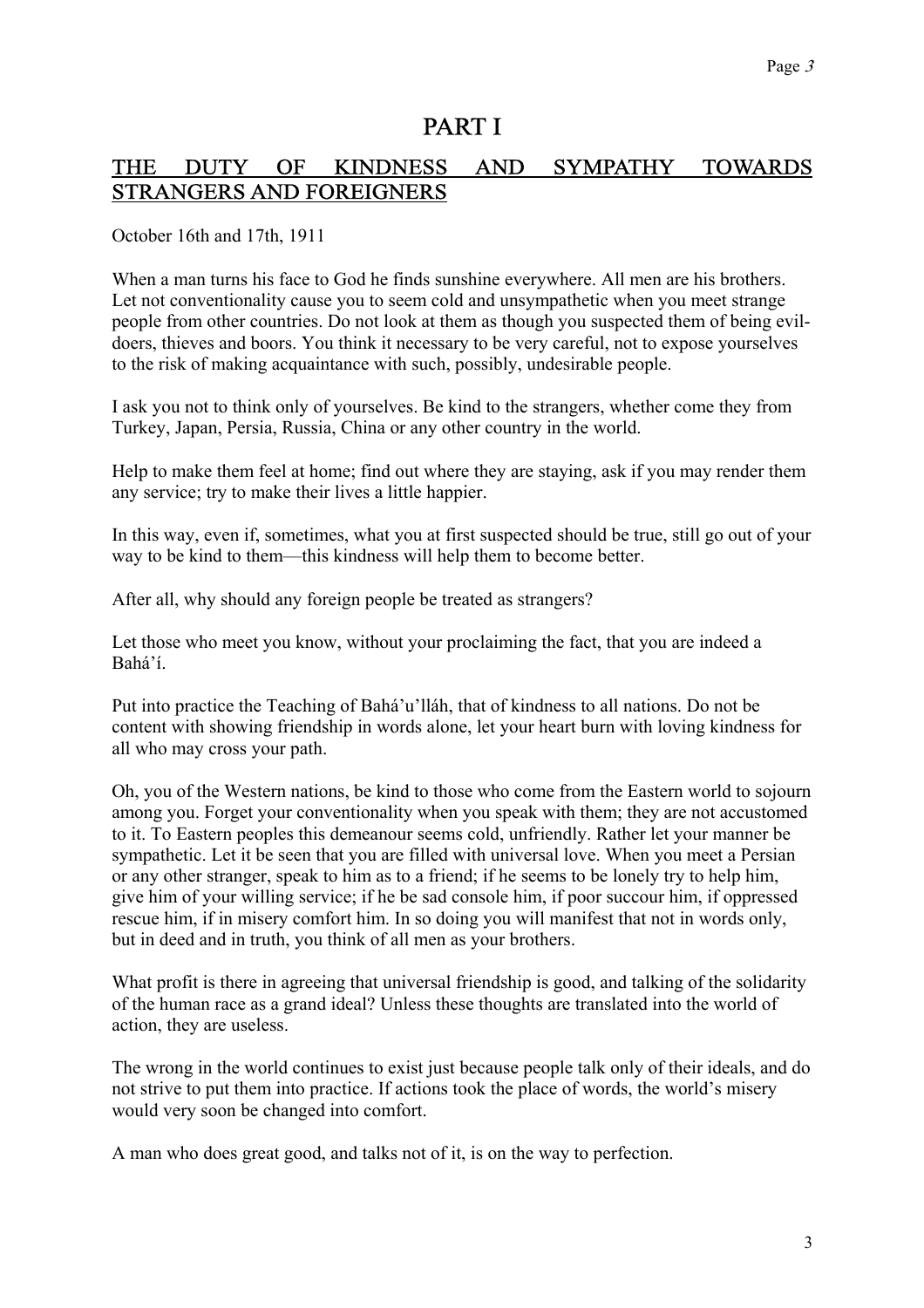# PART I

## THE DUTY OF KINDNESS AND SYMPATHY TOWARDS STRANGERS AND FOREIGNERS

October 16th and 17th, 1911

When a man turns his face to God he finds sunshine everywhere. All men are his brothers. Let not conventionality cause you to seem cold and unsympathetic when you meet strange people from other countries. Do not look at them as though you suspected them of being evil-doers, thieves and boors. You think it necessary to be very careful, not to expose yourselves to the risk of making acquaintance with such, possibly, undesirable people.

I ask you not to think only of yourselves. Be kind to the strangers, whether come they from Turkey, Japan, Persia, Russia, China or any other country in the world.

Help to make them feel at home; find out where they are staying, ask if you may render them any service; try to make their lives a little happier.

In this way, even if, sometimes, what you at first suspected should be true, still go out of your way to be kind to them—this kindness will help them to become better.

After all, why should any foreign people be treated as strangers?

Let those who meet you know, without your proclaiming the fact, that you are indeed a Bahá'í.

Put into practice the Teaching of Bahá'u'lláh, that of kindness to all nations. Do not be content with showing friendship in words alone, let your heart burn with loving kindness for all who may cross your path.

Oh, you of the Western nations, be kind to those who come from the Eastern world to sojourn among you. Forget your conventionality when you speak with them; they are not accustomed to it. To Eastern peoples this demeanour seems cold, unfriendly. Rather let your manner be sympathetic. Let it be seen that you are filled with universal love. When you meet a Persian or any other stranger, speak to him as to a friend; if he seems to be lonely try to help him, give him of your willing service; if he be sad console him, if poor succour him, if oppressed rescue him, if in misery comfort him. In so doing you will manifest that not in words only, but in deed and in truth, you think of all men as your brothers.

What profit is there in agreeing that universal friendship is good, and talking of the solidarity of the human race as a grand ideal? Unless these thoughts are translated into the world of action, they are useless.

The wrong in the world continues to exist just because people talk only of their ideals, and do not strive to put them into practice. If actions took the place of words, the world's misery would very soon be changed into comfort.

A man who does great good, and talks not of it, is on the way to perfection.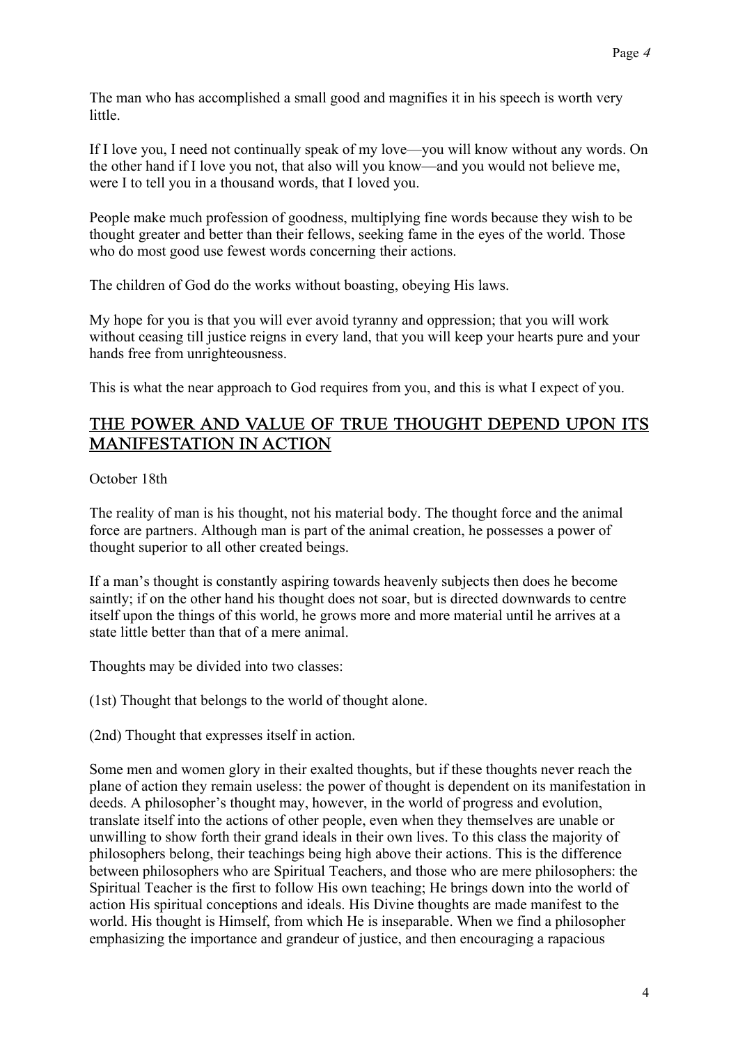The man who has accomplished a small good and magnifies it in his speech is worth very little.

If I love you, I need not continually speak of my love—you will know without any words. On the other hand if I love you not, that also will you know—and you would not believe me, were I to tell you in a thousand words, that I loved you.

People make much profession of goodness, multiplying fine words because they wish to be thought greater and better than their fellows, seeking fame in the eyes of the world. Those who do most good use fewest words concerning their actions.

The children of God do the works without boasting, obeying His laws.

My hope for you is that you will ever avoid tyranny and oppression; that you will work without ceasing till justice reigns in every land, that you will keep your hearts pure and your hands free from unrighteousness.

This is what the near approach to God requires from you, and this is what I expect of you.

## THE POWER AND VALUE OF TRUE THOUGHT DEPEND UPON ITS MANIFESTATION IN ACTION

October 18th

The reality of man is his thought, not his material body. The thought force and the animal force are partners. Although man is part of the animal creation, he possesses a power of thought superior to all other created beings.

If a man's thought is constantly aspiring towards heavenly subjects then does he become saintly; if on the other hand his thought does not soar, but is directed downwards to centre itself upon the things of this world, he grows more and more material until he arrives at a state little better than that of a mere animal.

Thoughts may be divided into two classes:

(1st) Thought that belongs to the world of thought alone.

(2nd) Thought that expresses itself in action.

Some men and women glory in their exalted thoughts, but if these thoughts never reach the plane of action they remain useless: the power of thought is dependent on its manifestation in deeds. A philosopher's thought may, however, in the world of progress and evolution, translate itself into the actions of other people, even when they themselves are unable or unwilling to show forth their grand ideals in their own lives. To this class the majority of philosophers belong, their teachings being high above their actions. This is the difference between philosophers who are Spiritual Teachers, and those who are mere philosophers: the Spiritual Teacher is the first to follow His own teaching; He brings down into the world of action His spiritual conceptions and ideals. His Divine thoughts are made manifest to the world. His thought is Himself, from which He is inseparable. When we find a philosopher emphasizing the importance and grandeur of justice, and then encouraging a rapacious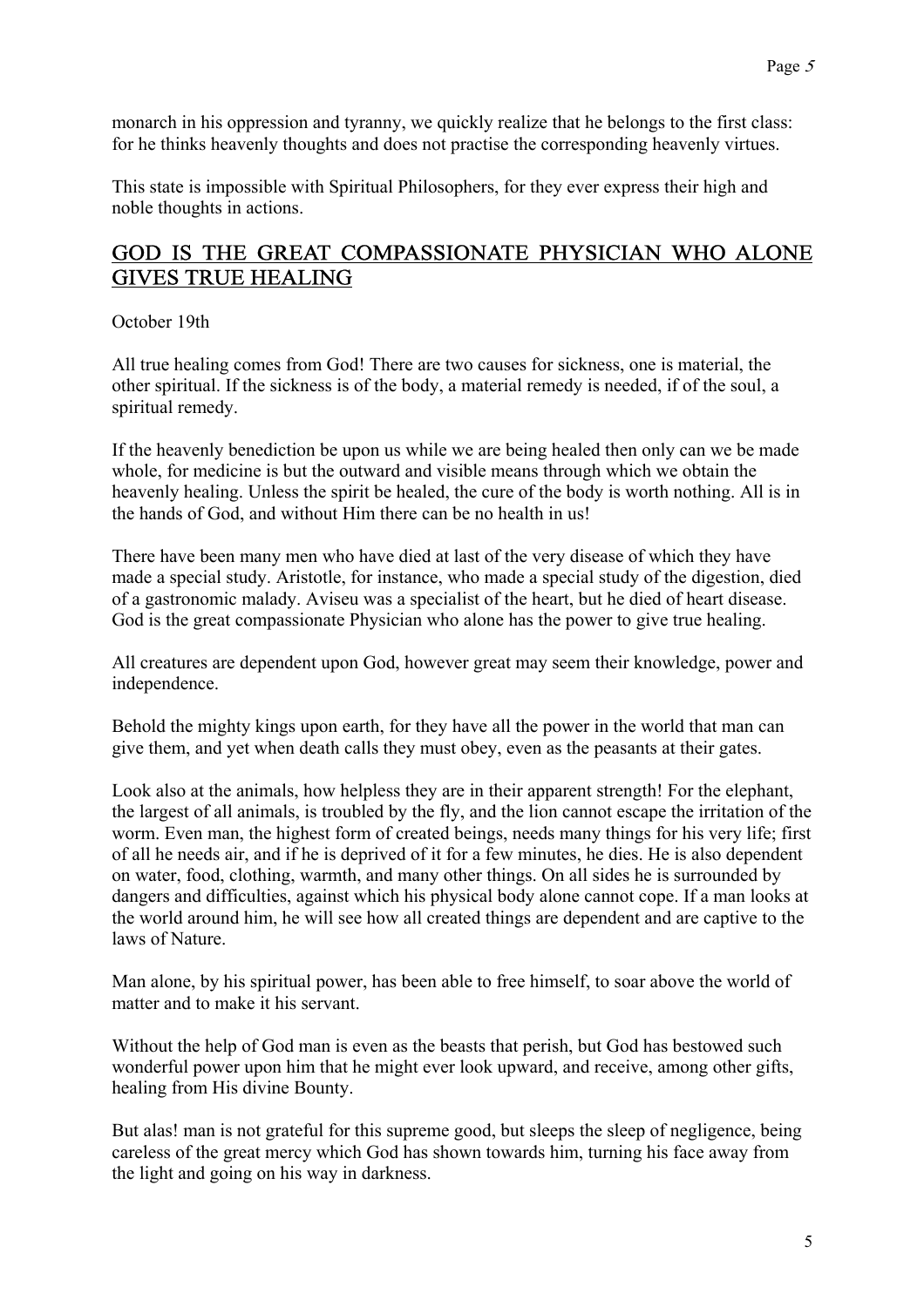monarch in his oppression and tyranny, we quickly realize that he belongs to the first class: for he thinks heavenly thoughts and does not practise the corresponding heavenly virtues.

This state is impossible with Spiritual Philosophers, for they ever express their high and noble thoughts in actions.

## GOD IS THE GREAT COMPASSIONATE PHYSICIAN WHO ALONE GIVES TRUE HEALING

October 19th

All true healing comes from God! There are two causes for sickness, one is material, the other spiritual. If the sickness is of the body, a material remedy is needed, if of the soul, a spiritual remedy.

If the heavenly benediction be upon us while we are being healed then only can we be made whole, for medicine is but the outward and visible means through which we obtain the heavenly healing. Unless the spirit be healed, the cure of the body is worth nothing. All is in the hands of God, and without Him there can be no health in us!

There have been many men who have died at last of the very disease of which they have made a special study. Aristotle, for instance, who made a special study of the digestion, died of a gastronomic malady. Aviseu was a specialist of the heart, but he died of heart disease. God is the great compassionate Physician who alone has the power to give true healing.

All creatures are dependent upon God, however great may seem their knowledge, power and independence.

Behold the mighty kings upon earth, for they have all the power in the world that man can give them, and yet when death calls they must obey, even as the peasants at their gates.

Look also at the animals, how helpless they are in their apparent strength! For the elephant, the largest of all animals, is troubled by the fly, and the lion cannot escape the irritation of the worm. Even man, the highest form of created beings, needs many things for his very life; first of all he needs air, and if he is deprived of it for a few minutes, he dies. He is also dependent on water, food, clothing, warmth, and many other things. On all sides he is surrounded by dangers and difficulties, against which his physical body alone cannot cope. If a man looks at the world around him, he will see how all created things are dependent and are captive to the laws of Nature.

Man alone, by his spiritual power, has been able to free himself, to soar above the world of matter and to make it his servant.

Without the help of God man is even as the beasts that perish, but God has bestowed such wonderful power upon him that he might ever look upward, and receive, among other gifts, healing from His divine Bounty.

But alas! man is not grateful for this supreme good, but sleeps the sleep of negligence, being careless of the great mercy which God has shown towards him, turning his face away from the light and going on his way in darkness.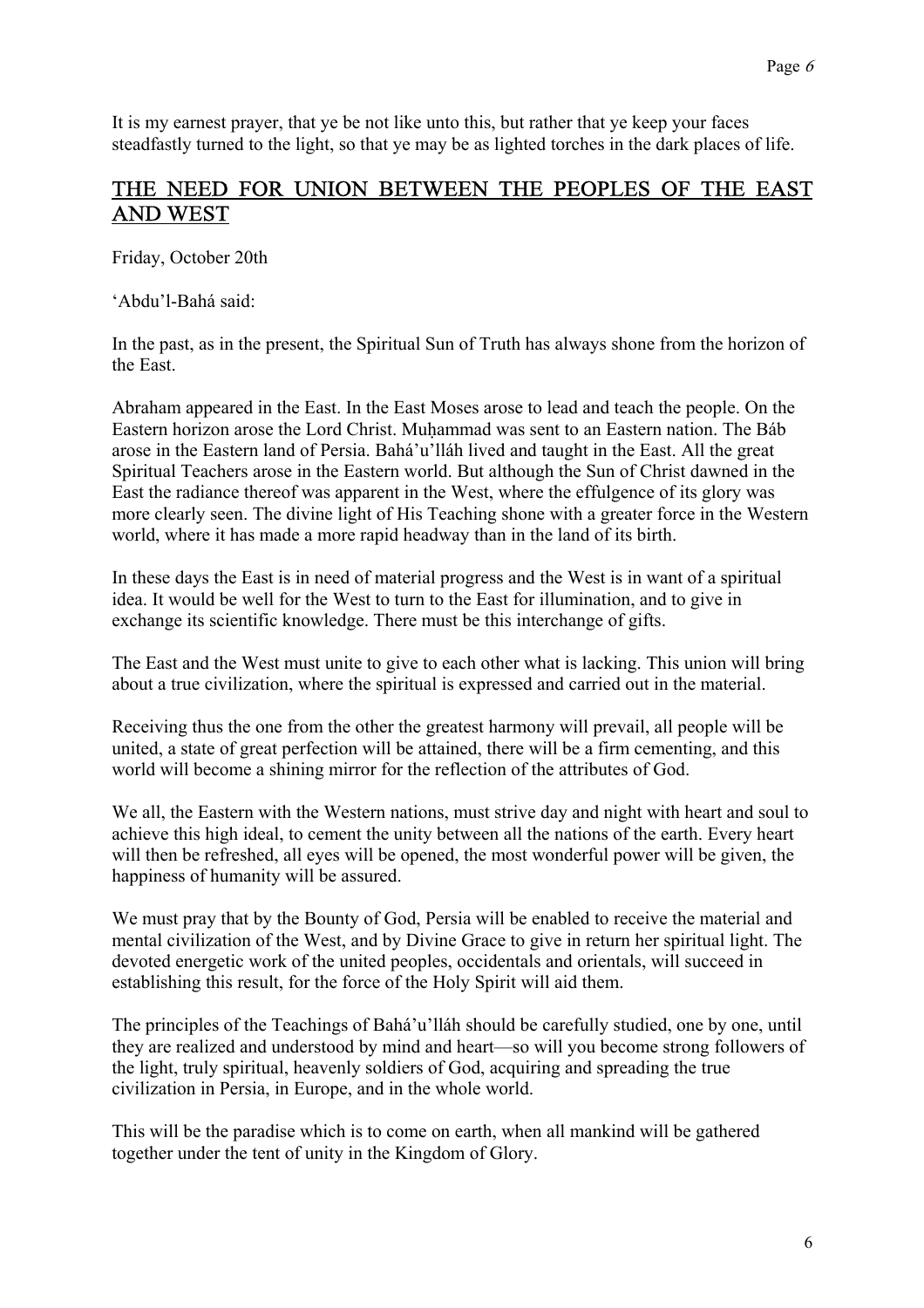It is my earnest prayer, that ye be not like unto this, but rather that ye keep your faces steadfastly turned to the light, so that ye may be as lighted torches in the dark places of life.

## THE NEED FOR UNION BETWEEN THE PEOPLES OF THE EAST AND WEST

Friday, October 20th

'Abdu'l-Bahá said:

In the past, as in the present, the Spiritual Sun of Truth has always shone from the horizon of the East.

Abraham appeared in the East. In the East Moses arose to lead and teach the people. On the Eastern horizon arose the Lord Christ. Muḥammad was sent to an Eastern nation. The Báb arose in the Eastern land of Persia. Bahá'u'lláh lived and taught in the East. All the great Spiritual Teachers arose in the Eastern world. But although the Sun of Christ dawned in the East the radiance thereof was apparent in the West, where the effulgence of its glory was more clearly seen. The divine light of His Teaching shone with a greater force in the Western world, where it has made a more rapid headway than in the land of its birth.

In these days the East is in need of material progress and the West is in want of a spiritual idea. It would be well for the West to turn to the East for illumination, and to give in exchange its scientific knowledge. There must be this interchange of gifts.

The East and the West must unite to give to each other what is lacking. This union will bring about a true civilization, where the spiritual is expressed and carried out in the material.

Receiving thus the one from the other the greatest harmony will prevail, all people will be united, a state of great perfection will be attained, there will be a firm cementing, and this world will become a shining mirror for the reflection of the attributes of God.

We all, the Eastern with the Western nations, must strive day and night with heart and soul to achieve this high ideal, to cement the unity between all the nations of the earth. Every heart will then be refreshed, all eyes will be opened, the most wonderful power will be given, the happiness of humanity will be assured.

We must pray that by the Bounty of God, Persia will be enabled to receive the material and mental civilization of the West, and by Divine Grace to give in return her spiritual light. The devoted energetic work of the united peoples, occidentals and orientals, will succeed in establishing this result, for the force of the Holy Spirit will aid them.

The principles of the Teachings of Bahá'u'lláh should be carefully studied, one by one, until they are realized and understood by mind and heart—so will you become strong followers of the light, truly spiritual, heavenly soldiers of God, acquiring and spreading the true civilization in Persia, in Europe, and in the whole world.

This will be the paradise which is to come on earth, when all mankind will be gathered together under the tent of unity in the Kingdom of Glory.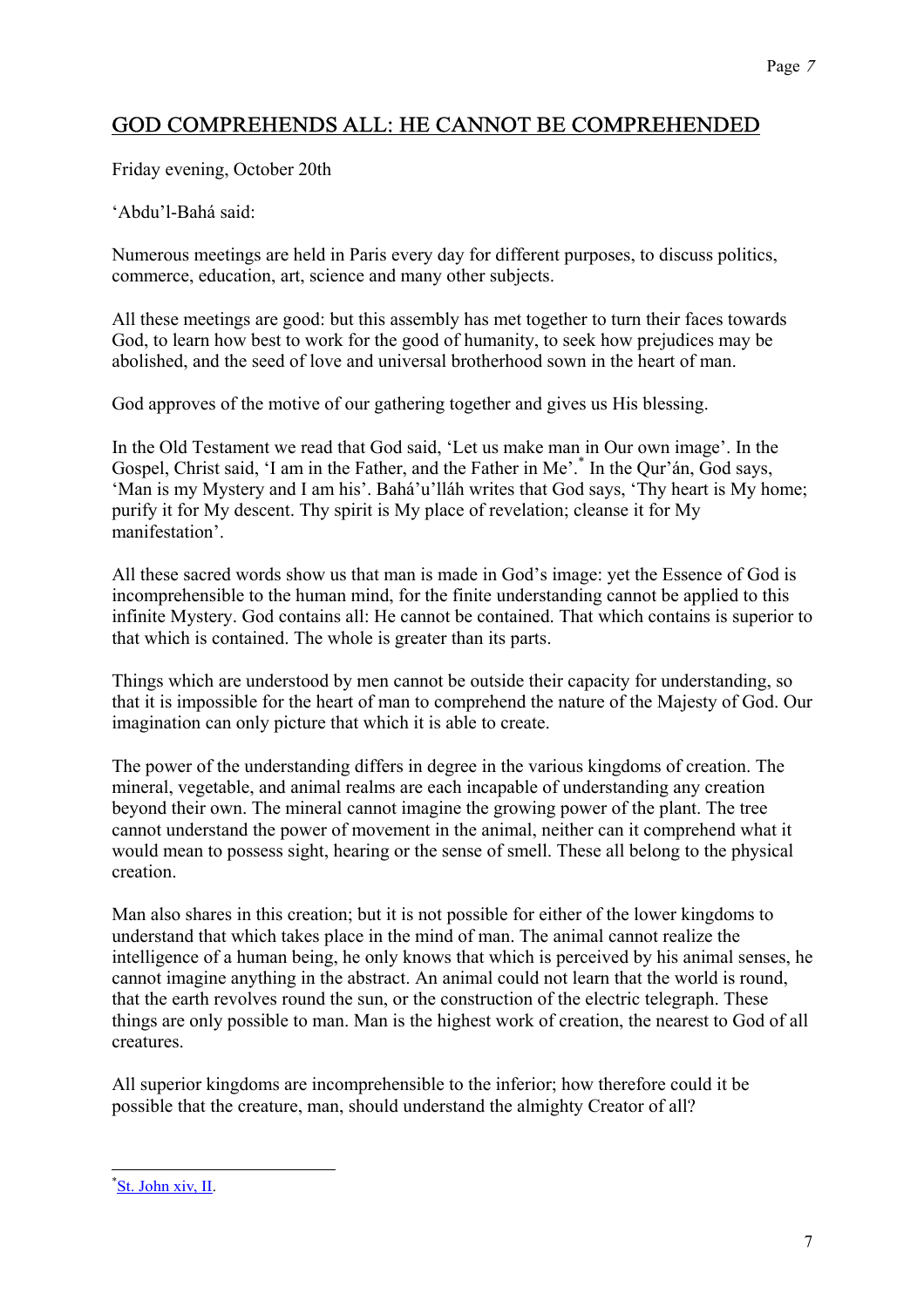## GOD COMPREHENDS ALL: HE CANNOT BE COMPREHENDED

Friday evening, October 20th

'Abdu'l-Bahá said:

Numerous meetings are held in Paris every day for different purposes, to discuss politics, commerce, education, art, science and many other subjects.

All these meetings are good: but this assembly has met together to turn their faces towards God, to learn how best to work for the good of humanity, to seek how prejudices may be abolished, and the seed of love and universal brotherhood sown in the heart of man.

God approves of the motive of our gathering together and gives us His blessing.

In the Old Testament we read that God said, 'Let us make man in Our own image'. In the Gospel, Christ said, 'I am in the Father, and the Father in Me'.* In the Qur'án, God says, 'Man is my Mystery and I am his'. Bahá'u'lláh writes that God says, 'Thy heart is My home; purify it for My descent. Thy spirit is My place of revelation; cleanse it for My manifestation'.

All these sacred words show us that man is made in God's image: yet the Essence of God is incomprehensible to the human mind, for the finite understanding cannot be applied to this infinite Mystery. God contains all: He cannot be contained. That which contains is superior to that which is contained. The whole is greater than its parts.

Things which are understood by men cannot be outside their capacity for understanding, so that it is impossible for the heart of man to comprehend the nature of the Majesty of God. Our imagination can only picture that which it is able to create.

The power of the understanding differs in degree in the various kingdoms of creation. The mineral, vegetable, and animal realms are each incapable of understanding any creation beyond their own. The mineral cannot imagine the growing power of the plant. The tree cannot understand the power of movement in the animal, neither can it comprehend what it would mean to possess sight, hearing or the sense of smell. These all belong to the physical creation.

Man also shares in this creation; but it is not possible for either of the lower kingdoms to understand that which takes place in the mind of man. The animal cannot realize the intelligence of a human being, he only knows that which is perceived by his animal senses, he cannot imagine anything in the abstract. An animal could not learn that the world is round, that the earth revolves round the sun, or the construction of the electric telegraph. These things are only possible to man. Man is the highest work of creation, the nearest to God of all creatures.

All superior kingdoms are incomprehensible to the inferior; how therefore could it be possible that the creature, man, should understand the almighty Creator of all?

---

*St. John xiv, II.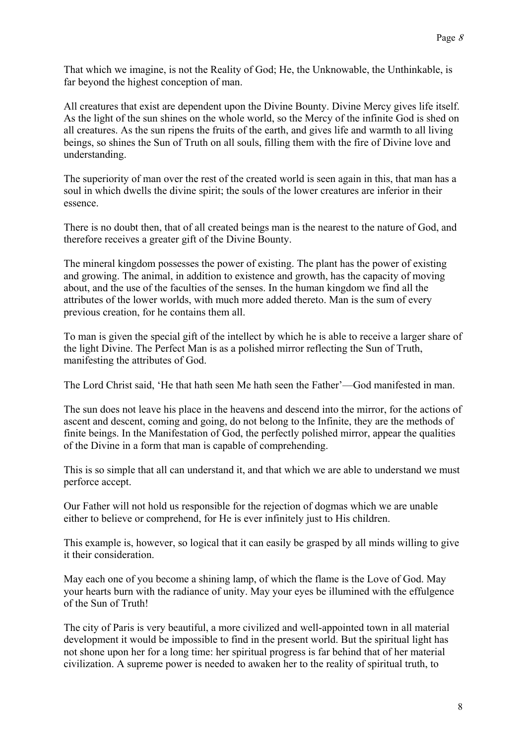That which we imagine, is not the Reality of God; He, the Unknowable, the Unthinkable, is far beyond the highest conception of man.

All creatures that exist are dependent upon the Divine Bounty. Divine Mercy gives life itself. As the light of the sun shines on the whole world, so the Mercy of the infinite God is shed on all creatures. As the sun ripens the fruits of the earth, and gives life and warmth to all living beings, so shines the Sun of Truth on all souls, filling them with the fire of Divine love and understanding.

The superiority of man over the rest of the created world is seen again in this, that man has a soul in which dwells the divine spirit; the souls of the lower creatures are inferior in their essence.

There is no doubt then, that of all created beings man is the nearest to the nature of God, and therefore receives a greater gift of the Divine Bounty.

The mineral kingdom possesses the power of existing. The plant has the power of existing and growing. The animal, in addition to existence and growth, has the capacity of moving about, and the use of the faculties of the senses. In the human kingdom we find all the attributes of the lower worlds, with much more added thereto. Man is the sum of every previous creation, for he contains them all.

To man is given the special gift of the intellect by which he is able to receive a larger share of the light Divine. The Perfect Man is as a polished mirror reflecting the Sun of Truth, manifesting the attributes of God.

The Lord Christ said, 'He that hath seen Me hath seen the Father'—God manifested in man.

The sun does not leave his place in the heavens and descend into the mirror, for the actions of ascent and descent, coming and going, do not belong to the Infinite, they are the methods of finite beings. In the Manifestation of God, the perfectly polished mirror, appear the qualities of the Divine in a form that man is capable of comprehending.

This is so simple that all can understand it, and that which we are able to understand we must perforce accept.

Our Father will not hold us responsible for the rejection of dogmas which we are unable either to believe or comprehend, for He is ever infinitely just to His children.

This example is, however, so logical that it can easily be grasped by all minds willing to give it their consideration.

May each one of you become a shining lamp, of which the flame is the Love of God. May your hearts burn with the radiance of unity. May your eyes be illumined with the effulgence of the Sun of Truth!

The city of Paris is very beautiful, a more civilized and well-appointed town in all material development it would be impossible to find in the present world. But the spiritual light has not shone upon her for a long time: her spiritual progress is far behind that of her material civilization. A supreme power is needed to awaken her to the reality of spiritual truth, to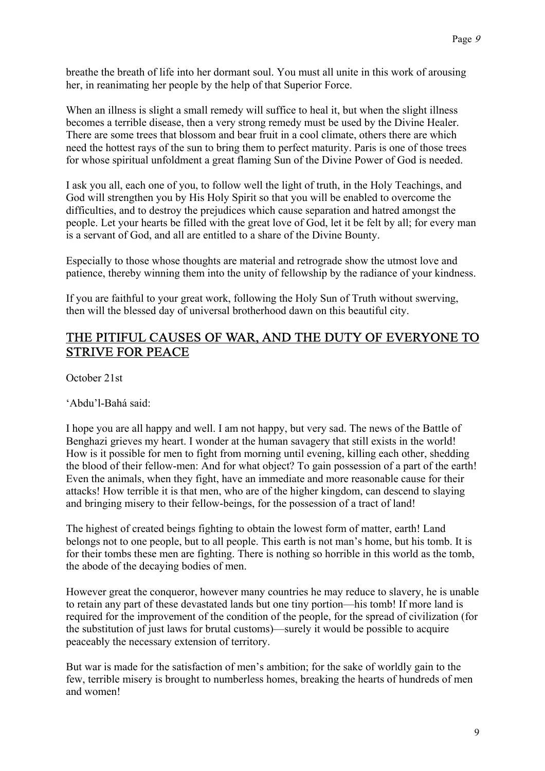breathe the breath of life into her dormant soul. You must all unite in this work of arousing her, in reanimating her people by the help of that Superior Force.

When an illness is slight a small remedy will suffice to heal it, but when the slight illness becomes a terrible disease, then a very strong remedy must be used by the Divine Healer. There are some trees that blossom and bear fruit in a cool climate, others there are which need the hottest rays of the sun to bring them to perfect maturity. Paris is one of those trees for whose spiritual unfoldment a great flaming Sun of the Divine Power of God is needed.

I ask you all, each one of you, to follow well the light of truth, in the Holy Teachings, and God will strengthen you by His Holy Spirit so that you will be enabled to overcome the difficulties, and to destroy the prejudices which cause separation and hatred amongst the people. Let your hearts be filled with the great love of God, let it be felt by all; for every man is a servant of God, and all are entitled to a share of the Divine Bounty.

Especially to those whose thoughts are material and retrograde show the utmost love and patience, thereby winning them into the unity of fellowship by the radiance of your kindness.

If you are faithful to your great work, following the Holy Sun of Truth without swerving, then will the blessed day of universal brotherhood dawn on this beautiful city.

## THE PITIFUL CAUSES OF WAR, AND THE DUTY OF EVERYONE TO STRIVE FOR PEACE

October 21st

'Abdu'l-Bahá said:

I hope you are all happy and well. I am not happy, but very sad. The news of the Battle of Benghazi grieves my heart. I wonder at the human savagery that still exists in the world! How is it possible for men to fight from morning until evening, killing each other, shedding the blood of their fellow-men: And for what object? To gain possession of a part of the earth! Even the animals, when they fight, have an immediate and more reasonable cause for their attacks! How terrible it is that men, who are of the higher kingdom, can descend to slaying and bringing misery to their fellow-beings, for the possession of a tract of land!

The highest of created beings fighting to obtain the lowest form of matter, earth! Land belongs not to one people, but to all people. This earth is not man's home, but his tomb. It is for their tombs these men are fighting. There is nothing so horrible in this world as the tomb, the abode of the decaying bodies of men.

However great the conqueror, however many countries he may reduce to slavery, he is unable to retain any part of these devastated lands but one tiny portion—his tomb! If more land is required for the improvement of the condition of the people, for the spread of civilization (for the substitution of just laws for brutal customs)—surely it would be possible to acquire peaceably the necessary extension of territory.

But war is made for the satisfaction of men's ambition; for the sake of worldly gain to the few, terrible misery is brought to numberless homes, breaking the hearts of hundreds of men and women!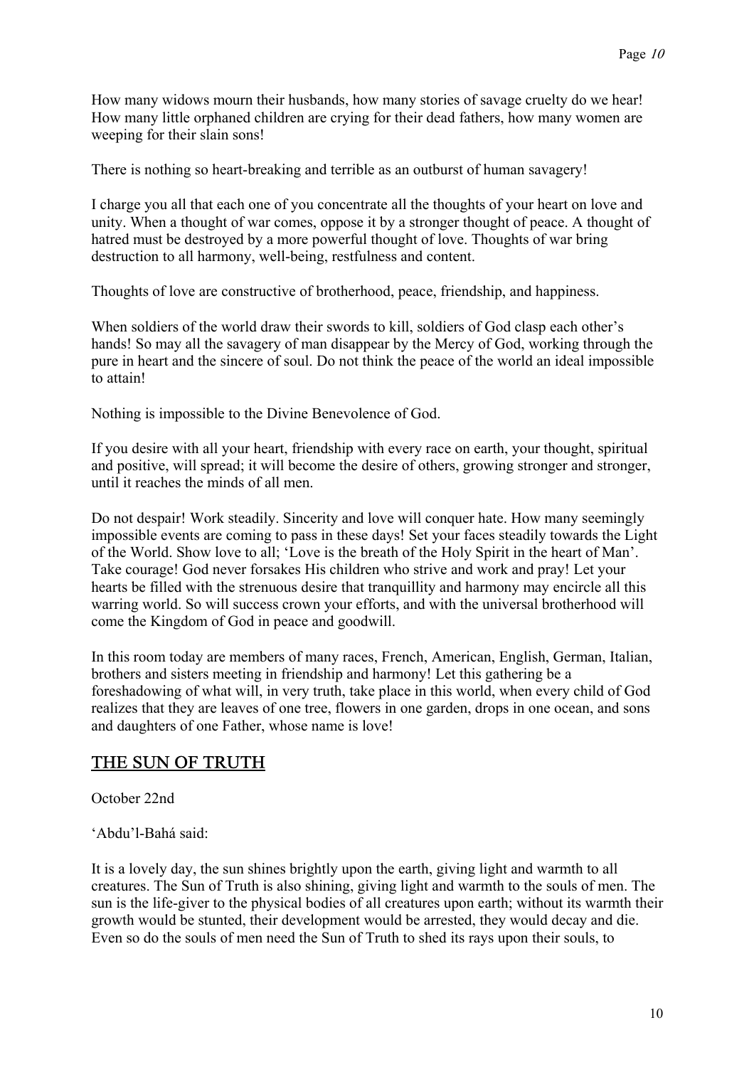How many widows mourn their husbands, how many stories of savage cruelty do we hear! How many little orphaned children are crying for their dead fathers, how many women are weeping for their slain sons!

There is nothing so heart-breaking and terrible as an outburst of human savagery!

I charge you all that each one of you concentrate all the thoughts of your heart on love and unity. When a thought of war comes, oppose it by a stronger thought of peace. A thought of hatred must be destroyed by a more powerful thought of love. Thoughts of war bring destruction to all harmony, well-being, restfulness and content.

Thoughts of love are constructive of brotherhood, peace, friendship, and happiness.

When soldiers of the world draw their swords to kill, soldiers of God clasp each other's hands! So may all the savagery of man disappear by the Mercy of God, working through the pure in heart and the sincere of soul. Do not think the peace of the world an ideal impossible to attain!

Nothing is impossible to the Divine Benevolence of God.

If you desire with all your heart, friendship with every race on earth, your thought, spiritual and positive, will spread; it will become the desire of others, growing stronger and stronger, until it reaches the minds of all men.

Do not despair! Work steadily. Sincerity and love will conquer hate. How many seemingly impossible events are coming to pass in these days! Set your faces steadily towards the Light of the World. Show love to all; 'Love is the breath of the Holy Spirit in the heart of Man'. Take courage! God never forsakes His children who strive and work and pray! Let your hearts be filled with the strenuous desire that tranquillity and harmony may encircle all this warring world. So will success crown your efforts, and with the universal brotherhood will come the Kingdom of God in peace and goodwill.

In this room today are members of many races, French, American, English, German, Italian, brothers and sisters meeting in friendship and harmony! Let this gathering be a foreshadowing of what will, in very truth, take place in this world, when every child of God realizes that they are leaves of one tree, flowers in one garden, drops in one ocean, and sons and daughters of one Father, whose name is love!

## THE SUN OF TRUTH

October 22nd

'Abdu'l-Bahá said:

It is a lovely day, the sun shines brightly upon the earth, giving light and warmth to all creatures. The Sun of Truth is also shining, giving light and warmth to the souls of men. The sun is the life-giver to the physical bodies of all creatures upon earth; without its warmth their growth would be stunted, their development would be arrested, they would decay and die. Even so do the souls of men need the Sun of Truth to shed its rays upon their souls, to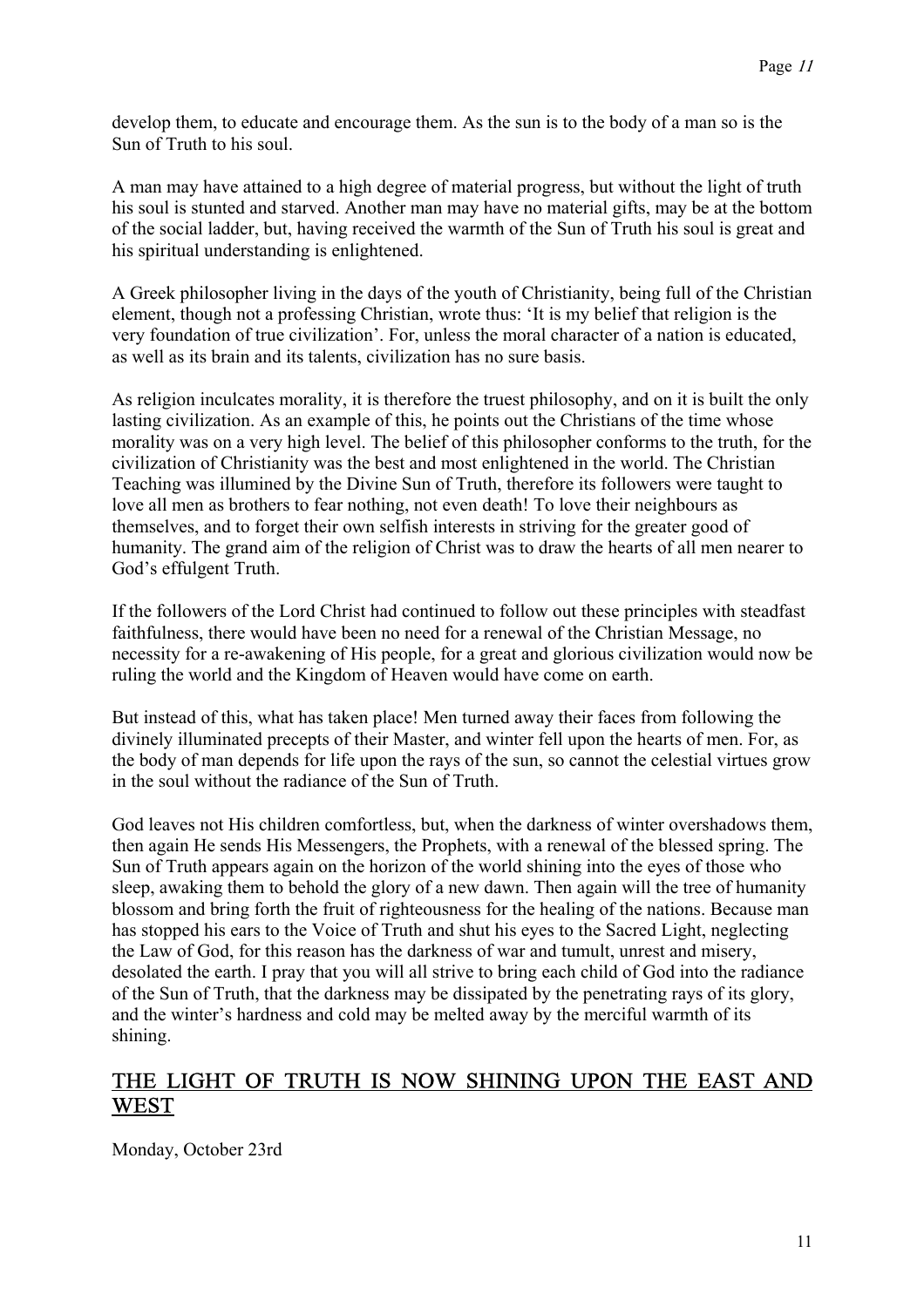develop them, to educate and encourage them. As the sun is to the body of a man so is the Sun of Truth to his soul.

A man may have attained to a high degree of material progress, but without the light of truth his soul is stunted and starved. Another man may have no material gifts, may be at the bottom of the social ladder, but, having received the warmth of the Sun of Truth his soul is great and his spiritual understanding is enlightened.

A Greek philosopher living in the days of the youth of Christianity, being full of the Christian element, though not a professing Christian, wrote thus: 'It is my belief that religion is the very foundation of true civilization'. For, unless the moral character of a nation is educated, as well as its brain and its talents, civilization has no sure basis.

As religion inculcates morality, it is therefore the truest philosophy, and on it is built the only lasting civilization. As an example of this, he points out the Christians of the time whose morality was on a very high level. The belief of this philosopher conforms to the truth, for the civilization of Christianity was the best and most enlightened in the world. The Christian Teaching was illumined by the Divine Sun of Truth, therefore its followers were taught to love all men as brothers to fear nothing, not even death! To love their neighbours as themselves, and to forget their own selfish interests in striving for the greater good of humanity. The grand aim of the religion of Christ was to draw the hearts of all men nearer to God's effulgent Truth.

If the followers of the Lord Christ had continued to follow out these principles with steadfast faithfulness, there would have been no need for a renewal of the Christian Message, no necessity for a re-awakening of His people, for a great and glorious civilization would now be ruling the world and the Kingdom of Heaven would have come on earth.

But instead of this, what has taken place! Men turned away their faces from following the divinely illuminated precepts of their Master, and winter fell upon the hearts of men. For, as the body of man depends for life upon the rays of the sun, so cannot the celestial virtues grow in the soul without the radiance of the Sun of Truth.

God leaves not His children comfortless, but, when the darkness of winter overshadows them, then again He sends His Messengers, the Prophets, with a renewal of the blessed spring. The Sun of Truth appears again on the horizon of the world shining into the eyes of those who sleep, awaking them to behold the glory of a new dawn. Then again will the tree of humanity blossom and bring forth the fruit of righteousness for the healing of the nations. Because man has stopped his ears to the Voice of Truth and shut his eyes to the Sacred Light, neglecting the Law of God, for this reason has the darkness of war and tumult, unrest and misery, desolated the earth. I pray that you will all strive to bring each child of God into the radiance of the Sun of Truth, that the darkness may be dissipated by the penetrating rays of its glory, and the winter's hardness and cold may be melted away by the merciful warmth of its shining.

## THE LIGHT OF TRUTH IS NOW SHINING UPON THE EAST AND WEST

Monday, October 23rd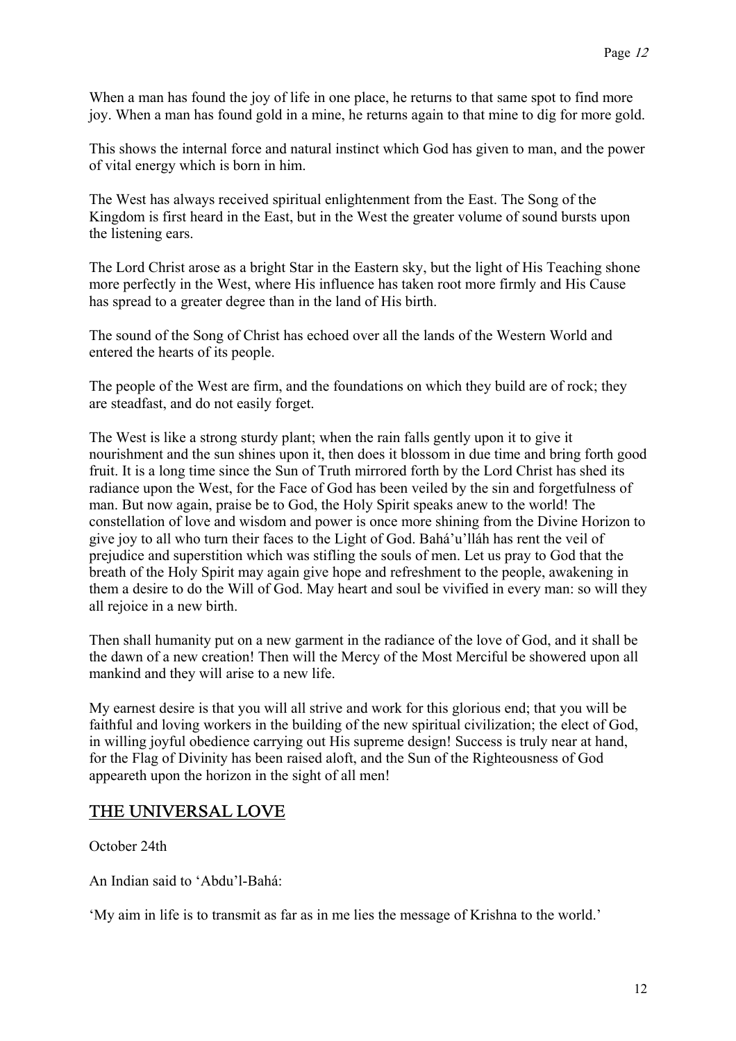When a man has found the joy of life in one place, he returns to that same spot to find more joy. When a man has found gold in a mine, he returns again to that mine to dig for more gold.

This shows the internal force and natural instinct which God has given to man, and the power of vital energy which is born in him.

The West has always received spiritual enlightenment from the East. The Song of the Kingdom is first heard in the East, but in the West the greater volume of sound bursts upon the listening ears.

The Lord Christ arose as a bright Star in the Eastern sky, but the light of His Teaching shone more perfectly in the West, where His influence has taken root more firmly and His Cause has spread to a greater degree than in the land of His birth.

The sound of the Song of Christ has echoed over all the lands of the Western World and entered the hearts of its people.

The people of the West are firm, and the foundations on which they build are of rock; they are steadfast, and do not easily forget.

The West is like a strong sturdy plant; when the rain falls gently upon it to give it nourishment and the sun shines upon it, then does it blossom in due time and bring forth good fruit. It is a long time since the Sun of Truth mirrored forth by the Lord Christ has shed its radiance upon the West, for the Face of God has been veiled by the sin and forgetfulness of man. But now again, praise be to God, the Holy Spirit speaks anew to the world! The constellation of love and wisdom and power is once more shining from the Divine Horizon to give joy to all who turn their faces to the Light of God. Bahá'u'lláh has rent the veil of prejudice and superstition which was stifling the souls of men. Let us pray to God that the breath of the Holy Spirit may again give hope and refreshment to the people, awakening in them a desire to do the Will of God. May heart and soul be vivified in every man: so will they all rejoice in a new birth.

Then shall humanity put on a new garment in the radiance of the love of God, and it shall be the dawn of a new creation! Then will the Mercy of the Most Merciful be showered upon all mankind and they will arise to a new life.

My earnest desire is that you will all strive and work for this glorious end; that you will be faithful and loving workers in the building of the new spiritual civilization; the elect of God, in willing joyful obedience carrying out His supreme design! Success is truly near at hand, for the Flag of Divinity has been raised aloft, and the Sun of the Righteousness of God appeareth upon the horizon in the sight of all men!

## THE UNIVERSAL LOVE

October 24th

An Indian said to 'Abdu'l-Bahá:

'My aim in life is to transmit as far as in me lies the message of Krishna to the world.'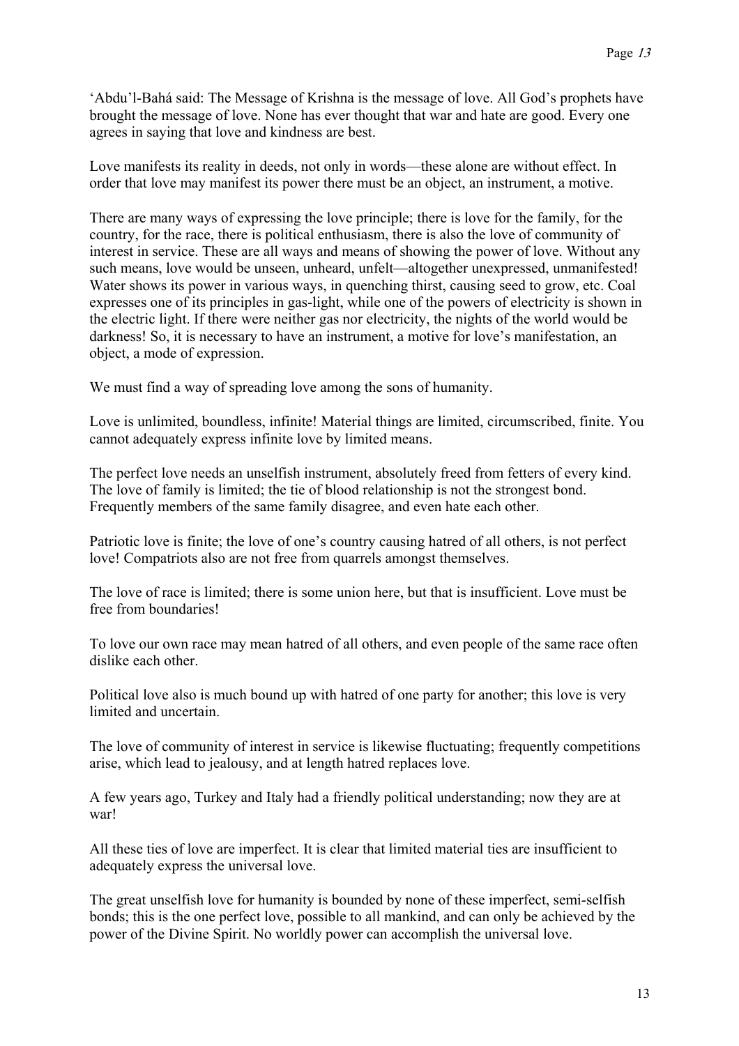'Abdu'l-Bahá said: The Message of Krishna is the message of love. All God's prophets have brought the message of love. None has ever thought that war and hate are good. Every one agrees in saying that love and kindness are best.

Love manifests its reality in deeds, not only in words—these alone are without effect. In order that love may manifest its power there must be an object, an instrument, a motive.

There are many ways of expressing the love principle; there is love for the family, for the country, for the race, there is political enthusiasm, there is also the love of community of interest in service. These are all ways and means of showing the power of love. Without any such means, love would be unseen, unheard, unfelt—altogether unexpressed, unmanifested! Water shows its power in various ways, in quenching thirst, causing seed to grow, etc. Coal expresses one of its principles in gas-light, while one of the powers of electricity is shown in the electric light. If there were neither gas nor electricity, the nights of the world would be darkness! So, it is necessary to have an instrument, a motive for love's manifestation, an object, a mode of expression.

We must find a way of spreading love among the sons of humanity.

Love is unlimited, boundless, infinite! Material things are limited, circumscribed, finite. You cannot adequately express infinite love by limited means.

The perfect love needs an unselfish instrument, absolutely freed from fetters of every kind. The love of family is limited; the tie of blood relationship is not the strongest bond. Frequently members of the same family disagree, and even hate each other.

Patriotic love is finite; the love of one's country causing hatred of all others, is not perfect love! Compatriots also are not free from quarrels amongst themselves.

The love of race is limited; there is some union here, but that is insufficient. Love must be free from boundaries!

To love our own race may mean hatred of all others, and even people of the same race often dislike each other.

Political love also is much bound up with hatred of one party for another; this love is very limited and uncertain.

The love of community of interest in service is likewise fluctuating; frequently competitions arise, which lead to jealousy, and at length hatred replaces love.

A few years ago, Turkey and Italy had a friendly political understanding; now they are at war!

All these ties of love are imperfect. It is clear that limited material ties are insufficient to adequately express the universal love.

The great unselfish love for humanity is bounded by none of these imperfect, semi-selfish bonds; this is the one perfect love, possible to all mankind, and can only be achieved by the power of the Divine Spirit. No worldly power can accomplish the universal love.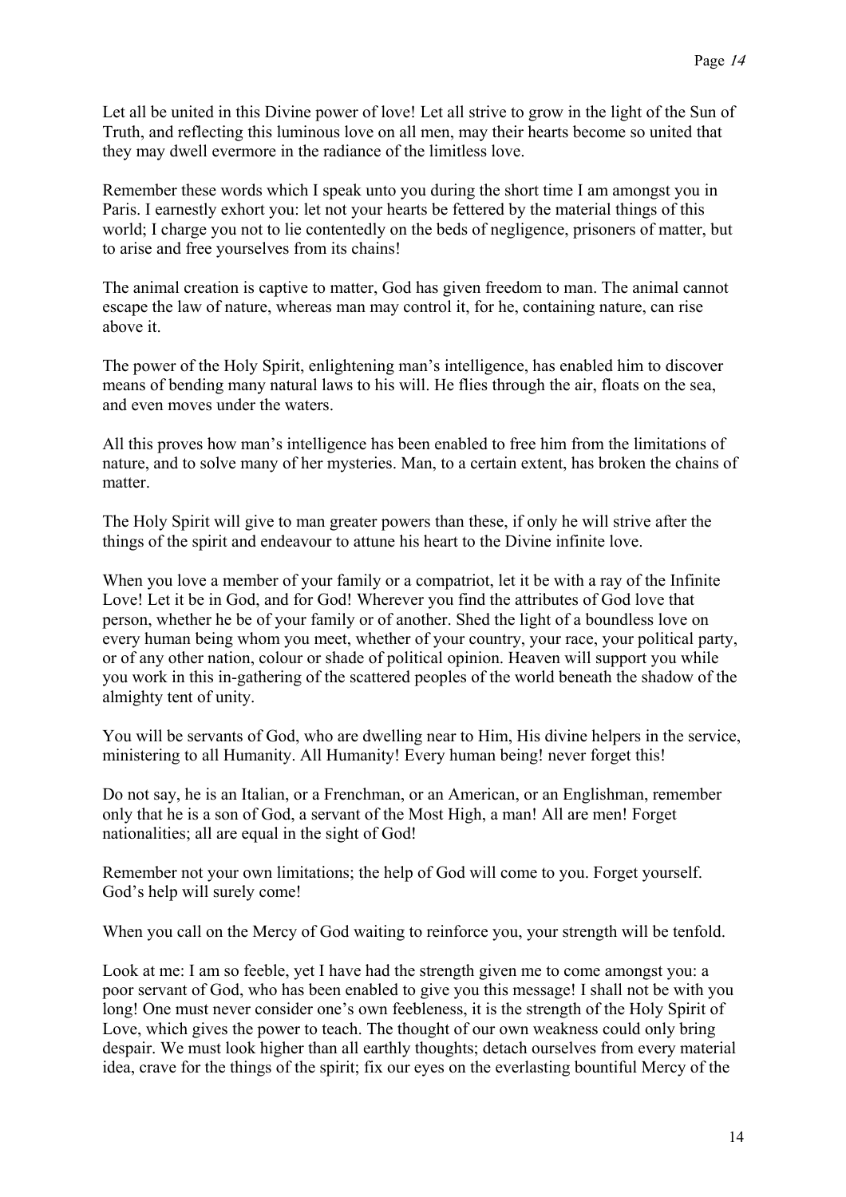Let all be united in this Divine power of love! Let all strive to grow in the light of the Sun of Truth, and reflecting this luminous love on all men, may their hearts become so united that they may dwell evermore in the radiance of the limitless love.

Remember these words which I speak unto you during the short time I am amongst you in Paris. I earnestly exhort you: let not your hearts be fettered by the material things of this world; I charge you not to lie contentedly on the beds of negligence, prisoners of matter, but to arise and free yourselves from its chains!

The animal creation is captive to matter, God has given freedom to man. The animal cannot escape the law of nature, whereas man may control it, for he, containing nature, can rise above it.

The power of the Holy Spirit, enlightening man's intelligence, has enabled him to discover means of bending many natural laws to his will. He flies through the air, floats on the sea, and even moves under the waters.

All this proves how man's intelligence has been enabled to free him from the limitations of nature, and to solve many of her mysteries. Man, to a certain extent, has broken the chains of matter.

The Holy Spirit will give to man greater powers than these, if only he will strive after the things of the spirit and endeavour to attune his heart to the Divine infinite love.

When you love a member of your family or a compatriot, let it be with a ray of the Infinite Love! Let it be in God, and for God! Wherever you find the attributes of God love that person, whether he be of your family or of another. Shed the light of a boundless love on every human being whom you meet, whether of your country, your race, your political party, or of any other nation, colour or shade of political opinion. Heaven will support you while you work in this in-gathering of the scattered peoples of the world beneath the shadow of the almighty tent of unity.

You will be servants of God, who are dwelling near to Him, His divine helpers in the service, ministering to all Humanity. All Humanity! Every human being! never forget this!

Do not say, he is an Italian, or a Frenchman, or an American, or an Englishman, remember only that he is a son of God, a servant of the Most High, a man! All are men! Forget nationalities; all are equal in the sight of God!

Remember not your own limitations; the help of God will come to you. Forget yourself. God's help will surely come!

When you call on the Mercy of God waiting to reinforce you, your strength will be tenfold.

Look at me: I am so feeble, yet I have had the strength given me to come amongst you: a poor servant of God, who has been enabled to give you this message! I shall not be with you long! One must never consider one's own feebleness, it is the strength of the Holy Spirit of Love, which gives the power to teach. The thought of our own weakness could only bring despair. We must look higher than all earthly thoughts; detach ourselves from every material idea, crave for the things of the spirit; fix our eyes on the everlasting bountiful Mercy of the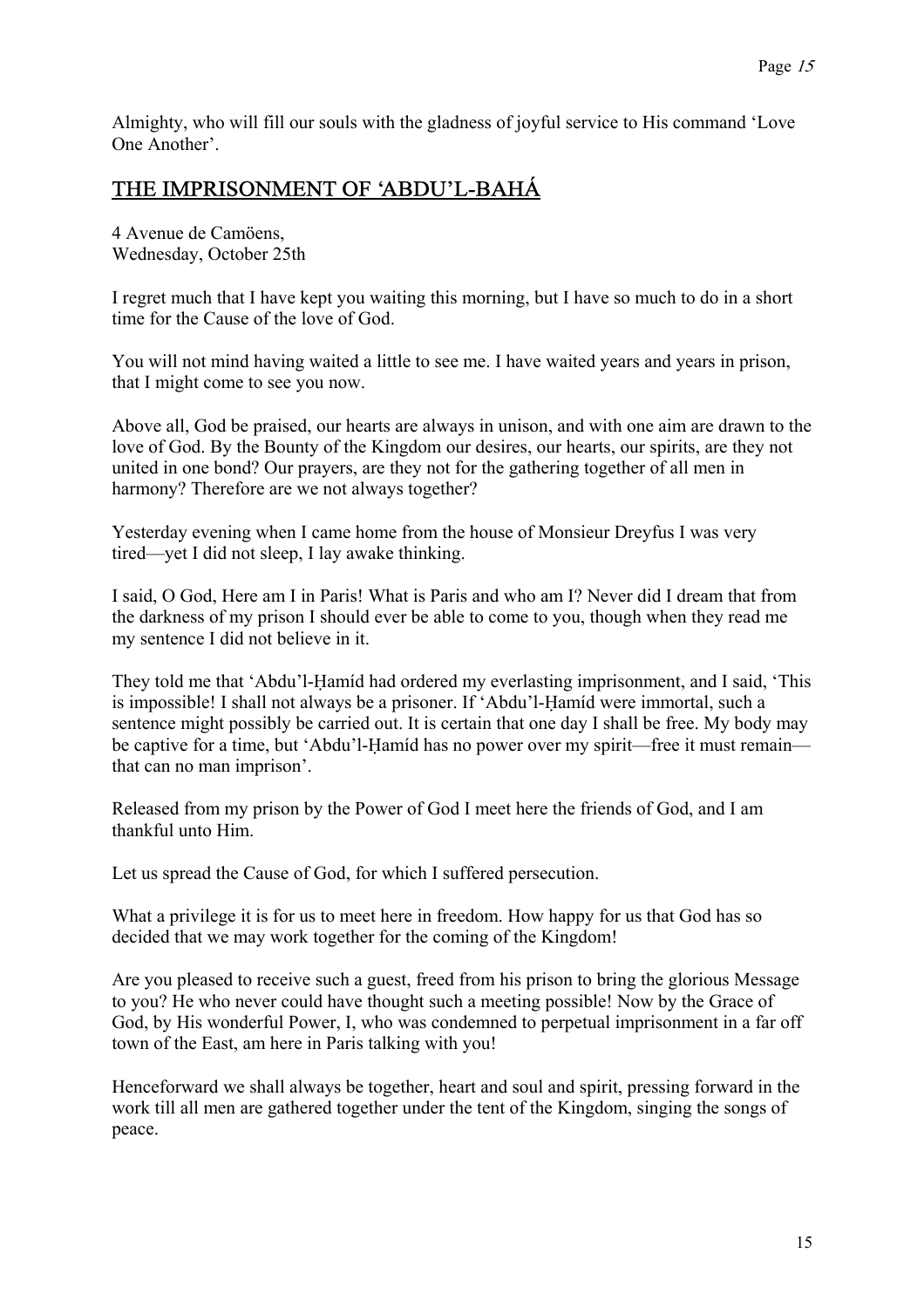Almighty, who will fill our souls with the gladness of joyful service to His command 'Love One Another'.

## THE IMPRISONMENT OF 'ABDU'L-BAHÁ

4 Avenue de Camöens,
Wednesday, October 25th

I regret much that I have kept you waiting this morning, but I have so much to do in a short time for the Cause of the love of God.

You will not mind having waited a little to see me. I have waited years and years in prison, that I might come to see you now.

Above all, God be praised, our hearts are always in unison, and with one aim are drawn to the love of God. By the Bounty of the Kingdom our desires, our hearts, our spirits, are they not united in one bond? Our prayers, are they not for the gathering together of all men in harmony? Therefore are we not always together?

Yesterday evening when I came home from the house of Monsieur Dreyfus I was very tired—yet I did not sleep, I lay awake thinking.

I said, O God, Here am I in Paris! What is Paris and who am I? Never did I dream that from the darkness of my prison I should ever be able to come to you, though when they read me my sentence I did not believe in it.

They told me that 'Abdu'l-Ḥamíd had ordered my everlasting imprisonment, and I said, 'This is impossible! I shall not always be a prisoner. If 'Abdu'l-Ḥamíd were immortal, such a sentence might possibly be carried out. It is certain that one day I shall be free. My body may be captive for a time, but 'Abdu'l-Ḥamíd has no power over my spirit—free it must remain—that can no man imprison'.

Released from my prison by the Power of God I meet here the friends of God, and I am thankful unto Him.

Let us spread the Cause of God, for which I suffered persecution.

What a privilege it is for us to meet here in freedom. How happy for us that God has so decided that we may work together for the coming of the Kingdom!

Are you pleased to receive such a guest, freed from his prison to bring the glorious Message to you? He who never could have thought such a meeting possible! Now by the Grace of God, by His wonderful Power, I, who was condemned to perpetual imprisonment in a far off town of the East, am here in Paris talking with you!

Henceforward we shall always be together, heart and soul and spirit, pressing forward in the work till all men are gathered together under the tent of the Kingdom, singing the songs of peace.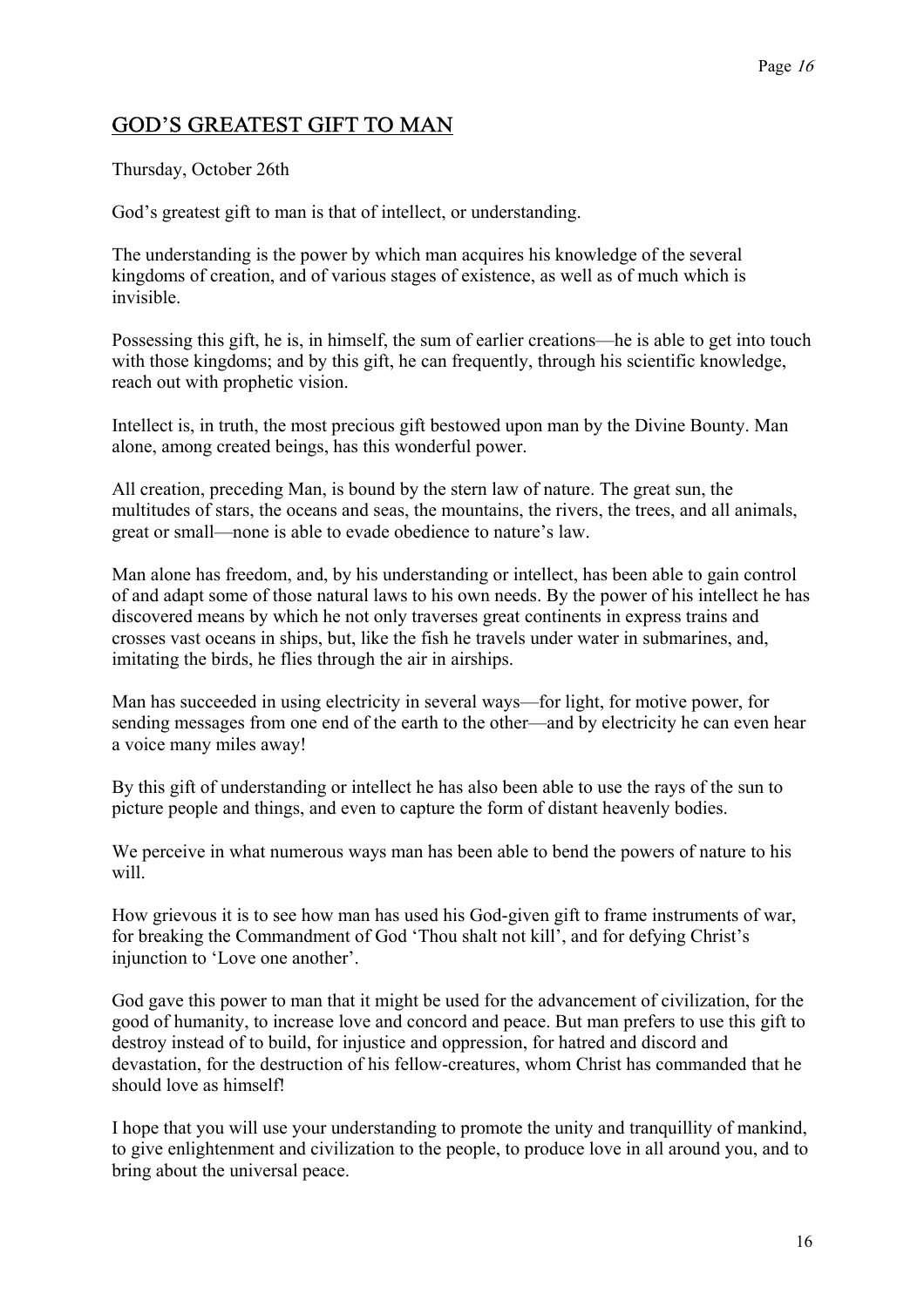## GOD'S GREATEST GIFT TO MAN

Thursday, October 26th

God's greatest gift to man is that of intellect, or understanding.

The understanding is the power by which man acquires his knowledge of the several kingdoms of creation, and of various stages of existence, as well as of much which is invisible.

Possessing this gift, he is, in himself, the sum of earlier creations—he is able to get into touch with those kingdoms; and by this gift, he can frequently, through his scientific knowledge, reach out with prophetic vision.

Intellect is, in truth, the most precious gift bestowed upon man by the Divine Bounty. Man alone, among created beings, has this wonderful power.

All creation, preceding Man, is bound by the stern law of nature. The great sun, the multitudes of stars, the oceans and seas, the mountains, the rivers, the trees, and all animals, great or small—none is able to evade obedience to nature's law.

Man alone has freedom, and, by his understanding or intellect, has been able to gain control of and adapt some of those natural laws to his own needs. By the power of his intellect he has discovered means by which he not only traverses great continents in express trains and crosses vast oceans in ships, but, like the fish he travels under water in submarines, and, imitating the birds, he flies through the air in airships.

Man has succeeded in using electricity in several ways—for light, for motive power, for sending messages from one end of the earth to the other—and by electricity he can even hear a voice many miles away!

By this gift of understanding or intellect he has also been able to use the rays of the sun to picture people and things, and even to capture the form of distant heavenly bodies.

We perceive in what numerous ways man has been able to bend the powers of nature to his will.

How grievous it is to see how man has used his God-given gift to frame instruments of war, for breaking the Commandment of God 'Thou shalt not kill', and for defying Christ's injunction to 'Love one another'.

God gave this power to man that it might be used for the advancement of civilization, for the good of humanity, to increase love and concord and peace. But man prefers to use this gift to destroy instead of to build, for injustice and oppression, for hatred and discord and devastation, for the destruction of his fellow-creatures, whom Christ has commanded that he should love as himself!

I hope that you will use your understanding to promote the unity and tranquillity of mankind, to give enlightenment and civilization to the people, to produce love in all around you, and to bring about the universal peace.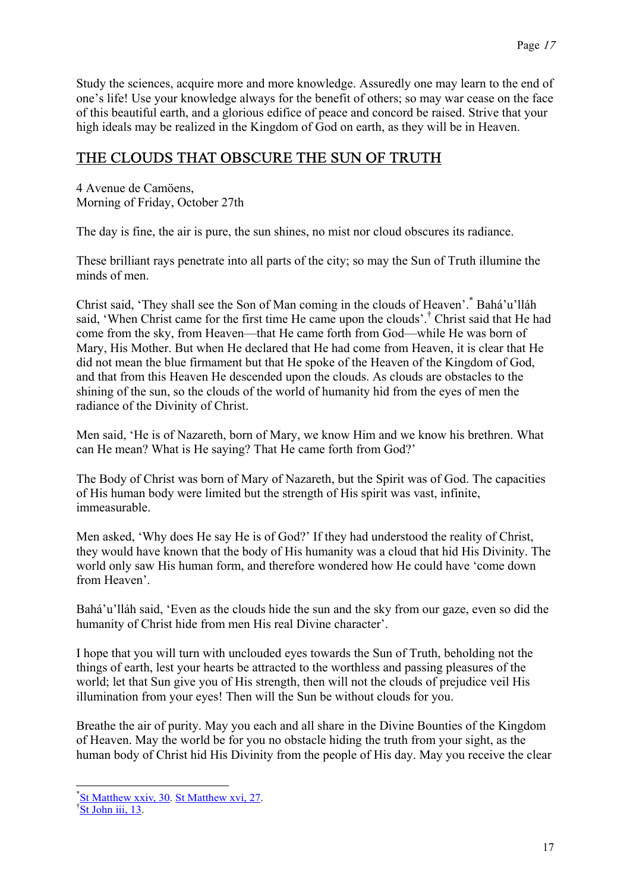Study the sciences, acquire more and more knowledge. Assuredly one may learn to the end of one's life! Use your knowledge always for the benefit of others; so may war cease on the face of this beautiful earth, and a glorious edifice of peace and concord be raised. Strive that your high ideals may be realized in the Kingdom of God on earth, as they will be in Heaven.

## THE CLOUDS THAT OBSCURE THE SUN OF TRUTH

4 Avenue de Camöens,
Morning of Friday, October 27th

The day is fine, the air is pure, the sun shines, no mist nor cloud obscures its radiance.

These brilliant rays penetrate into all parts of the city; so may the Sun of Truth illumine the minds of men.

Christ said, 'They shall see the Son of Man coming in the clouds of Heaven'.[*] Bahá'u'lláh said, 'When Christ came for the first time He came upon the clouds'.[†] Christ said that He had come from the sky, from Heaven—that He came forth from God—while He was born of Mary, His Mother. But when He declared that He had come from Heaven, it is clear that He did not mean the blue firmament but that He spoke of the Heaven of the Kingdom of God, and that from this Heaven He descended upon the clouds. As clouds are obstacles to the shining of the sun, so the clouds of the world of humanity hid from the eyes of men the radiance of the Divinity of Christ.

Men said, 'He is of Nazareth, born of Mary, we know Him and we know his brethren. What can He mean? What is He saying? That He came forth from God?'

The Body of Christ was born of Mary of Nazareth, but the Spirit was of God. The capacities of His human body were limited but the strength of His spirit was vast, infinite, immeasurable.

Men asked, 'Why does He say He is of God?' If they had understood the reality of Christ, they would have known that the body of His humanity was a cloud that hid His Divinity. The world only saw His human form, and therefore wondered how He could have 'come down from Heaven'.

Bahá'u'lláh said, 'Even as the clouds hide the sun and the sky from our gaze, even so did the humanity of Christ hide from men His real Divine character'.

I hope that you will turn with unclouded eyes towards the Sun of Truth, beholding not the things of earth, lest your hearts be attracted to the worthless and passing pleasures of the world; let that Sun give you of His strength, then will not the clouds of prejudice veil His illumination from your eyes! Then will the Sun be without clouds for you.

Breathe the air of purity. May you each and all share in the Divine Bounties of the Kingdom of Heaven. May the world be for you no obstacle hiding the truth from your sight, as the human body of Christ hid His Divinity from the people of His day. May you receive the clear

---

[*] St Matthew xxiv, 30. St Matthew xvi, 27.
[†] St John iii, 13.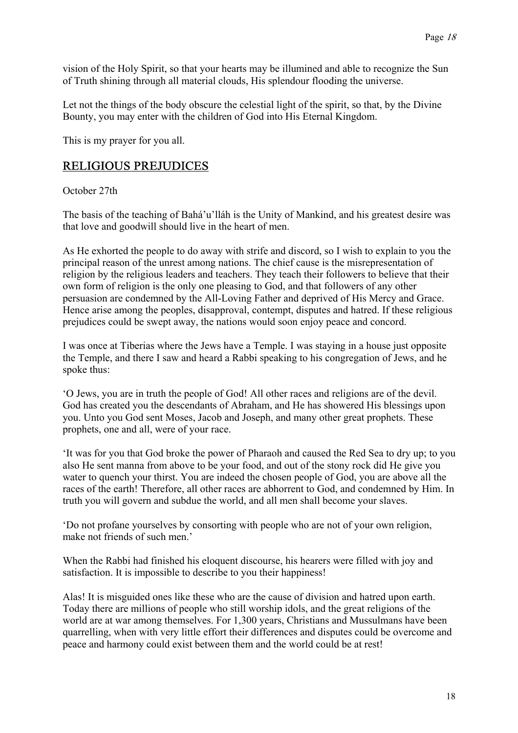vision of the Holy Spirit, so that your hearts may be illumined and able to recognize the Sun of Truth shining through all material clouds, His splendour flooding the universe.

Let not the things of the body obscure the celestial light of the spirit, so that, by the Divine Bounty, you may enter with the children of God into His Eternal Kingdom.

This is my prayer for you all.

## RELIGIOUS PREJUDICES

October 27th

The basis of the teaching of Bahá'u'lláh is the Unity of Mankind, and his greatest desire was that love and goodwill should live in the heart of men.

As He exhorted the people to do away with strife and discord, so I wish to explain to you the principal reason of the unrest among nations. The chief cause is the misrepresentation of religion by the religious leaders and teachers. They teach their followers to believe that their own form of religion is the only one pleasing to God, and that followers of any other persuasion are condemned by the All-Loving Father and deprived of His Mercy and Grace. Hence arise among the peoples, disapproval, contempt, disputes and hatred. If these religious prejudices could be swept away, the nations would soon enjoy peace and concord.

I was once at Tiberias where the Jews have a Temple. I was staying in a house just opposite the Temple, and there I saw and heard a Rabbi speaking to his congregation of Jews, and he spoke thus:

'O Jews, you are in truth the people of God! All other races and religions are of the devil. God has created you the descendants of Abraham, and He has showered His blessings upon you. Unto you God sent Moses, Jacob and Joseph, and many other great prophets. These prophets, one and all, were of your race.

'It was for you that God broke the power of Pharaoh and caused the Red Sea to dry up; to you also He sent manna from above to be your food, and out of the stony rock did He give you water to quench your thirst. You are indeed the chosen people of God, you are above all the races of the earth! Therefore, all other races are abhorrent to God, and condemned by Him. In truth you will govern and subdue the world, and all men shall become your slaves.

'Do not profane yourselves by consorting with people who are not of your own religion, make not friends of such men.'

When the Rabbi had finished his eloquent discourse, his hearers were filled with joy and satisfaction. It is impossible to describe to you their happiness!

Alas! It is misguided ones like these who are the cause of division and hatred upon earth. Today there are millions of people who still worship idols, and the great religions of the world are at war among themselves. For 1,300 years, Christians and Mussulmans have been quarrelling, when with very little effort their differences and disputes could be overcome and peace and harmony could exist between them and the world could be at rest!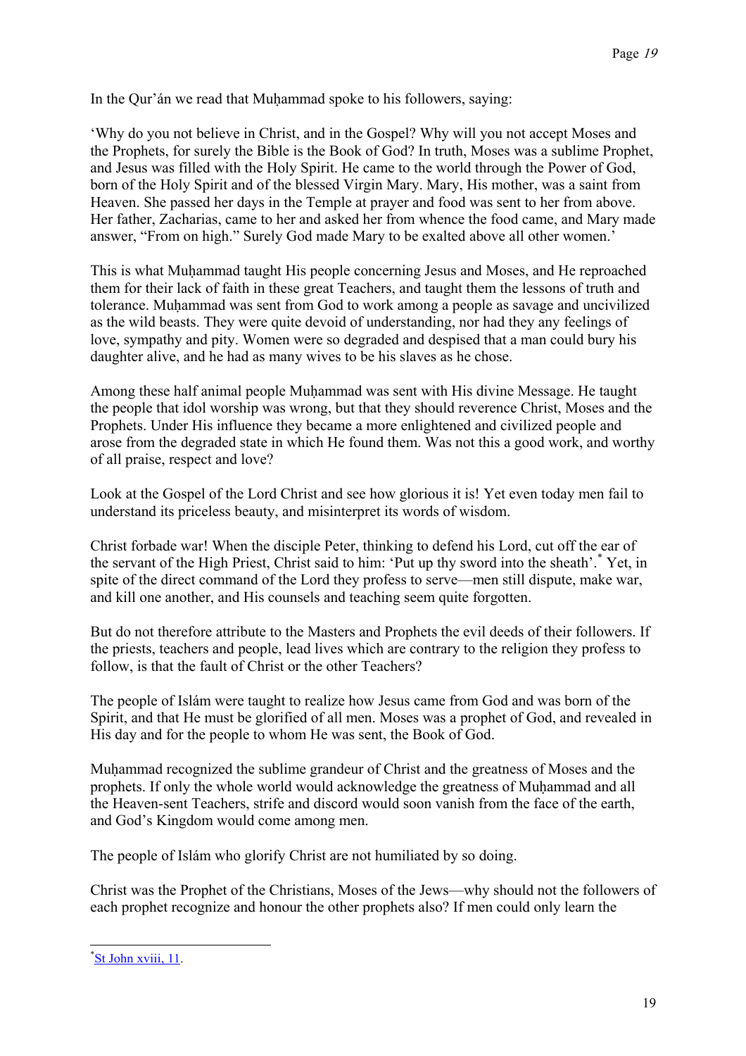In the Qur'án we read that Muḥammad spoke to his followers, saying:

'Why do you not believe in Christ, and in the Gospel? Why will you not accept Moses and the Prophets, for surely the Bible is the Book of God? In truth, Moses was a sublime Prophet, and Jesus was filled with the Holy Spirit. He came to the world through the Power of God, born of the Holy Spirit and of the blessed Virgin Mary. Mary, His mother, was a saint from Heaven. She passed her days in the Temple at prayer and food was sent to her from above. Her father, Zacharias, came to her and asked her from whence the food came, and Mary made answer, "From on high." Surely God made Mary to be exalted above all other women.'

This is what Muḥammad taught His people concerning Jesus and Moses, and He reproached them for their lack of faith in these great Teachers, and taught them the lessons of truth and tolerance. Muḥammad was sent from God to work among a people as savage and uncivilized as the wild beasts. They were quite devoid of understanding, nor had they any feelings of love, sympathy and pity. Women were so degraded and despised that a man could bury his daughter alive, and he had as many wives to be his slaves as he chose.

Among these half animal people Muḥammad was sent with His divine Message. He taught the people that idol worship was wrong, but that they should reverence Christ, Moses and the Prophets. Under His influence they became a more enlightened and civilized people and arose from the degraded state in which He found them. Was not this a good work, and worthy of all praise, respect and love?

Look at the Gospel of the Lord Christ and see how glorious it is! Yet even today men fail to understand its priceless beauty, and misinterpret its words of wisdom.

Christ forbade war! When the disciple Peter, thinking to defend his Lord, cut off the ear of the servant of the High Priest, Christ said to him: 'Put up thy sword into the sheath'.* Yet, in spite of the direct command of the Lord they profess to serve—men still dispute, make war, and kill one another, and His counsels and teaching seem quite forgotten.

But do not therefore attribute to the Masters and Prophets the evil deeds of their followers. If the priests, teachers and people, lead lives which are contrary to the religion they profess to follow, is that the fault of Christ or the other Teachers?

The people of Islám were taught to realize how Jesus came from God and was born of the Spirit, and that He must be glorified of all men. Moses was a prophet of God, and revealed in His day and for the people to whom He was sent, the Book of God.

Muḥammad recognized the sublime grandeur of Christ and the greatness of Moses and the prophets. If only the whole world would acknowledge the greatness of Muḥammad and all the Heaven-sent Teachers, strife and discord would soon vanish from the face of the earth, and God's Kingdom would come among men.

The people of Islám who glorify Christ are not humiliated by so doing.

Christ was the Prophet of the Christians, Moses of the Jews—why should not the followers of each prophet recognize and honour the other prophets also? If men could only learn the

---

* St John xviii, 11.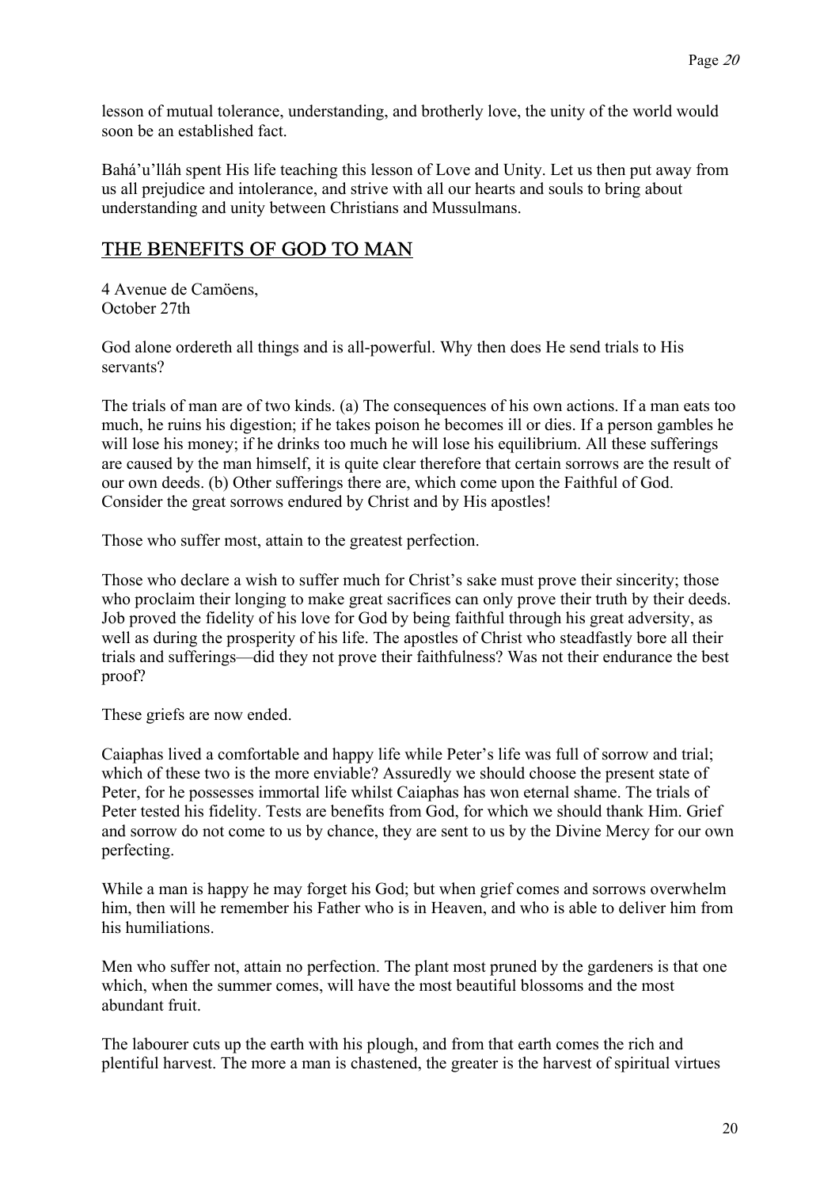lesson of mutual tolerance, understanding, and brotherly love, the unity of the world would soon be an established fact.

Bahá'u'lláh spent His life teaching this lesson of Love and Unity. Let us then put away from us all prejudice and intolerance, and strive with all our hearts and souls to bring about understanding and unity between Christians and Mussulmans.

## THE BENEFITS OF GOD TO MAN

4 Avenue de Camöens,
October 27th

God alone ordereth all things and is all-powerful. Why then does He send trials to His servants?

The trials of man are of two kinds. (a) The consequences of his own actions. If a man eats too much, he ruins his digestion; if he takes poison he becomes ill or dies. If a person gambles he will lose his money; if he drinks too much he will lose his equilibrium. All these sufferings are caused by the man himself, it is quite clear therefore that certain sorrows are the result of our own deeds. (b) Other sufferings there are, which come upon the Faithful of God. Consider the great sorrows endured by Christ and by His apostles!

Those who suffer most, attain to the greatest perfection.

Those who declare a wish to suffer much for Christ's sake must prove their sincerity; those who proclaim their longing to make great sacrifices can only prove their truth by their deeds. Job proved the fidelity of his love for God by being faithful through his great adversity, as well as during the prosperity of his life. The apostles of Christ who steadfastly bore all their trials and sufferings—did they not prove their faithfulness? Was not their endurance the best proof?

These griefs are now ended.

Caiaphas lived a comfortable and happy life while Peter's life was full of sorrow and trial; which of these two is the more enviable? Assuredly we should choose the present state of Peter, for he possesses immortal life whilst Caiaphas has won eternal shame. The trials of Peter tested his fidelity. Tests are benefits from God, for which we should thank Him. Grief and sorrow do not come to us by chance, they are sent to us by the Divine Mercy for our own perfecting.

While a man is happy he may forget his God; but when grief comes and sorrows overwhelm him, then will he remember his Father who is in Heaven, and who is able to deliver him from his humiliations.

Men who suffer not, attain no perfection. The plant most pruned by the gardeners is that one which, when the summer comes, will have the most beautiful blossoms and the most abundant fruit.

The labourer cuts up the earth with his plough, and from that earth comes the rich and plentiful harvest. The more a man is chastened, the greater is the harvest of spiritual virtues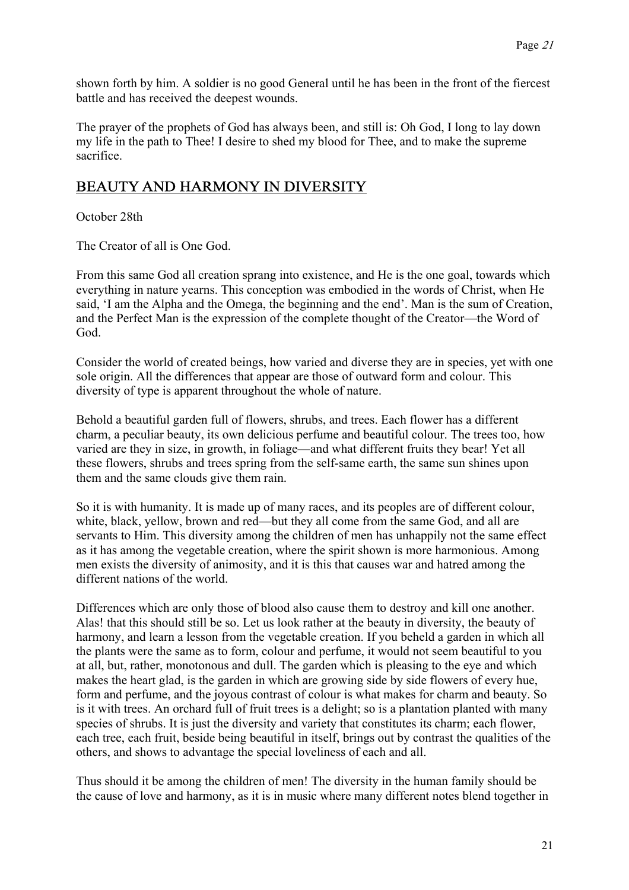shown forth by him. A soldier is no good General until he has been in the front of the fiercest battle and has received the deepest wounds.

The prayer of the prophets of God has always been, and still is: Oh God, I long to lay down my life in the path to Thee! I desire to shed my blood for Thee, and to make the supreme sacrifice.

## BEAUTY AND HARMONY IN DIVERSITY

October 28th

The Creator of all is One God.

From this same God all creation sprang into existence, and He is the one goal, towards which everything in nature yearns. This conception was embodied in the words of Christ, when He said, 'I am the Alpha and the Omega, the beginning and the end'. Man is the sum of Creation, and the Perfect Man is the expression of the complete thought of the Creator—the Word of God.

Consider the world of created beings, how varied and diverse they are in species, yet with one sole origin. All the differences that appear are those of outward form and colour. This diversity of type is apparent throughout the whole of nature.

Behold a beautiful garden full of flowers, shrubs, and trees. Each flower has a different charm, a peculiar beauty, its own delicious perfume and beautiful colour. The trees too, how varied are they in size, in growth, in foliage—and what different fruits they bear! Yet all these flowers, shrubs and trees spring from the self-same earth, the same sun shines upon them and the same clouds give them rain.

So it is with humanity. It is made up of many races, and its peoples are of different colour, white, black, yellow, brown and red—but they all come from the same God, and all are servants to Him. This diversity among the children of men has unhappily not the same effect as it has among the vegetable creation, where the spirit shown is more harmonious. Among men exists the diversity of animosity, and it is this that causes war and hatred among the different nations of the world.

Differences which are only those of blood also cause them to destroy and kill one another. Alas! that this should still be so. Let us look rather at the beauty in diversity, the beauty of harmony, and learn a lesson from the vegetable creation. If you beheld a garden in which all the plants were the same as to form, colour and perfume, it would not seem beautiful to you at all, but, rather, monotonous and dull. The garden which is pleasing to the eye and which makes the heart glad, is the garden in which are growing side by side flowers of every hue, form and perfume, and the joyous contrast of colour is what makes for charm and beauty. So is it with trees. An orchard full of fruit trees is a delight; so is a plantation planted with many species of shrubs. It is just the diversity and variety that constitutes its charm; each flower, each tree, each fruit, beside being beautiful in itself, brings out by contrast the qualities of the others, and shows to advantage the special loveliness of each and all.

Thus should it be among the children of men! The diversity in the human family should be the cause of love and harmony, as it is in music where many different notes blend together in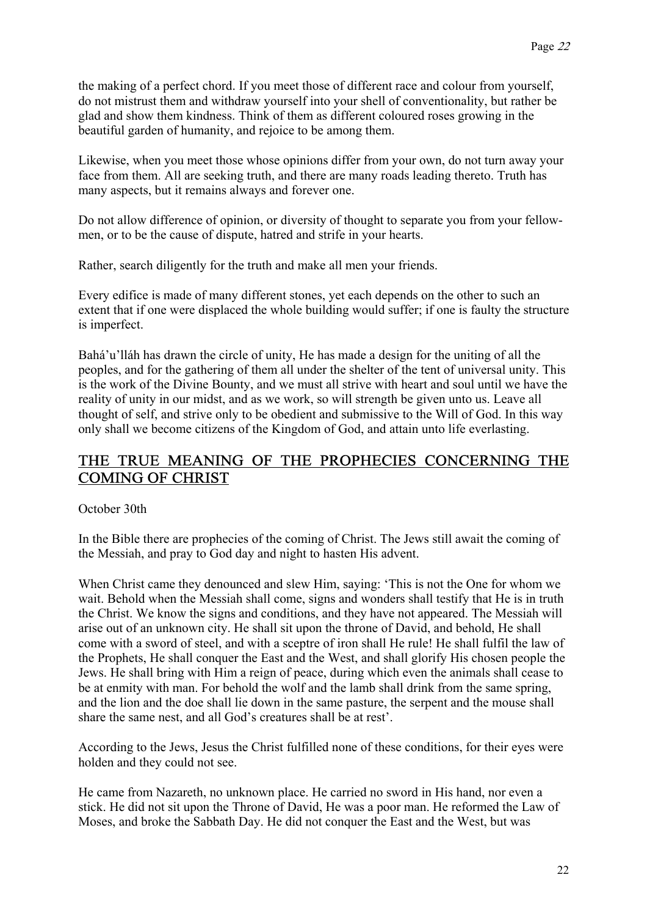the making of a perfect chord. If you meet those of different race and colour from yourself, do not mistrust them and withdraw yourself into your shell of conventionality, but rather be glad and show them kindness. Think of them as different coloured roses growing in the beautiful garden of humanity, and rejoice to be among them.

Likewise, when you meet those whose opinions differ from your own, do not turn away your face from them. All are seeking truth, and there are many roads leading thereto. Truth has many aspects, but it remains always and forever one.

Do not allow difference of opinion, or diversity of thought to separate you from your fellow-men, or to be the cause of dispute, hatred and strife in your hearts.

Rather, search diligently for the truth and make all men your friends.

Every edifice is made of many different stones, yet each depends on the other to such an extent that if one were displaced the whole building would suffer; if one is faulty the structure is imperfect.

Bahá'u'lláh has drawn the circle of unity, He has made a design for the uniting of all the peoples, and for the gathering of them all under the shelter of the tent of universal unity. This is the work of the Divine Bounty, and we must all strive with heart and soul until we have the reality of unity in our midst, and as we work, so will strength be given unto us. Leave all thought of self, and strive only to be obedient and submissive to the Will of God. In this way only shall we become citizens of the Kingdom of God, and attain unto life everlasting.

## THE TRUE MEANING OF THE PROPHECIES CONCERNING THE COMING OF CHRIST

October 30th

In the Bible there are prophecies of the coming of Christ. The Jews still await the coming of the Messiah, and pray to God day and night to hasten His advent.

When Christ came they denounced and slew Him, saying: 'This is not the One for whom we wait. Behold when the Messiah shall come, signs and wonders shall testify that He is in truth the Christ. We know the signs and conditions, and they have not appeared. The Messiah will arise out of an unknown city. He shall sit upon the throne of David, and behold, He shall come with a sword of steel, and with a sceptre of iron shall He rule! He shall fulfil the law of the Prophets, He shall conquer the East and the West, and shall glorify His chosen people the Jews. He shall bring with Him a reign of peace, during which even the animals shall cease to be at enmity with man. For behold the wolf and the lamb shall drink from the same spring, and the lion and the doe shall lie down in the same pasture, the serpent and the mouse shall share the same nest, and all God's creatures shall be at rest'.

According to the Jews, Jesus the Christ fulfilled none of these conditions, for their eyes were holden and they could not see.

He came from Nazareth, no unknown place. He carried no sword in His hand, nor even a stick. He did not sit upon the Throne of David, He was a poor man. He reformed the Law of Moses, and broke the Sabbath Day. He did not conquer the East and the West, but was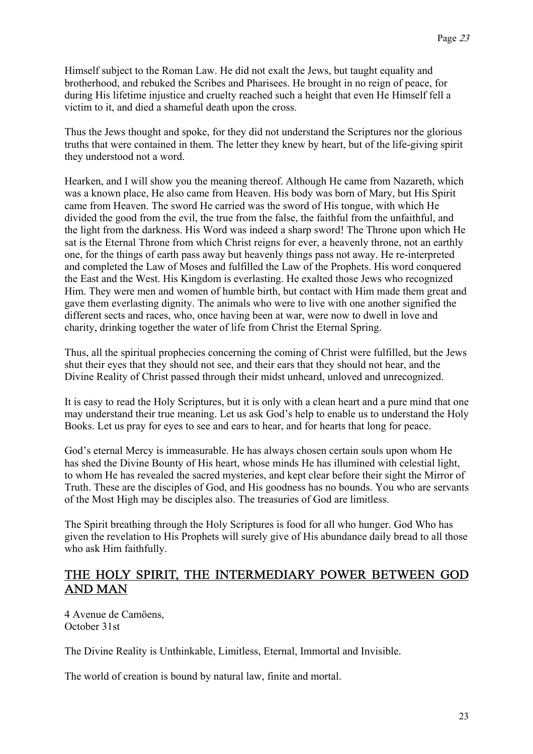Himself subject to the Roman Law. He did not exalt the Jews, but taught equality and brotherhood, and rebuked the Scribes and Pharisees. He brought in no reign of peace, for during His lifetime injustice and cruelty reached such a height that even He Himself fell a victim to it, and died a shameful death upon the cross.

Thus the Jews thought and spoke, for they did not understand the Scriptures nor the glorious truths that were contained in them. The letter they knew by heart, but of the life-giving spirit they understood not a word.

Hearken, and I will show you the meaning thereof. Although He came from Nazareth, which was a known place, He also came from Heaven. His body was born of Mary, but His Spirit came from Heaven. The sword He carried was the sword of His tongue, with which He divided the good from the evil, the true from the false, the faithful from the unfaithful, and the light from the darkness. His Word was indeed a sharp sword! The Throne upon which He sat is the Eternal Throne from which Christ reigns for ever, a heavenly throne, not an earthly one, for the things of earth pass away but heavenly things pass not away. He re-interpreted and completed the Law of Moses and fulfilled the Law of the Prophets. His word conquered the East and the West. His Kingdom is everlasting. He exalted those Jews who recognized Him. They were men and women of humble birth, but contact with Him made them great and gave them everlasting dignity. The animals who were to live with one another signified the different sects and races, who, once having been at war, were now to dwell in love and charity, drinking together the water of life from Christ the Eternal Spring.

Thus, all the spiritual prophecies concerning the coming of Christ were fulfilled, but the Jews shut their eyes that they should not see, and their ears that they should not hear, and the Divine Reality of Christ passed through their midst unheard, unloved and unrecognized.

It is easy to read the Holy Scriptures, but it is only with a clean heart and a pure mind that one may understand their true meaning. Let us ask God's help to enable us to understand the Holy Books. Let us pray for eyes to see and ears to hear, and for hearts that long for peace.

God's eternal Mercy is immeasurable. He has always chosen certain souls upon whom He has shed the Divine Bounty of His heart, whose minds He has illumined with celestial light, to whom He has revealed the sacred mysteries, and kept clear before their sight the Mirror of Truth. These are the disciples of God, and His goodness has no bounds. You who are servants of the Most High may be disciples also. The treasuries of God are limitless.

The Spirit breathing through the Holy Scriptures is food for all who hunger. God Who has given the revelation to His Prophets will surely give of His abundance daily bread to all those who ask Him faithfully.

## THE HOLY SPIRIT, THE INTERMEDIARY POWER BETWEEN GOD AND MAN

4 Avenue de Camöens,
October 31st

The Divine Reality is Unthinkable, Limitless, Eternal, Immortal and Invisible.

The world of creation is bound by natural law, finite and mortal.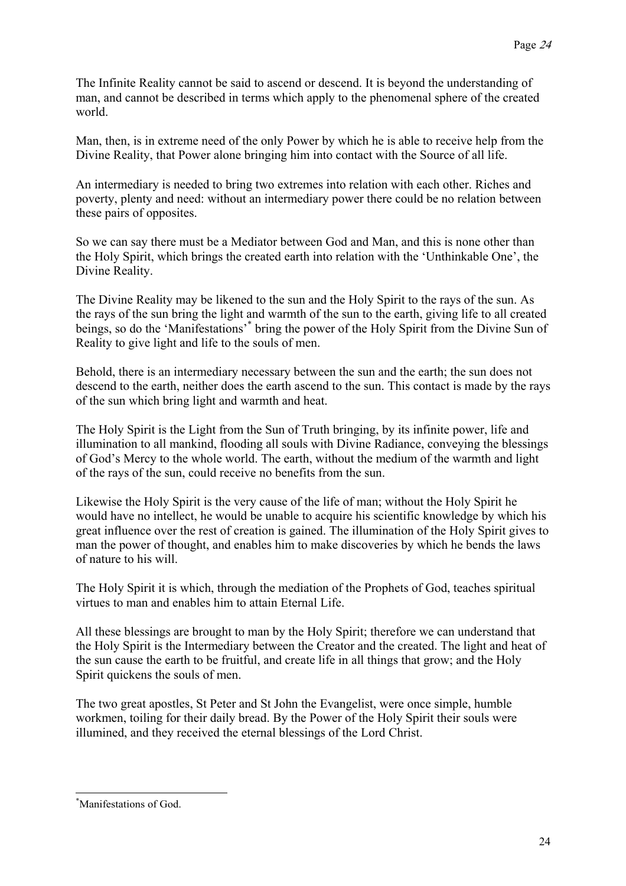The Infinite Reality cannot be said to ascend or descend. It is beyond the understanding of man, and cannot be described in terms which apply to the phenomenal sphere of the created world.

Man, then, is in extreme need of the only Power by which he is able to receive help from the Divine Reality, that Power alone bringing him into contact with the Source of all life.

An intermediary is needed to bring two extremes into relation with each other. Riches and poverty, plenty and need: without an intermediary power there could be no relation between these pairs of opposites.

So we can say there must be a Mediator between God and Man, and this is none other than the Holy Spirit, which brings the created earth into relation with the 'Unthinkable One', the Divine Reality.

The Divine Reality may be likened to the sun and the Holy Spirit to the rays of the sun. As the rays of the sun bring the light and warmth of the sun to the earth, giving life to all created beings, so do the 'Manifestations'* bring the power of the Holy Spirit from the Divine Sun of Reality to give light and life to the souls of men.

Behold, there is an intermediary necessary between the sun and the earth; the sun does not descend to the earth, neither does the earth ascend to the sun. This contact is made by the rays of the sun which bring light and warmth and heat.

The Holy Spirit is the Light from the Sun of Truth bringing, by its infinite power, life and illumination to all mankind, flooding all souls with Divine Radiance, conveying the blessings of God's Mercy to the whole world. The earth, without the medium of the warmth and light of the rays of the sun, could receive no benefits from the sun.

Likewise the Holy Spirit is the very cause of the life of man; without the Holy Spirit he would have no intellect, he would be unable to acquire his scientific knowledge by which his great influence over the rest of creation is gained. The illumination of the Holy Spirit gives to man the power of thought, and enables him to make discoveries by which he bends the laws of nature to his will.

The Holy Spirit it is which, through the mediation of the Prophets of God, teaches spiritual virtues to man and enables him to attain Eternal Life.

All these blessings are brought to man by the Holy Spirit; therefore we can understand that the Holy Spirit is the Intermediary between the Creator and the created. The light and heat of the sun cause the earth to be fruitful, and create life in all things that grow; and the Holy Spirit quickens the souls of men.

The two great apostles, St Peter and St John the Evangelist, were once simple, humble workmen, toiling for their daily bread. By the Power of the Holy Spirit their souls were illumined, and they received the eternal blessings of the Lord Christ.

---

*Manifestations of God.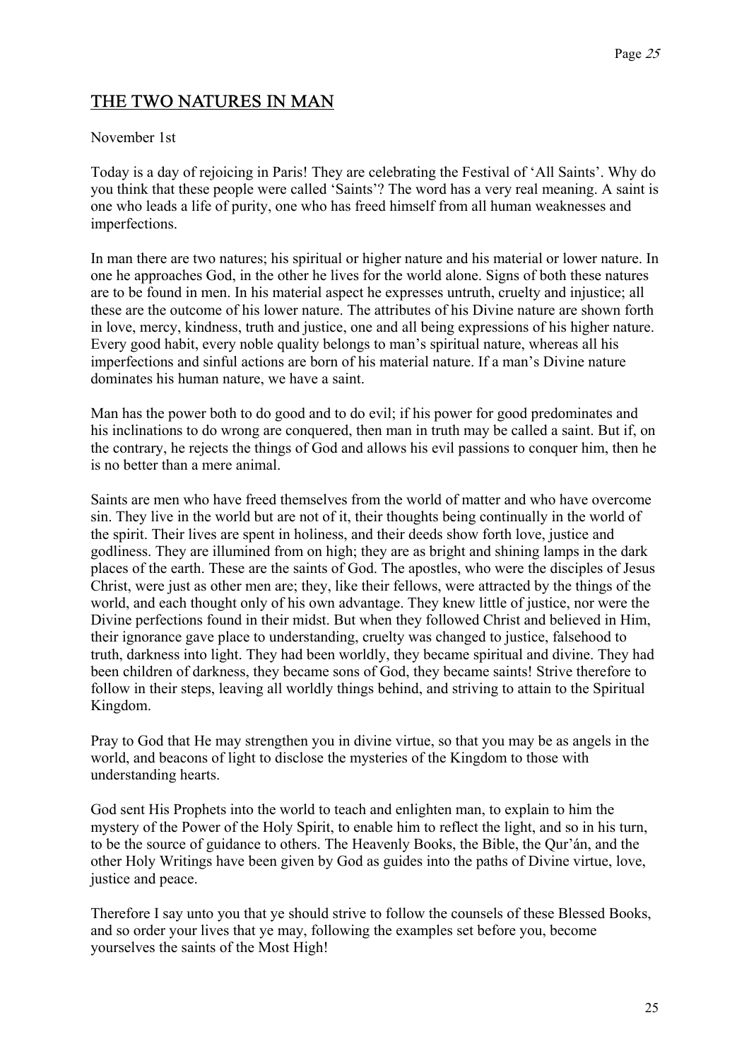## THE TWO NATURES IN MAN

November 1st

Today is a day of rejoicing in Paris! They are celebrating the Festival of 'All Saints'. Why do you think that these people were called 'Saints'? The word has a very real meaning. A saint is one who leads a life of purity, one who has freed himself from all human weaknesses and imperfections.

In man there are two natures; his spiritual or higher nature and his material or lower nature. In one he approaches God, in the other he lives for the world alone. Signs of both these natures are to be found in men. In his material aspect he expresses untruth, cruelty and injustice; all these are the outcome of his lower nature. The attributes of his Divine nature are shown forth in love, mercy, kindness, truth and justice, one and all being expressions of his higher nature. Every good habit, every noble quality belongs to man's spiritual nature, whereas all his imperfections and sinful actions are born of his material nature. If a man's Divine nature dominates his human nature, we have a saint.

Man has the power both to do good and to do evil; if his power for good predominates and his inclinations to do wrong are conquered, then man in truth may be called a saint. But if, on the contrary, he rejects the things of God and allows his evil passions to conquer him, then he is no better than a mere animal.

Saints are men who have freed themselves from the world of matter and who have overcome sin. They live in the world but are not of it, their thoughts being continually in the world of the spirit. Their lives are spent in holiness, and their deeds show forth love, justice and godliness. They are illumined from on high; they are as bright and shining lamps in the dark places of the earth. These are the saints of God. The apostles, who were the disciples of Jesus Christ, were just as other men are; they, like their fellows, were attracted by the things of the world, and each thought only of his own advantage. They knew little of justice, nor were the Divine perfections found in their midst. But when they followed Christ and believed in Him, their ignorance gave place to understanding, cruelty was changed to justice, falsehood to truth, darkness into light. They had been worldly, they became spiritual and divine. They had been children of darkness, they became sons of God, they became saints! Strive therefore to follow in their steps, leaving all worldly things behind, and striving to attain to the Spiritual Kingdom.

Pray to God that He may strengthen you in divine virtue, so that you may be as angels in the world, and beacons of light to disclose the mysteries of the Kingdom to those with understanding hearts.

God sent His Prophets into the world to teach and enlighten man, to explain to him the mystery of the Power of the Holy Spirit, to enable him to reflect the light, and so in his turn, to be the source of guidance to others. The Heavenly Books, the Bible, the Qur'án, and the other Holy Writings have been given by God as guides into the paths of Divine virtue, love, justice and peace.

Therefore I say unto you that ye should strive to follow the counsels of these Blessed Books, and so order your lives that ye may, following the examples set before you, become yourselves the saints of the Most High!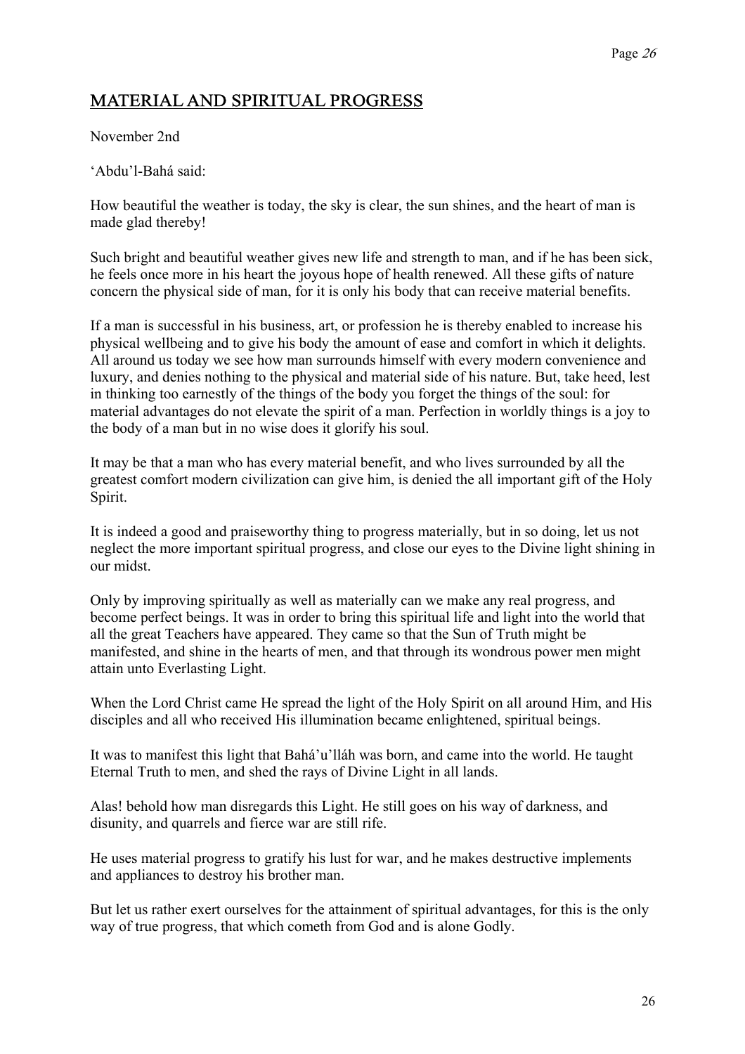## MATERIAL AND SPIRITUAL PROGRESS

November 2nd

'Abdu'l-Bahá said:

How beautiful the weather is today, the sky is clear, the sun shines, and the heart of man is made glad thereby!

Such bright and beautiful weather gives new life and strength to man, and if he has been sick, he feels once more in his heart the joyous hope of health renewed. All these gifts of nature concern the physical side of man, for it is only his body that can receive material benefits.

If a man is successful in his business, art, or profession he is thereby enabled to increase his physical wellbeing and to give his body the amount of ease and comfort in which it delights. All around us today we see how man surrounds himself with every modern convenience and luxury, and denies nothing to the physical and material side of his nature. But, take heed, lest in thinking too earnestly of the things of the body you forget the things of the soul: for material advantages do not elevate the spirit of a man. Perfection in worldly things is a joy to the body of a man but in no wise does it glorify his soul.

It may be that a man who has every material benefit, and who lives surrounded by all the greatest comfort modern civilization can give him, is denied the all important gift of the Holy Spirit.

It is indeed a good and praiseworthy thing to progress materially, but in so doing, let us not neglect the more important spiritual progress, and close our eyes to the Divine light shining in our midst.

Only by improving spiritually as well as materially can we make any real progress, and become perfect beings. It was in order to bring this spiritual life and light into the world that all the great Teachers have appeared. They came so that the Sun of Truth might be manifested, and shine in the hearts of men, and that through its wondrous power men might attain unto Everlasting Light.

When the Lord Christ came He spread the light of the Holy Spirit on all around Him, and His disciples and all who received His illumination became enlightened, spiritual beings.

It was to manifest this light that Bahá'u'lláh was born, and came into the world. He taught Eternal Truth to men, and shed the rays of Divine Light in all lands.

Alas! behold how man disregards this Light. He still goes on his way of darkness, and disunity, and quarrels and fierce war are still rife.

He uses material progress to gratify his lust for war, and he makes destructive implements and appliances to destroy his brother man.

But let us rather exert ourselves for the attainment of spiritual advantages, for this is the only way of true progress, that which cometh from God and is alone Godly.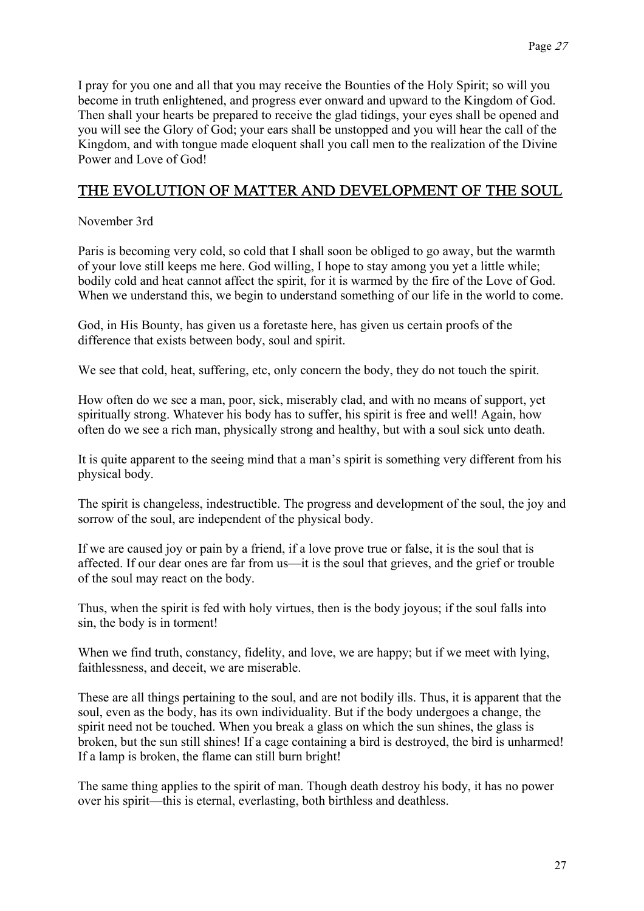I pray for you one and all that you may receive the Bounties of the Holy Spirit; so will you become in truth enlightened, and progress ever onward and upward to the Kingdom of God. Then shall your hearts be prepared to receive the glad tidings, your eyes shall be opened and you will see the Glory of God; your ears shall be unstopped and you will hear the call of the Kingdom, and with tongue made eloquent shall you call men to the realization of the Divine Power and Love of God!

## THE EVOLUTION OF MATTER AND DEVELOPMENT OF THE SOUL

November 3rd

Paris is becoming very cold, so cold that I shall soon be obliged to go away, but the warmth of your love still keeps me here. God willing, I hope to stay among you yet a little while; bodily cold and heat cannot affect the spirit, for it is warmed by the fire of the Love of God. When we understand this, we begin to understand something of our life in the world to come.

God, in His Bounty, has given us a foretaste here, has given us certain proofs of the difference that exists between body, soul and spirit.

We see that cold, heat, suffering, etc, only concern the body, they do not touch the spirit.

How often do we see a man, poor, sick, miserably clad, and with no means of support, yet spiritually strong. Whatever his body has to suffer, his spirit is free and well! Again, how often do we see a rich man, physically strong and healthy, but with a soul sick unto death.

It is quite apparent to the seeing mind that a man's spirit is something very different from his physical body.

The spirit is changeless, indestructible. The progress and development of the soul, the joy and sorrow of the soul, are independent of the physical body.

If we are caused joy or pain by a friend, if a love prove true or false, it is the soul that is affected. If our dear ones are far from us—it is the soul that grieves, and the grief or trouble of the soul may react on the body.

Thus, when the spirit is fed with holy virtues, then is the body joyous; if the soul falls into sin, the body is in torment!

When we find truth, constancy, fidelity, and love, we are happy; but if we meet with lying, faithlessness, and deceit, we are miserable.

These are all things pertaining to the soul, and are not bodily ills. Thus, it is apparent that the soul, even as the body, has its own individuality. But if the body undergoes a change, the spirit need not be touched. When you break a glass on which the sun shines, the glass is broken, but the sun still shines! If a cage containing a bird is destroyed, the bird is unharmed! If a lamp is broken, the flame can still burn bright!

The same thing applies to the spirit of man. Though death destroy his body, it has no power over his spirit—this is eternal, everlasting, both birthless and deathless.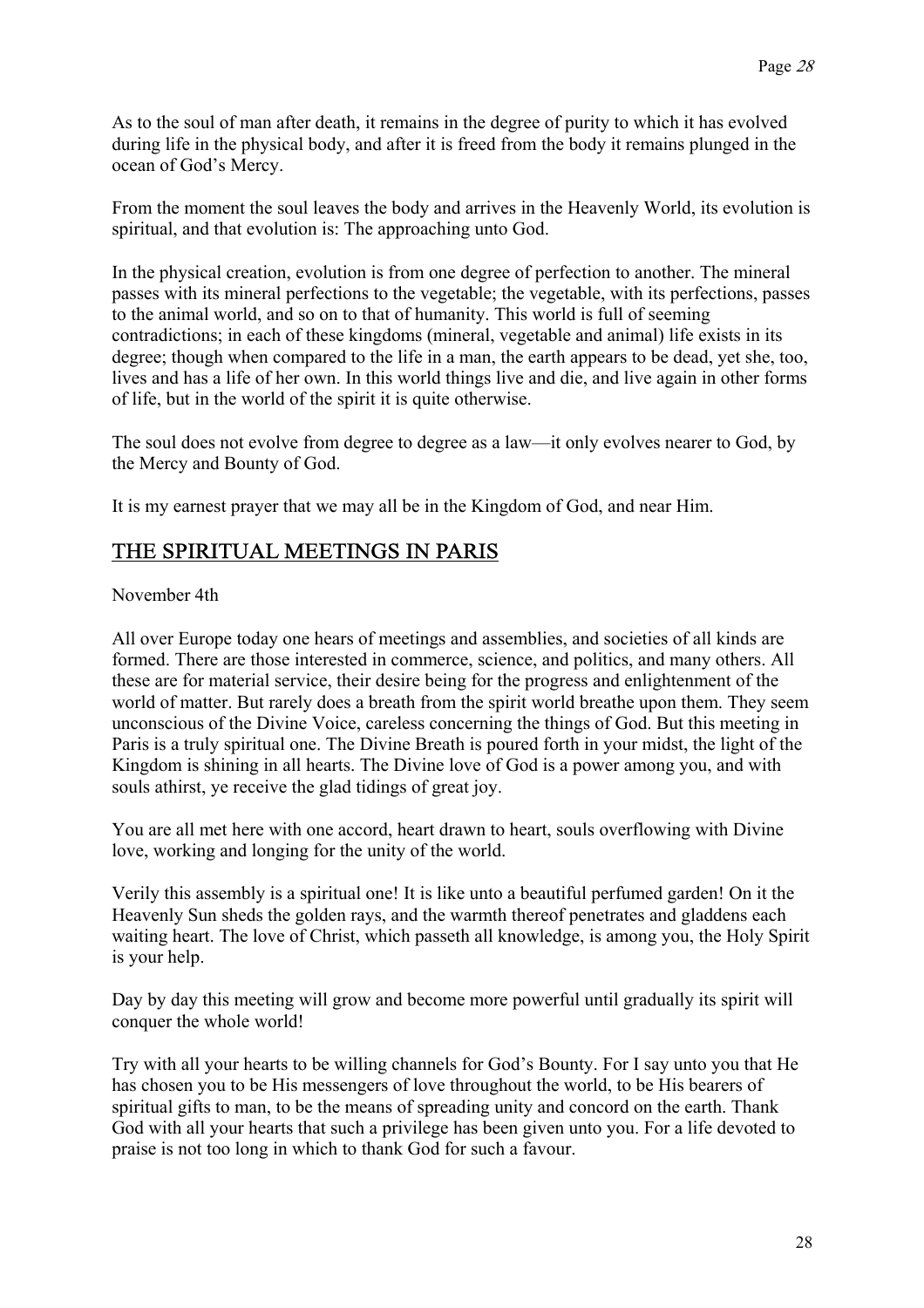As to the soul of man after death, it remains in the degree of purity to which it has evolved during life in the physical body, and after it is freed from the body it remains plunged in the ocean of God's Mercy.

From the moment the soul leaves the body and arrives in the Heavenly World, its evolution is spiritual, and that evolution is: The approaching unto God.

In the physical creation, evolution is from one degree of perfection to another. The mineral passes with its mineral perfections to the vegetable; the vegetable, with its perfections, passes to the animal world, and so on to that of humanity. This world is full of seeming contradictions; in each of these kingdoms (mineral, vegetable and animal) life exists in its degree; though when compared to the life in a man, the earth appears to be dead, yet she, too, lives and has a life of her own. In this world things live and die, and live again in other forms of life, but in the world of the spirit it is quite otherwise.

The soul does not evolve from degree to degree as a law—it only evolves nearer to God, by the Mercy and Bounty of God.

It is my earnest prayer that we may all be in the Kingdom of God, and near Him.

## THE SPIRITUAL MEETINGS IN PARIS

November 4th

All over Europe today one hears of meetings and assemblies, and societies of all kinds are formed. There are those interested in commerce, science, and politics, and many others. All these are for material service, their desire being for the progress and enlightenment of the world of matter. But rarely does a breath from the spirit world breathe upon them. They seem unconscious of the Divine Voice, careless concerning the things of God. But this meeting in Paris is a truly spiritual one. The Divine Breath is poured forth in your midst, the light of the Kingdom is shining in all hearts. The Divine love of God is a power among you, and with souls athirst, ye receive the glad tidings of great joy.

You are all met here with one accord, heart drawn to heart, souls overflowing with Divine love, working and longing for the unity of the world.

Verily this assembly is a spiritual one! It is like unto a beautiful perfumed garden! On it the Heavenly Sun sheds the golden rays, and the warmth thereof penetrates and gladdens each waiting heart. The love of Christ, which passeth all knowledge, is among you, the Holy Spirit is your help.

Day by day this meeting will grow and become more powerful until gradually its spirit will conquer the whole world!

Try with all your hearts to be willing channels for God's Bounty. For I say unto you that He has chosen you to be His messengers of love throughout the world, to be His bearers of spiritual gifts to man, to be the means of spreading unity and concord on the earth. Thank God with all your hearts that such a privilege has been given unto you. For a life devoted to praise is not too long in which to thank God for such a favour.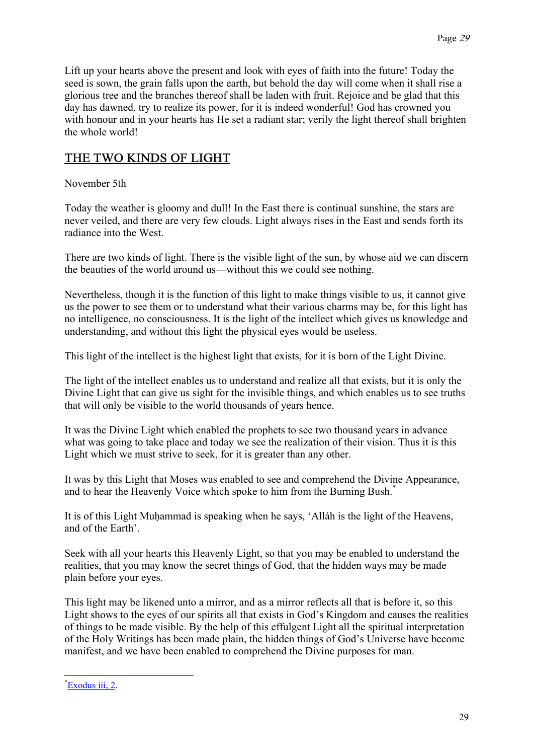Lift up your hearts above the present and look with eyes of faith into the future! Today the seed is sown, the grain falls upon the earth, but behold the day will come when it shall rise a glorious tree and the branches thereof shall be laden with fruit. Rejoice and be glad that this day has dawned, try to realize its power, for it is indeed wonderful! God has crowned you with honour and in your hearts has He set a radiant star; verily the light thereof shall brighten the whole world!

## THE TWO KINDS OF LIGHT

November 5th

Today the weather is gloomy and dull! In the East there is continual sunshine, the stars are never veiled, and there are very few clouds. Light always rises in the East and sends forth its radiance into the West.

There are two kinds of light. There is the visible light of the sun, by whose aid we can discern the beauties of the world around us—without this we could see nothing.

Nevertheless, though it is the function of this light to make things visible to us, it cannot give us the power to see them or to understand what their various charms may be, for this light has no intelligence, no consciousness. It is the light of the intellect which gives us knowledge and understanding, and without this light the physical eyes would be useless.

This light of the intellect is the highest light that exists, for it is born of the Light Divine.

The light of the intellect enables us to understand and realize all that exists, but it is only the Divine Light that can give us sight for the invisible things, and which enables us to see truths that will only be visible to the world thousands of years hence.

It was the Divine Light which enabled the prophets to see two thousand years in advance what was going to take place and today we see the realization of their vision. Thus it is this Light which we must strive to seek, for it is greater than any other.

It was by this Light that Moses was enabled to see and comprehend the Divine Appearance, and to hear the Heavenly Voice which spoke to him from the Burning Bush.*

It is of this Light Muḥammad is speaking when he says, 'Alláh is the light of the Heavens, and of the Earth'.

Seek with all your hearts this Heavenly Light, so that you may be enabled to understand the realities, that you may know the secret things of God, that the hidden ways may be made plain before your eyes.

This light may be likened unto a mirror, and as a mirror reflects all that is before it, so this Light shows to the eyes of our spirits all that exists in God's Kingdom and causes the realities of things to be made visible. By the help of this effulgent Light all the spiritual interpretation of the Holy Writings has been made plain, the hidden things of God's Universe have become manifest, and we have been enabled to comprehend the Divine purposes for man.

---

*Exodus iii, 2.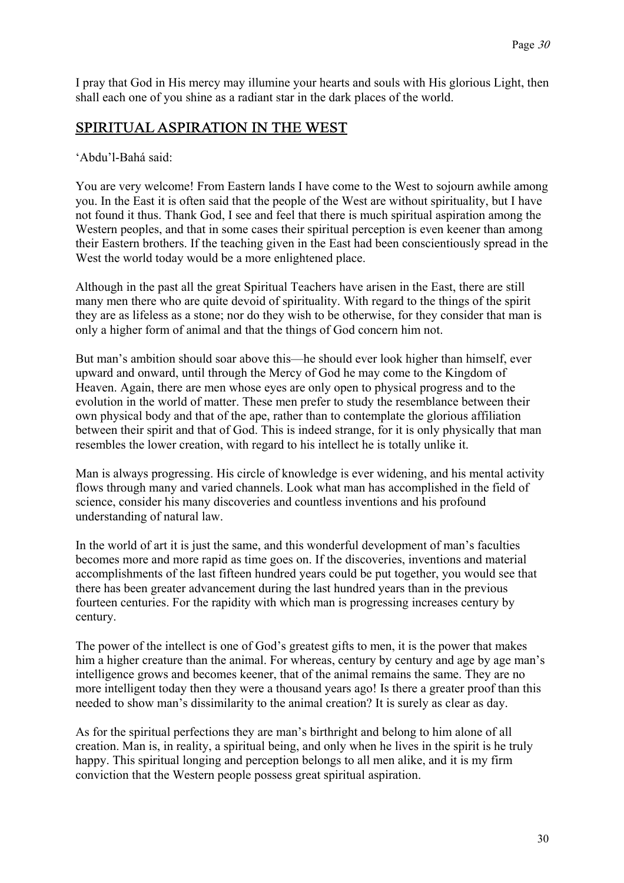I pray that God in His mercy may illumine your hearts and souls with His glorious Light, then shall each one of you shine as a radiant star in the dark places of the world.

## SPIRITUAL ASPIRATION IN THE WEST

'Abdu'l-Bahá said:

You are very welcome! From Eastern lands I have come to the West to sojourn awhile among you. In the East it is often said that the people of the West are without spirituality, but I have not found it thus. Thank God, I see and feel that there is much spiritual aspiration among the Western peoples, and that in some cases their spiritual perception is even keener than among their Eastern brothers. If the teaching given in the East had been conscientiously spread in the West the world today would be a more enlightened place.

Although in the past all the great Spiritual Teachers have arisen in the East, there are still many men there who are quite devoid of spirituality. With regard to the things of the spirit they are as lifeless as a stone; nor do they wish to be otherwise, for they consider that man is only a higher form of animal and that the things of God concern him not.

But man's ambition should soar above this—he should ever look higher than himself, ever upward and onward, until through the Mercy of God he may come to the Kingdom of Heaven. Again, there are men whose eyes are only open to physical progress and to the evolution in the world of matter. These men prefer to study the resemblance between their own physical body and that of the ape, rather than to contemplate the glorious affiliation between their spirit and that of God. This is indeed strange, for it is only physically that man resembles the lower creation, with regard to his intellect he is totally unlike it.

Man is always progressing. His circle of knowledge is ever widening, and his mental activity flows through many and varied channels. Look what man has accomplished in the field of science, consider his many discoveries and countless inventions and his profound understanding of natural law.

In the world of art it is just the same, and this wonderful development of man's faculties becomes more and more rapid as time goes on. If the discoveries, inventions and material accomplishments of the last fifteen hundred years could be put together, you would see that there has been greater advancement during the last hundred years than in the previous fourteen centuries. For the rapidity with which man is progressing increases century by century.

The power of the intellect is one of God's greatest gifts to men, it is the power that makes him a higher creature than the animal. For whereas, century by century and age by age man's intelligence grows and becomes keener, that of the animal remains the same. They are no more intelligent today then they were a thousand years ago! Is there a greater proof than this needed to show man's dissimilarity to the animal creation? It is surely as clear as day.

As for the spiritual perfections they are man's birthright and belong to him alone of all creation. Man is, in reality, a spiritual being, and only when he lives in the spirit is he truly happy. This spiritual longing and perception belongs to all men alike, and it is my firm conviction that the Western people possess great spiritual aspiration.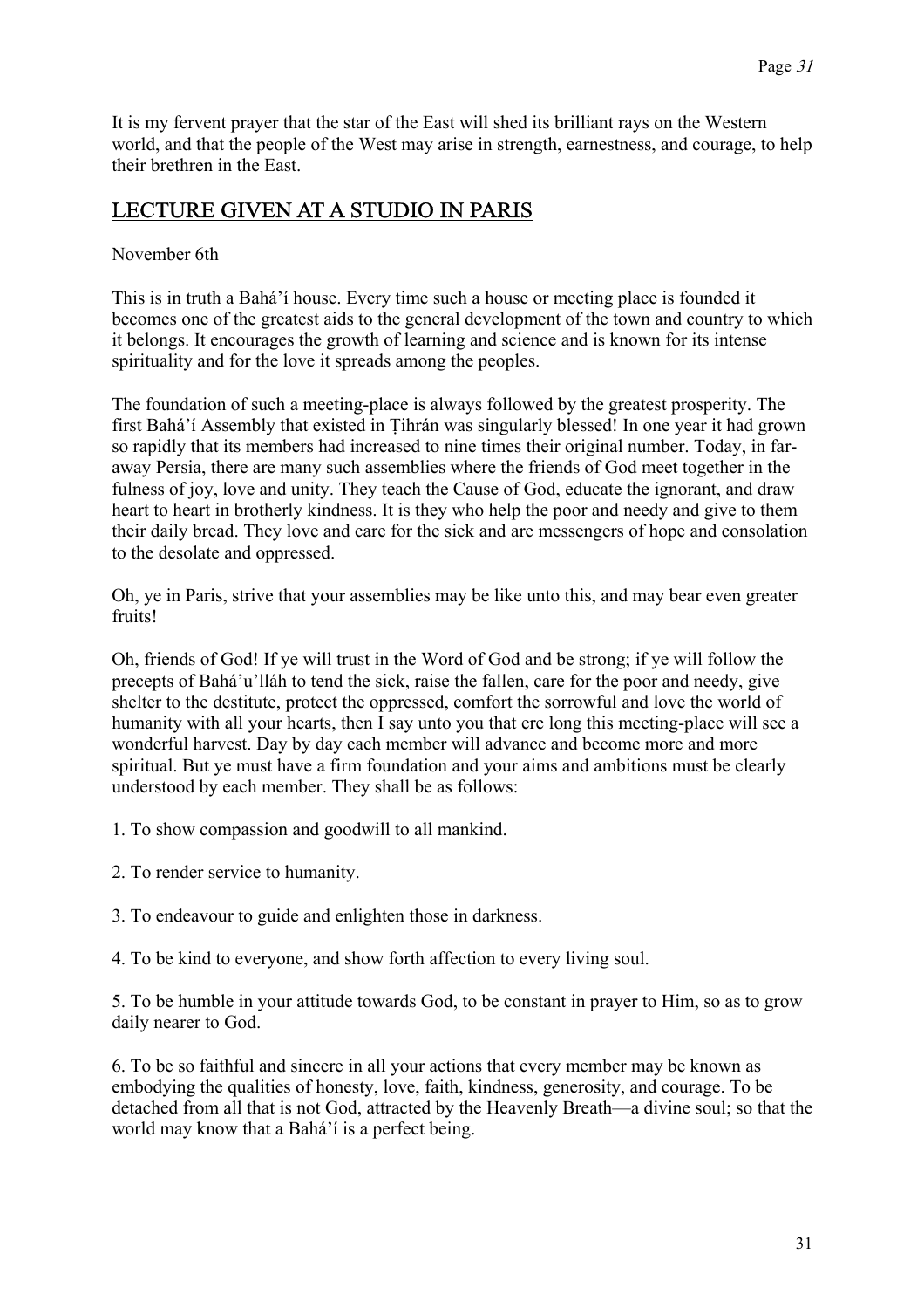It is my fervent prayer that the star of the East will shed its brilliant rays on the Western world, and that the people of the West may arise in strength, earnestness, and courage, to help their brethren in the East.

## LECTURE GIVEN AT A STUDIO IN PARIS

November 6th

This is in truth a Bahá'í house. Every time such a house or meeting place is founded it becomes one of the greatest aids to the general development of the town and country to which it belongs. It encourages the growth of learning and science and is known for its intense spirituality and for the love it spreads among the peoples.

The foundation of such a meeting-place is always followed by the greatest prosperity. The first Bahá'í Assembly that existed in Ṭihrán was singularly blessed! In one year it had grown so rapidly that its members had increased to nine times their original number. Today, in far-away Persia, there are many such assemblies where the friends of God meet together in the fulness of joy, love and unity. They teach the Cause of God, educate the ignorant, and draw heart to heart in brotherly kindness. It is they who help the poor and needy and give to them their daily bread. They love and care for the sick and are messengers of hope and consolation to the desolate and oppressed.

Oh, ye in Paris, strive that your assemblies may be like unto this, and may bear even greater fruits!

Oh, friends of God! If ye will trust in the Word of God and be strong; if ye will follow the precepts of Bahá'u'lláh to tend the sick, raise the fallen, care for the poor and needy, give shelter to the destitute, protect the oppressed, comfort the sorrowful and love the world of humanity with all your hearts, then I say unto you that ere long this meeting-place will see a wonderful harvest. Day by day each member will advance and become more and more spiritual. But ye must have a firm foundation and your aims and ambitions must be clearly understood by each member. They shall be as follows:

1. To show compassion and goodwill to all mankind.

2. To render service to humanity.

3. To endeavour to guide and enlighten those in darkness.

4. To be kind to everyone, and show forth affection to every living soul.

5. To be humble in your attitude towards God, to be constant in prayer to Him, so as to grow daily nearer to God.

6. To be so faithful and sincere in all your actions that every member may be known as embodying the qualities of honesty, love, faith, kindness, generosity, and courage. To be detached from all that is not God, attracted by the Heavenly Breath—a divine soul; so that the world may know that a Bahá'í is a perfect being.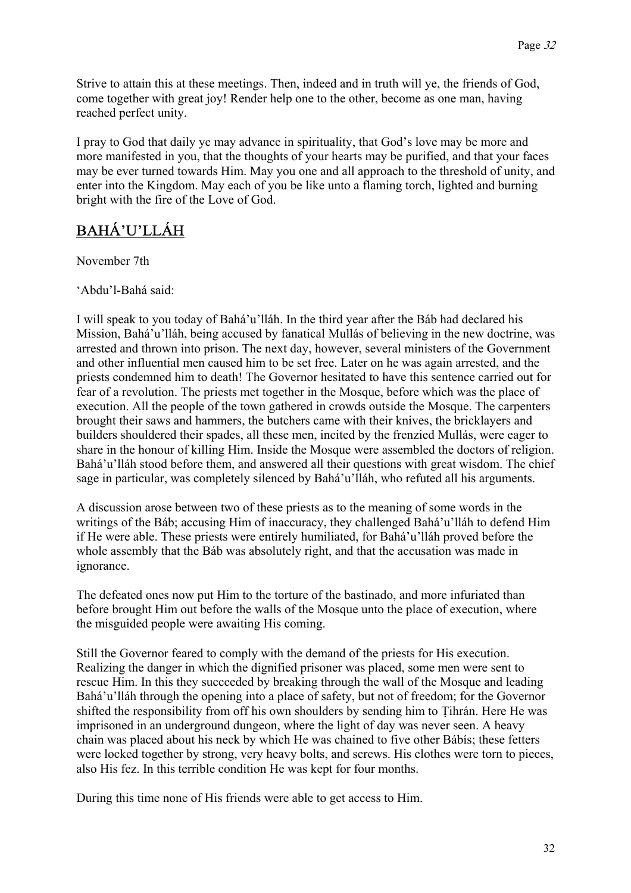Strive to attain this at these meetings. Then, indeed and in truth will ye, the friends of God, come together with great joy! Render help one to the other, become as one man, having reached perfect unity.

I pray to God that daily ye may advance in spirituality, that God's love may be more and more manifested in you, that the thoughts of your hearts may be purified, and that your faces may be ever turned towards Him. May you one and all approach to the threshold of unity, and enter into the Kingdom. May each of you be like unto a flaming torch, lighted and burning bright with the fire of the Love of God.

## BAHÁ'U'LLÁH

November 7th

'Abdu'l-Bahá said:

I will speak to you today of Bahá'u'lláh. In the third year after the Báb had declared his Mission, Bahá'u'lláh, being accused by fanatical Mullás of believing in the new doctrine, was arrested and thrown into prison. The next day, however, several ministers of the Government and other influential men caused him to be set free. Later on he was again arrested, and the priests condemned him to death! The Governor hesitated to have this sentence carried out for fear of a revolution. The priests met together in the Mosque, before which was the place of execution. All the people of the town gathered in crowds outside the Mosque. The carpenters brought their saws and hammers, the butchers came with their knives, the bricklayers and builders shouldered their spades, all these men, incited by the frenzied Mullás, were eager to share in the honour of killing Him. Inside the Mosque were assembled the doctors of religion. Bahá'u'lláh stood before them, and answered all their questions with great wisdom. The chief sage in particular, was completely silenced by Bahá'u'lláh, who refuted all his arguments.

A discussion arose between two of these priests as to the meaning of some words in the writings of the Báb; accusing Him of inaccuracy, they challenged Bahá'u'lláh to defend Him if He were able. These priests were entirely humiliated, for Bahá'u'lláh proved before the whole assembly that the Báb was absolutely right, and that the accusation was made in ignorance.

The defeated ones now put Him to the torture of the bastinado, and more infuriated than before brought Him out before the walls of the Mosque unto the place of execution, where the misguided people were awaiting His coming.

Still the Governor feared to comply with the demand of the priests for His execution. Realizing the danger in which the dignified prisoner was placed, some men were sent to rescue Him. In this they succeeded by breaking through the wall of the Mosque and leading Bahá'u'lláh through the opening into a place of safety, but not of freedom; for the Governor shifted the responsibility from off his own shoulders by sending him to Ṭihrán. Here He was imprisoned in an underground dungeon, where the light of day was never seen. A heavy chain was placed about his neck by which He was chained to five other Bábís; these fetters were locked together by strong, very heavy bolts, and screws. His clothes were torn to pieces, also His fez. In this terrible condition He was kept for four months.

During this time none of His friends were able to get access to Him.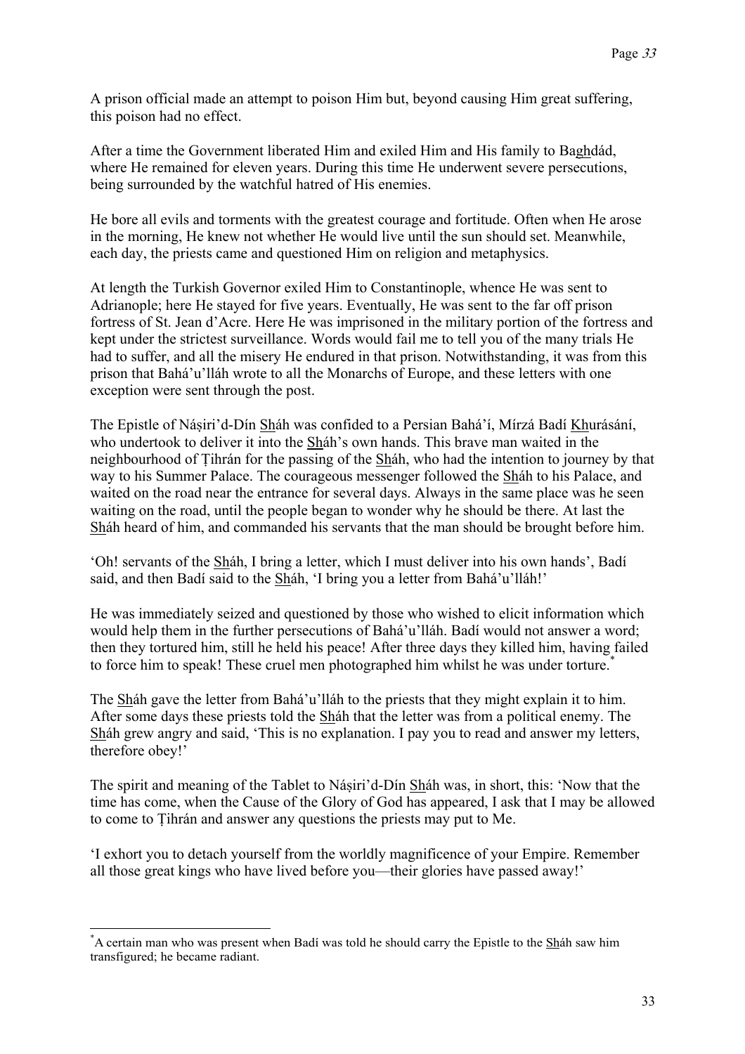A prison official made an attempt to poison Him but, beyond causing Him great suffering, this poison had no effect.

After a time the Government liberated Him and exiled Him and His family to Baghdád, where He remained for eleven years. During this time He underwent severe persecutions, being surrounded by the watchful hatred of His enemies.

He bore all evils and torments with the greatest courage and fortitude. Often when He arose in the morning, He knew not whether He would live until the sun should set. Meanwhile, each day, the priests came and questioned Him on religion and metaphysics.

At length the Turkish Governor exiled Him to Constantinople, whence He was sent to Adrianople; here He stayed for five years. Eventually, He was sent to the far off prison fortress of St. Jean d'Acre. Here He was imprisoned in the military portion of the fortress and kept under the strictest surveillance. Words would fail me to tell you of the many trials He had to suffer, and all the misery He endured in that prison. Notwithstanding, it was from this prison that Bahá'u'lláh wrote to all the Monarchs of Europe, and these letters with one exception were sent through the post.

The Epistle of Náṣiri'd-Dín Sháh was confided to a Persian Bahá'í, Mírzá Badí Khurásání, who undertook to deliver it into the Sháh's own hands. This brave man waited in the neighbourhood of Ṭihrán for the passing of the Sháh, who had the intention to journey by that way to his Summer Palace. The courageous messenger followed the Sháh to his Palace, and waited on the road near the entrance for several days. Always in the same place was he seen waiting on the road, until the people began to wonder why he should be there. At last the Sháh heard of him, and commanded his servants that the man should be brought before him.

'Oh! servants of the Sháh, I bring a letter, which I must deliver into his own hands', Badí said, and then Badí said to the Sháh, 'I bring you a letter from Bahá'u'lláh!'

He was immediately seized and questioned by those who wished to elicit information which would help them in the further persecutions of Bahá'u'lláh. Badí would not answer a word; then they tortured him, still he held his peace! After three days they killed him, having failed to force him to speak! These cruel men photographed him whilst he was under torture.*

The Sháh gave the letter from Bahá'u'lláh to the priests that they might explain it to him. After some days these priests told the Sháh that the letter was from a political enemy. The Sháh grew angry and said, 'This is no explanation. I pay you to read and answer my letters, therefore obey!'

The spirit and meaning of the Tablet to Náṣiri'd-Dín Sháh was, in short, this: 'Now that the time has come, when the Cause of the Glory of God has appeared, I ask that I may be allowed to come to Ṭihrán and answer any questions the priests may put to Me.

'I exhort you to detach yourself from the worldly magnificence of your Empire. Remember all those great kings who have lived before you—their glories have passed away!'

---

*A certain man who was present when Badí was told he should carry the Epistle to the Sháh saw him transfigured; he became radiant.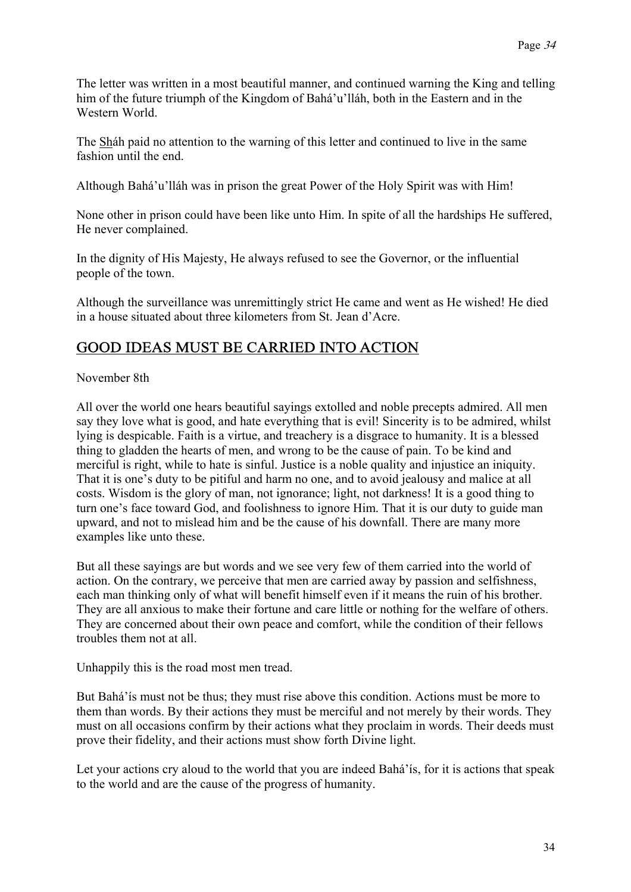The letter was written in a most beautiful manner, and continued warning the King and telling him of the future triumph of the Kingdom of Bahá'u'lláh, both in the Eastern and in the Western World.

The Sháh paid no attention to the warning of this letter and continued to live in the same fashion until the end.

Although Bahá'u'lláh was in prison the great Power of the Holy Spirit was with Him!

None other in prison could have been like unto Him. In spite of all the hardships He suffered, He never complained.

In the dignity of His Majesty, He always refused to see the Governor, or the influential people of the town.

Although the surveillance was unremittingly strict He came and went as He wished! He died in a house situated about three kilometers from St. Jean d'Acre.

## GOOD IDEAS MUST BE CARRIED INTO ACTION

November 8th

All over the world one hears beautiful sayings extolled and noble precepts admired. All men say they love what is good, and hate everything that is evil! Sincerity is to be admired, whilst lying is despicable. Faith is a virtue, and treachery is a disgrace to humanity. It is a blessed thing to gladden the hearts of men, and wrong to be the cause of pain. To be kind and merciful is right, while to hate is sinful. Justice is a noble quality and injustice an iniquity. That it is one's duty to be pitiful and harm no one, and to avoid jealousy and malice at all costs. Wisdom is the glory of man, not ignorance; light, not darkness! It is a good thing to turn one's face toward God, and foolishness to ignore Him. That it is our duty to guide man upward, and not to mislead him and be the cause of his downfall. There are many more examples like unto these.

But all these sayings are but words and we see very few of them carried into the world of action. On the contrary, we perceive that men are carried away by passion and selfishness, each man thinking only of what will benefit himself even if it means the ruin of his brother. They are all anxious to make their fortune and care little or nothing for the welfare of others. They are concerned about their own peace and comfort, while the condition of their fellows troubles them not at all.

Unhappily this is the road most men tread.

But Bahá'ís must not be thus; they must rise above this condition. Actions must be more to them than words. By their actions they must be merciful and not merely by their words. They must on all occasions confirm by their actions what they proclaim in words. Their deeds must prove their fidelity, and their actions must show forth Divine light.

Let your actions cry aloud to the world that you are indeed Bahá'ís, for it is actions that speak to the world and are the cause of the progress of humanity.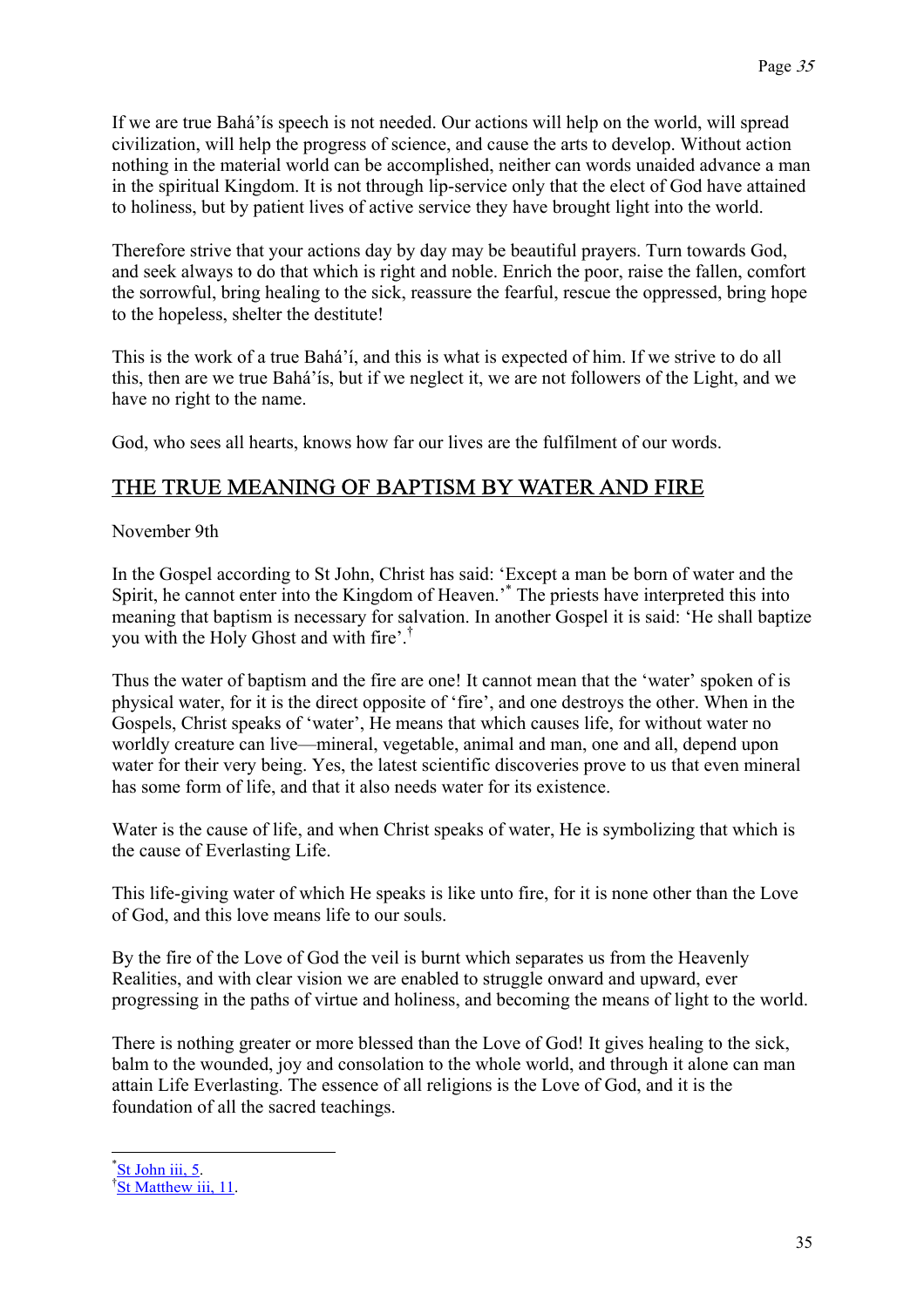If we are true Bahá'ís speech is not needed. Our actions will help on the world, will spread civilization, will help the progress of science, and cause the arts to develop. Without action nothing in the material world can be accomplished, neither can words unaided advance a man in the spiritual Kingdom. It is not through lip-service only that the elect of God have attained to holiness, but by patient lives of active service they have brought light into the world.

Therefore strive that your actions day by day may be beautiful prayers. Turn towards God, and seek always to do that which is right and noble. Enrich the poor, raise the fallen, comfort the sorrowful, bring healing to the sick, reassure the fearful, rescue the oppressed, bring hope to the hopeless, shelter the destitute!

This is the work of a true Bahá'í, and this is what is expected of him. If we strive to do all this, then are we true Bahá'ís, but if we neglect it, we are not followers of the Light, and we have no right to the name.

God, who sees all hearts, knows how far our lives are the fulfilment of our words.

## THE TRUE MEANING OF BAPTISM BY WATER AND FIRE

November 9th

In the Gospel according to St John, Christ has said: 'Except a man be born of water and the Spirit, he cannot enter into the Kingdom of Heaven.'[*] The priests have interpreted this into meaning that baptism is necessary for salvation. In another Gospel it is said: 'He shall baptize you with the Holy Ghost and with fire'.[†]

Thus the water of baptism and the fire are one! It cannot mean that the 'water' spoken of is physical water, for it is the direct opposite of 'fire', and one destroys the other. When in the Gospels, Christ speaks of 'water', He means that which causes life, for without water no worldly creature can live—mineral, vegetable, animal and man, one and all, depend upon water for their very being. Yes, the latest scientific discoveries prove to us that even mineral has some form of life, and that it also needs water for its existence.

Water is the cause of life, and when Christ speaks of water, He is symbolizing that which is the cause of Everlasting Life.

This life-giving water of which He speaks is like unto fire, for it is none other than the Love of God, and this love means life to our souls.

By the fire of the Love of God the veil is burnt which separates us from the Heavenly Realities, and with clear vision we are enabled to struggle onward and upward, ever progressing in the paths of virtue and holiness, and becoming the means of light to the world.

There is nothing greater or more blessed than the Love of God! It gives healing to the sick, balm to the wounded, joy and consolation to the whole world, and through it alone can man attain Life Everlasting. The essence of all religions is the Love of God, and it is the foundation of all the sacred teachings.

---

[*] St John iii, 5.

[†] St Matthew iii, 11.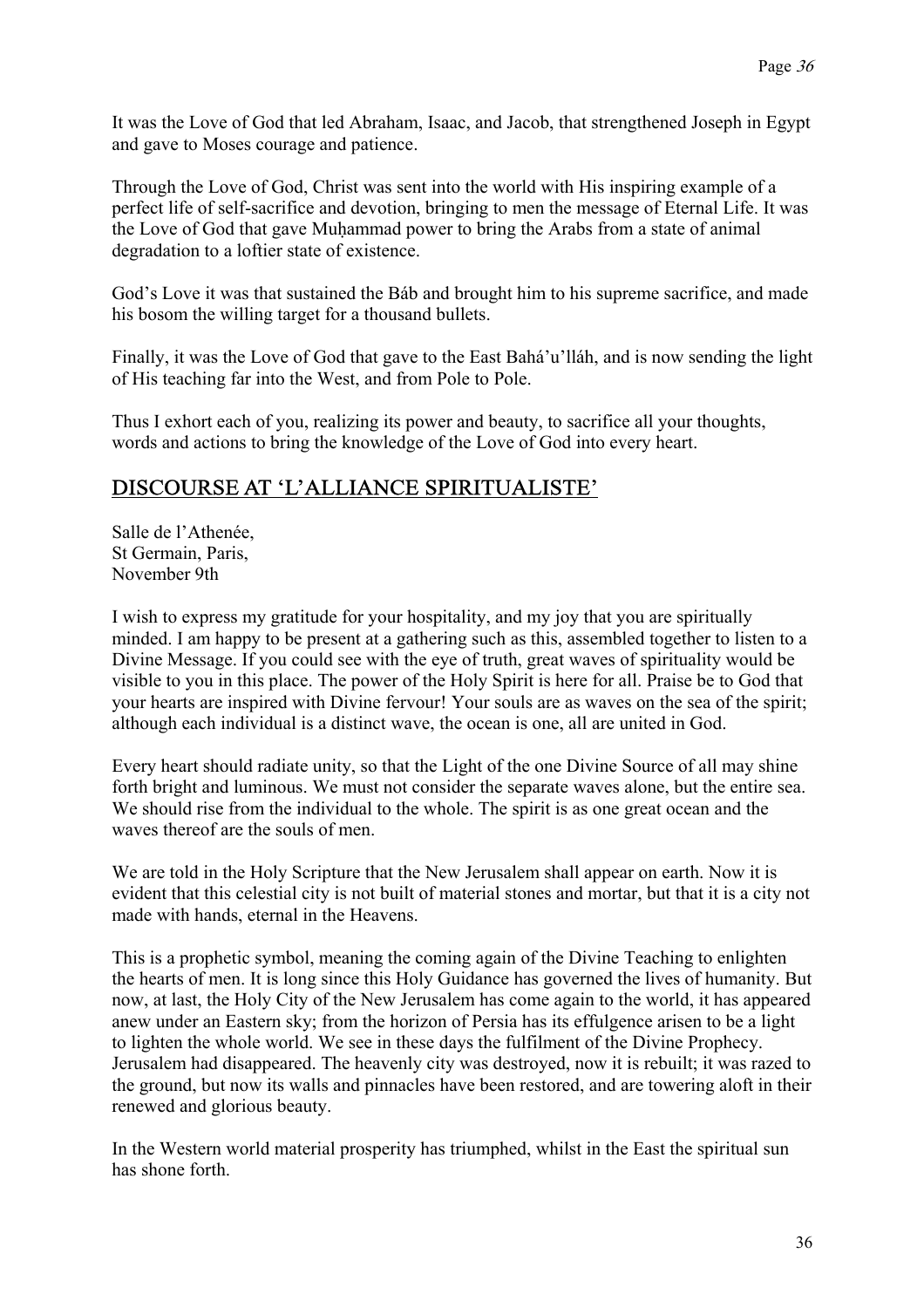It was the Love of God that led Abraham, Isaac, and Jacob, that strengthened Joseph in Egypt and gave to Moses courage and patience.

Through the Love of God, Christ was sent into the world with His inspiring example of a perfect life of self-sacrifice and devotion, bringing to men the message of Eternal Life. It was the Love of God that gave Muḥammad power to bring the Arabs from a state of animal degradation to a loftier state of existence.

God's Love it was that sustained the Báb and brought him to his supreme sacrifice, and made his bosom the willing target for a thousand bullets.

Finally, it was the Love of God that gave to the East Bahá'u'lláh, and is now sending the light of His teaching far into the West, and from Pole to Pole.

Thus I exhort each of you, realizing its power and beauty, to sacrifice all your thoughts, words and actions to bring the knowledge of the Love of God into every heart.

## DISCOURSE AT 'L'ALLIANCE SPIRITUALISTE'

Salle de l'Athenée,
St Germain, Paris,
November 9th

I wish to express my gratitude for your hospitality, and my joy that you are spiritually minded. I am happy to be present at a gathering such as this, assembled together to listen to a Divine Message. If you could see with the eye of truth, great waves of spirituality would be visible to you in this place. The power of the Holy Spirit is here for all. Praise be to God that your hearts are inspired with Divine fervour! Your souls are as waves on the sea of the spirit; although each individual is a distinct wave, the ocean is one, all are united in God.

Every heart should radiate unity, so that the Light of the one Divine Source of all may shine forth bright and luminous. We must not consider the separate waves alone, but the entire sea. We should rise from the individual to the whole. The spirit is as one great ocean and the waves thereof are the souls of men.

We are told in the Holy Scripture that the New Jerusalem shall appear on earth. Now it is evident that this celestial city is not built of material stones and mortar, but that it is a city not made with hands, eternal in the Heavens.

This is a prophetic symbol, meaning the coming again of the Divine Teaching to enlighten the hearts of men. It is long since this Holy Guidance has governed the lives of humanity. But now, at last, the Holy City of the New Jerusalem has come again to the world, it has appeared anew under an Eastern sky; from the horizon of Persia has its effulgence arisen to be a light to lighten the whole world. We see in these days the fulfilment of the Divine Prophecy. Jerusalem had disappeared. The heavenly city was destroyed, now it is rebuilt; it was razed to the ground, but now its walls and pinnacles have been restored, and are towering aloft in their renewed and glorious beauty.

In the Western world material prosperity has triumphed, whilst in the East the spiritual sun has shone forth.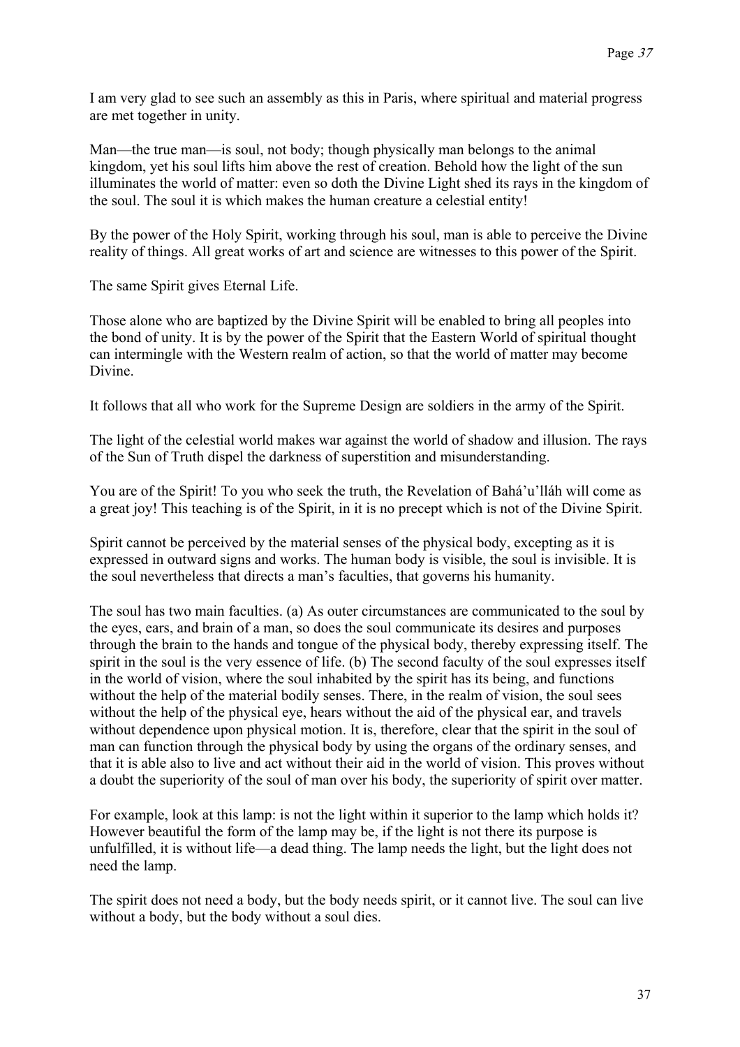I am very glad to see such an assembly as this in Paris, where spiritual and material progress are met together in unity.

Man—the true man—is soul, not body; though physically man belongs to the animal kingdom, yet his soul lifts him above the rest of creation. Behold how the light of the sun illuminates the world of matter: even so doth the Divine Light shed its rays in the kingdom of the soul. The soul it is which makes the human creature a celestial entity!

By the power of the Holy Spirit, working through his soul, man is able to perceive the Divine reality of things. All great works of art and science are witnesses to this power of the Spirit.

The same Spirit gives Eternal Life.

Those alone who are baptized by the Divine Spirit will be enabled to bring all peoples into the bond of unity. It is by the power of the Spirit that the Eastern World of spiritual thought can intermingle with the Western realm of action, so that the world of matter may become Divine.

It follows that all who work for the Supreme Design are soldiers in the army of the Spirit.

The light of the celestial world makes war against the world of shadow and illusion. The rays of the Sun of Truth dispel the darkness of superstition and misunderstanding.

You are of the Spirit! To you who seek the truth, the Revelation of Bahá'u'lláh will come as a great joy! This teaching is of the Spirit, in it is no precept which is not of the Divine Spirit.

Spirit cannot be perceived by the material senses of the physical body, excepting as it is expressed in outward signs and works. The human body is visible, the soul is invisible. It is the soul nevertheless that directs a man's faculties, that governs his humanity.

The soul has two main faculties. (a) As outer circumstances are communicated to the soul by the eyes, ears, and brain of a man, so does the soul communicate its desires and purposes through the brain to the hands and tongue of the physical body, thereby expressing itself. The spirit in the soul is the very essence of life. (b) The second faculty of the soul expresses itself in the world of vision, where the soul inhabited by the spirit has its being, and functions without the help of the material bodily senses. There, in the realm of vision, the soul sees without the help of the physical eye, hears without the aid of the physical ear, and travels without dependence upon physical motion. It is, therefore, clear that the spirit in the soul of man can function through the physical body by using the organs of the ordinary senses, and that it is able also to live and act without their aid in the world of vision. This proves without a doubt the superiority of the soul of man over his body, the superiority of spirit over matter.

For example, look at this lamp: is not the light within it superior to the lamp which holds it? However beautiful the form of the lamp may be, if the light is not there its purpose is unfulfilled, it is without life—a dead thing. The lamp needs the light, but the light does not need the lamp.

The spirit does not need a body, but the body needs spirit, or it cannot live. The soul can live without a body, but the body without a soul dies.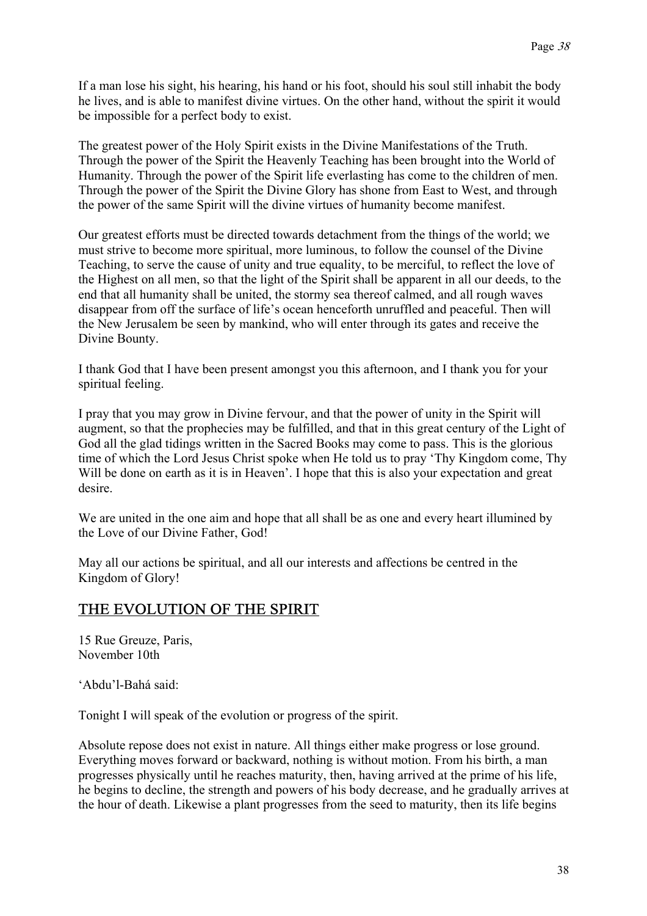If a man lose his sight, his hearing, his hand or his foot, should his soul still inhabit the body he lives, and is able to manifest divine virtues. On the other hand, without the spirit it would be impossible for a perfect body to exist.

The greatest power of the Holy Spirit exists in the Divine Manifestations of the Truth. Through the power of the Spirit the Heavenly Teaching has been brought into the World of Humanity. Through the power of the Spirit life everlasting has come to the children of men. Through the power of the Spirit the Divine Glory has shone from East to West, and through the power of the same Spirit will the divine virtues of humanity become manifest.

Our greatest efforts must be directed towards detachment from the things of the world; we must strive to become more spiritual, more luminous, to follow the counsel of the Divine Teaching, to serve the cause of unity and true equality, to be merciful, to reflect the love of the Highest on all men, so that the light of the Spirit shall be apparent in all our deeds, to the end that all humanity shall be united, the stormy sea thereof calmed, and all rough waves disappear from off the surface of life's ocean henceforth unruffled and peaceful. Then will the New Jerusalem be seen by mankind, who will enter through its gates and receive the Divine Bounty.

I thank God that I have been present amongst you this afternoon, and I thank you for your spiritual feeling.

I pray that you may grow in Divine fervour, and that the power of unity in the Spirit will augment, so that the prophecies may be fulfilled, and that in this great century of the Light of God all the glad tidings written in the Sacred Books may come to pass. This is the glorious time of which the Lord Jesus Christ spoke when He told us to pray 'Thy Kingdom come, Thy Will be done on earth as it is in Heaven'. I hope that this is also your expectation and great desire.

We are united in the one aim and hope that all shall be as one and every heart illumined by the Love of our Divine Father, God!

May all our actions be spiritual, and all our interests and affections be centred in the Kingdom of Glory!

## THE EVOLUTION OF THE SPIRIT

15 Rue Greuze, Paris,
November 10th

'Abdu'l-Bahá said:

Tonight I will speak of the evolution or progress of the spirit.

Absolute repose does not exist in nature. All things either make progress or lose ground. Everything moves forward or backward, nothing is without motion. From his birth, a man progresses physically until he reaches maturity, then, having arrived at the prime of his life, he begins to decline, the strength and powers of his body decrease, and he gradually arrives at the hour of death. Likewise a plant progresses from the seed to maturity, then its life begins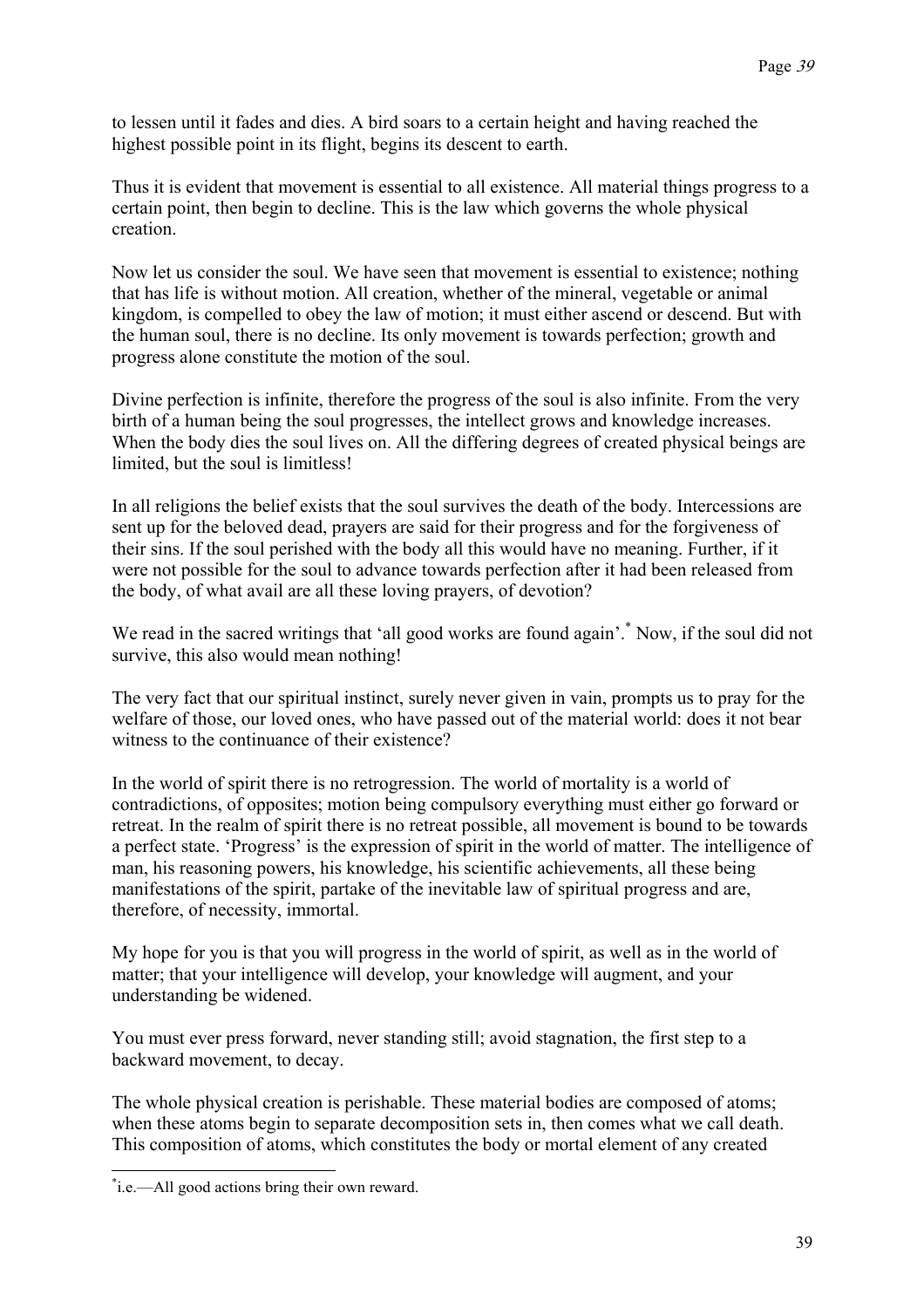to lessen until it fades and dies. A bird soars to a certain height and having reached the highest possible point in its flight, begins its descent to earth.

Thus it is evident that movement is essential to all existence. All material things progress to a certain point, then begin to decline. This is the law which governs the whole physical creation.

Now let us consider the soul. We have seen that movement is essential to existence; nothing that has life is without motion. All creation, whether of the mineral, vegetable or animal kingdom, is compelled to obey the law of motion; it must either ascend or descend. But with the human soul, there is no decline. Its only movement is towards perfection; growth and progress alone constitute the motion of the soul.

Divine perfection is infinite, therefore the progress of the soul is also infinite. From the very birth of a human being the soul progresses, the intellect grows and knowledge increases. When the body dies the soul lives on. All the differing degrees of created physical beings are limited, but the soul is limitless!

In all religions the belief exists that the soul survives the death of the body. Intercessions are sent up for the beloved dead, prayers are said for their progress and for the forgiveness of their sins. If the soul perished with the body all this would have no meaning. Further, if it were not possible for the soul to advance towards perfection after it had been released from the body, of what avail are all these loving prayers, of devotion?

We read in the sacred writings that 'all good works are found again'.[*] Now, if the soul did not survive, this also would mean nothing!

The very fact that our spiritual instinct, surely never given in vain, prompts us to pray for the welfare of those, our loved ones, who have passed out of the material world: does it not bear witness to the continuance of their existence?

In the world of spirit there is no retrogression. The world of mortality is a world of contradictions, of opposites; motion being compulsory everything must either go forward or retreat. In the realm of spirit there is no retreat possible, all movement is bound to be towards a perfect state. 'Progress' is the expression of spirit in the world of matter. The intelligence of man, his reasoning powers, his knowledge, his scientific achievements, all these being manifestations of the spirit, partake of the inevitable law of spiritual progress and are, therefore, of necessity, immortal.

My hope for you is that you will progress in the world of spirit, as well as in the world of matter; that your intelligence will develop, your knowledge will augment, and your understanding be widened.

You must ever press forward, never standing still; avoid stagnation, the first step to a backward movement, to decay.

The whole physical creation is perishable. These material bodies are composed of atoms; when these atoms begin to separate decomposition sets in, then comes what we call death. This composition of atoms, which constitutes the body or mortal element of any created

---

[*] i.e.—All good actions bring their own reward.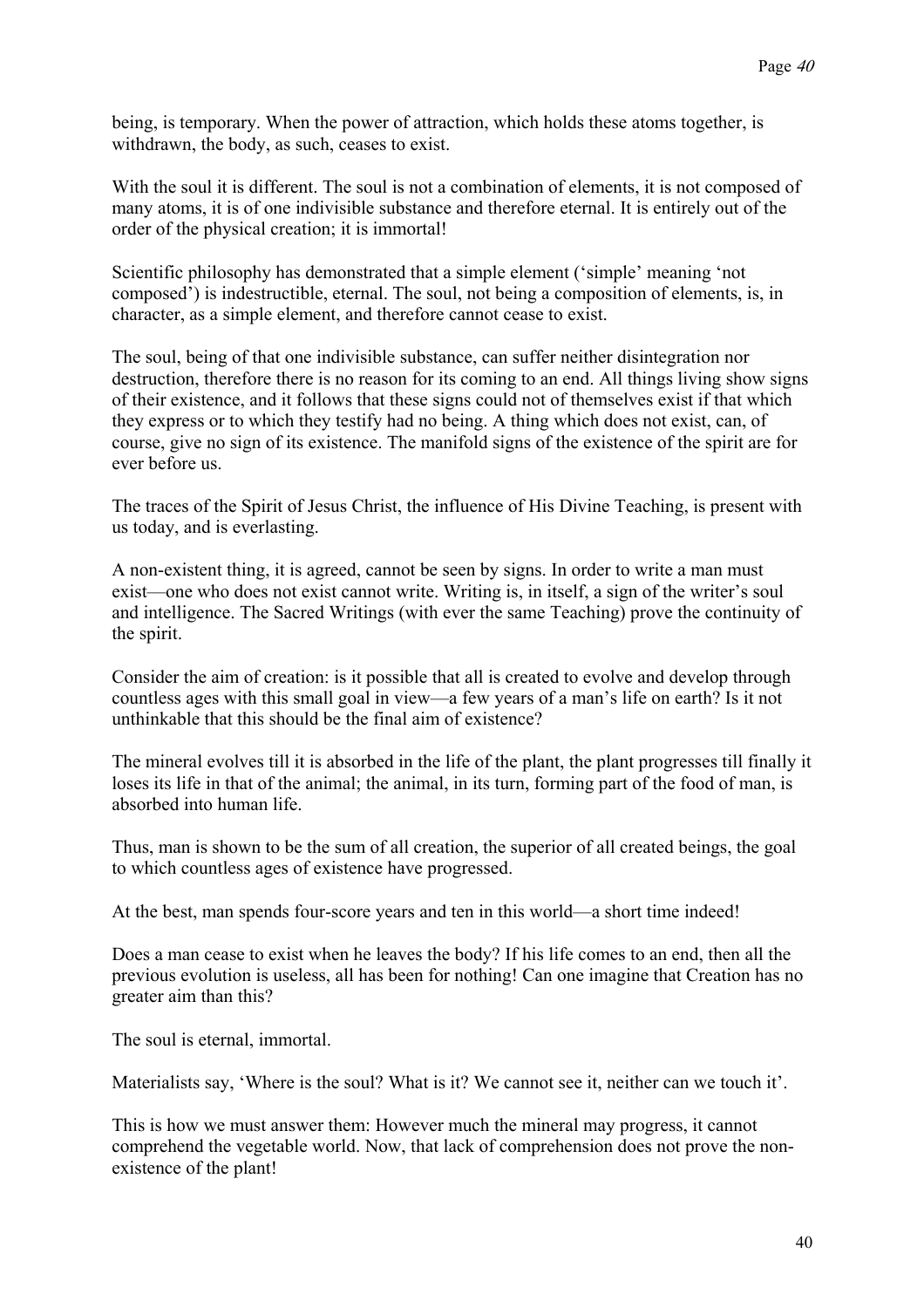being, is temporary. When the power of attraction, which holds these atoms together, is withdrawn, the body, as such, ceases to exist.

With the soul it is different. The soul is not a combination of elements, it is not composed of many atoms, it is of one indivisible substance and therefore eternal. It is entirely out of the order of the physical creation; it is immortal!

Scientific philosophy has demonstrated that a simple element ('simple' meaning 'not composed') is indestructible, eternal. The soul, not being a composition of elements, is, in character, as a simple element, and therefore cannot cease to exist.

The soul, being of that one indivisible substance, can suffer neither disintegration nor destruction, therefore there is no reason for its coming to an end. All things living show signs of their existence, and it follows that these signs could not of themselves exist if that which they express or to which they testify had no being. A thing which does not exist, can, of course, give no sign of its existence. The manifold signs of the existence of the spirit are for ever before us.

The traces of the Spirit of Jesus Christ, the influence of His Divine Teaching, is present with us today, and is everlasting.

A non-existent thing, it is agreed, cannot be seen by signs. In order to write a man must exist—one who does not exist cannot write. Writing is, in itself, a sign of the writer's soul and intelligence. The Sacred Writings (with ever the same Teaching) prove the continuity of the spirit.

Consider the aim of creation: is it possible that all is created to evolve and develop through countless ages with this small goal in view—a few years of a man's life on earth? Is it not unthinkable that this should be the final aim of existence?

The mineral evolves till it is absorbed in the life of the plant, the plant progresses till finally it loses its life in that of the animal; the animal, in its turn, forming part of the food of man, is absorbed into human life.

Thus, man is shown to be the sum of all creation, the superior of all created beings, the goal to which countless ages of existence have progressed.

At the best, man spends four-score years and ten in this world—a short time indeed!

Does a man cease to exist when he leaves the body? If his life comes to an end, then all the previous evolution is useless, all has been for nothing! Can one imagine that Creation has no greater aim than this?

The soul is eternal, immortal.

Materialists say, 'Where is the soul? What is it? We cannot see it, neither can we touch it'.

This is how we must answer them: However much the mineral may progress, it cannot comprehend the vegetable world. Now, that lack of comprehension does not prove the non-existence of the plant!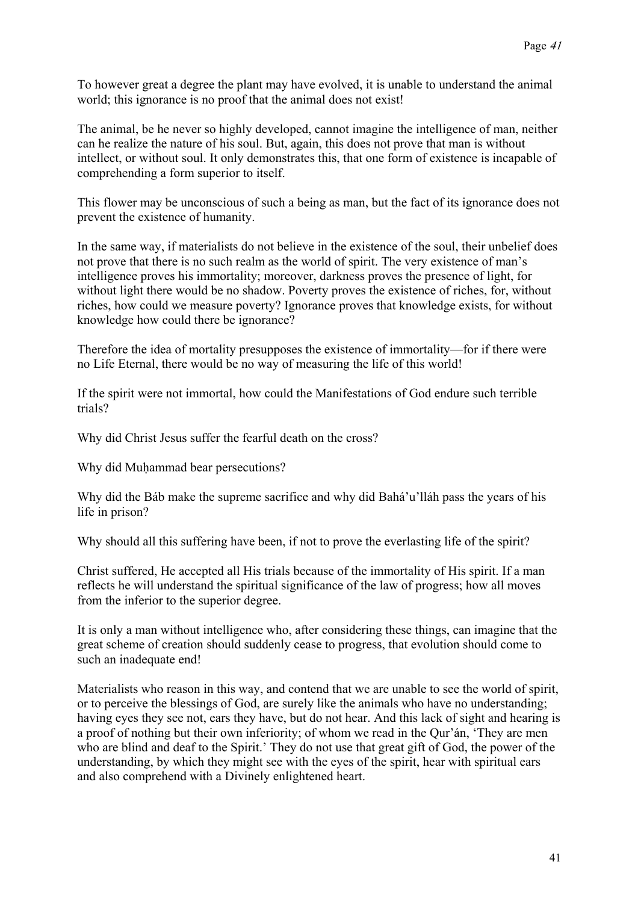To however great a degree the plant may have evolved, it is unable to understand the animal world; this ignorance is no proof that the animal does not exist!

The animal, be he never so highly developed, cannot imagine the intelligence of man, neither can he realize the nature of his soul. But, again, this does not prove that man is without intellect, or without soul. It only demonstrates this, that one form of existence is incapable of comprehending a form superior to itself.

This flower may be unconscious of such a being as man, but the fact of its ignorance does not prevent the existence of humanity.

In the same way, if materialists do not believe in the existence of the soul, their unbelief does not prove that there is no such realm as the world of spirit. The very existence of man's intelligence proves his immortality; moreover, darkness proves the presence of light, for without light there would be no shadow. Poverty proves the existence of riches, for, without riches, how could we measure poverty? Ignorance proves that knowledge exists, for without knowledge how could there be ignorance?

Therefore the idea of mortality presupposes the existence of immortality—for if there were no Life Eternal, there would be no way of measuring the life of this world!

If the spirit were not immortal, how could the Manifestations of God endure such terrible trials?

Why did Christ Jesus suffer the fearful death on the cross?

Why did Muḥammad bear persecutions?

Why did the Báb make the supreme sacrifice and why did Bahá'u'lláh pass the years of his life in prison?

Why should all this suffering have been, if not to prove the everlasting life of the spirit?

Christ suffered, He accepted all His trials because of the immortality of His spirit. If a man reflects he will understand the spiritual significance of the law of progress; how all moves from the inferior to the superior degree.

It is only a man without intelligence who, after considering these things, can imagine that the great scheme of creation should suddenly cease to progress, that evolution should come to such an inadequate end!

Materialists who reason in this way, and contend that we are unable to see the world of spirit, or to perceive the blessings of God, are surely like the animals who have no understanding; having eyes they see not, ears they have, but do not hear. And this lack of sight and hearing is a proof of nothing but their own inferiority; of whom we read in the Qur'án, 'They are men who are blind and deaf to the Spirit.' They do not use that great gift of God, the power of the understanding, by which they might see with the eyes of the spirit, hear with spiritual ears and also comprehend with a Divinely enlightened heart.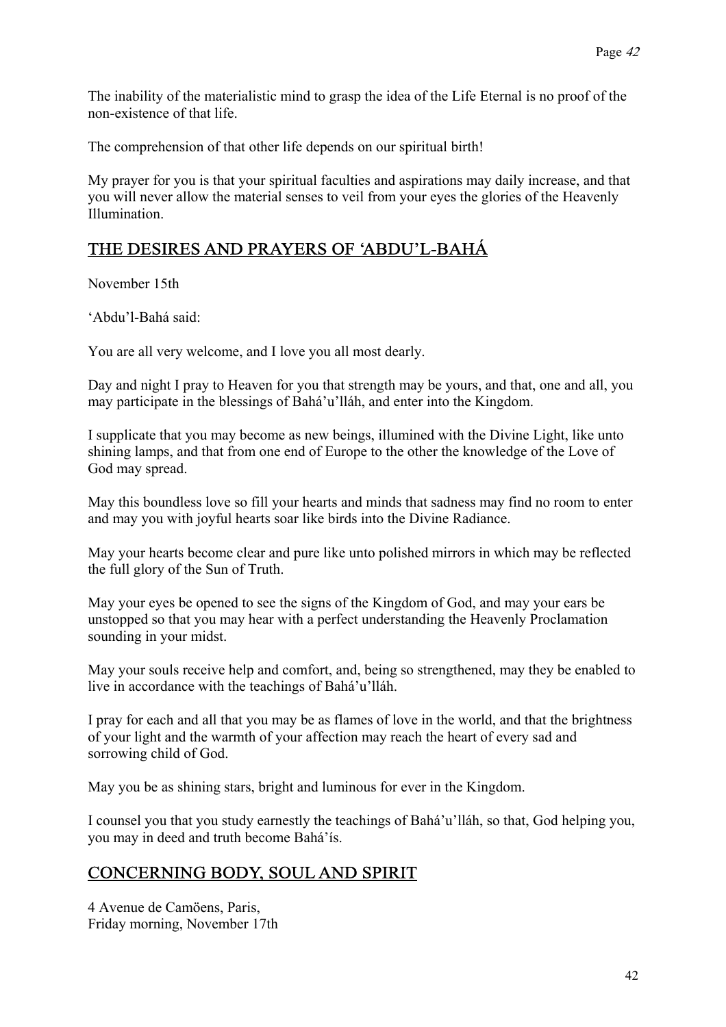The inability of the materialistic mind to grasp the idea of the Life Eternal is no proof of the non-existence of that life.

The comprehension of that other life depends on our spiritual birth!

My prayer for you is that your spiritual faculties and aspirations may daily increase, and that you will never allow the material senses to veil from your eyes the glories of the Heavenly Illumination.

## THE DESIRES AND PRAYERS OF 'ABDU'L-BAHÁ

November 15th

'Abdu'l-Bahá said:

You are all very welcome, and I love you all most dearly.

Day and night I pray to Heaven for you that strength may be yours, and that, one and all, you may participate in the blessings of Bahá'u'lláh, and enter into the Kingdom.

I supplicate that you may become as new beings, illumined with the Divine Light, like unto shining lamps, and that from one end of Europe to the other the knowledge of the Love of God may spread.

May this boundless love so fill your hearts and minds that sadness may find no room to enter and may you with joyful hearts soar like birds into the Divine Radiance.

May your hearts become clear and pure like unto polished mirrors in which may be reflected the full glory of the Sun of Truth.

May your eyes be opened to see the signs of the Kingdom of God, and may your ears be unstopped so that you may hear with a perfect understanding the Heavenly Proclamation sounding in your midst.

May your souls receive help and comfort, and, being so strengthened, may they be enabled to live in accordance with the teachings of Bahá'u'lláh.

I pray for each and all that you may be as flames of love in the world, and that the brightness of your light and the warmth of your affection may reach the heart of every sad and sorrowing child of God.

May you be as shining stars, bright and luminous for ever in the Kingdom.

I counsel you that you study earnestly the teachings of Bahá'u'lláh, so that, God helping you, you may in deed and truth become Bahá'ís.

## CONCERNING BODY, SOUL AND SPIRIT

4 Avenue de Camöens, Paris,
Friday morning, November 17th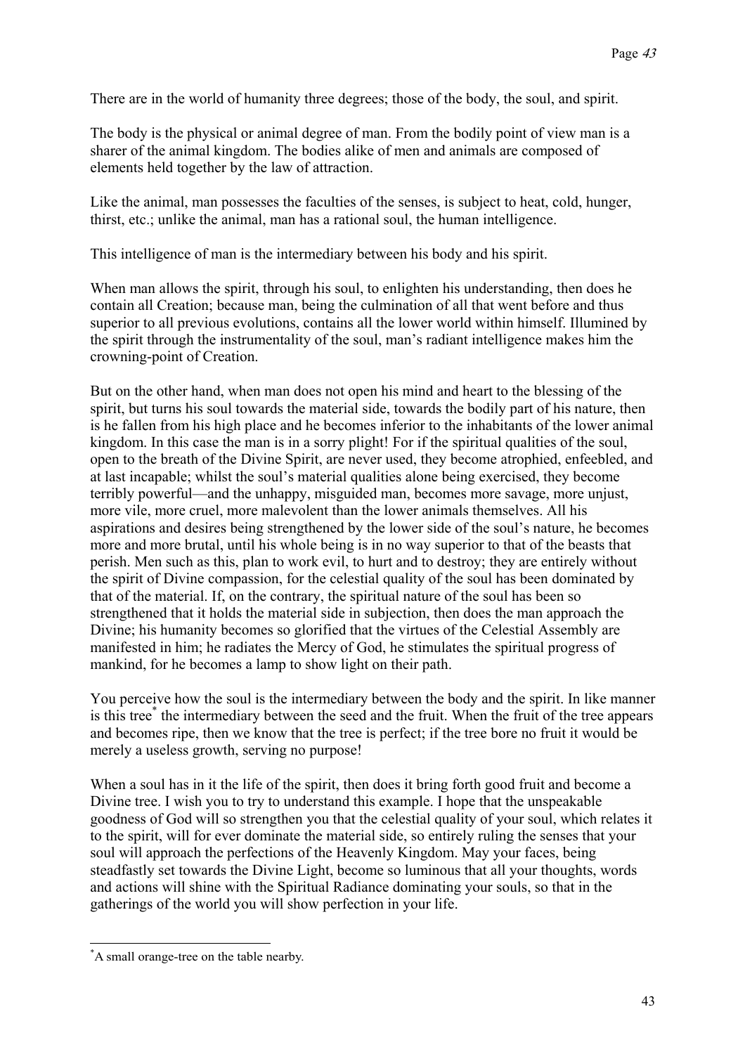There are in the world of humanity three degrees; those of the body, the soul, and spirit.

The body is the physical or animal degree of man. From the bodily point of view man is a sharer of the animal kingdom. The bodies alike of men and animals are composed of elements held together by the law of attraction.

Like the animal, man possesses the faculties of the senses, is subject to heat, cold, hunger, thirst, etc.; unlike the animal, man has a rational soul, the human intelligence.

This intelligence of man is the intermediary between his body and his spirit.

When man allows the spirit, through his soul, to enlighten his understanding, then does he contain all Creation; because man, being the culmination of all that went before and thus superior to all previous evolutions, contains all the lower world within himself. Illumined by the spirit through the instrumentality of the soul, man's radiant intelligence makes him the crowning-point of Creation.

But on the other hand, when man does not open his mind and heart to the blessing of the spirit, but turns his soul towards the material side, towards the bodily part of his nature, then is he fallen from his high place and he becomes inferior to the inhabitants of the lower animal kingdom. In this case the man is in a sorry plight! For if the spiritual qualities of the soul, open to the breath of the Divine Spirit, are never used, they become atrophied, enfeebled, and at last incapable; whilst the soul's material qualities alone being exercised, they become terribly powerful—and the unhappy, misguided man, becomes more savage, more unjust, more vile, more cruel, more malevolent than the lower animals themselves. All his aspirations and desires being strengthened by the lower side of the soul's nature, he becomes more and more brutal, until his whole being is in no way superior to that of the beasts that perish. Men such as this, plan to work evil, to hurt and to destroy; they are entirely without the spirit of Divine compassion, for the celestial quality of the soul has been dominated by that of the material. If, on the contrary, the spiritual nature of the soul has been so strengthened that it holds the material side in subjection, then does the man approach the Divine; his humanity becomes so glorified that the virtues of the Celestial Assembly are manifested in him; he radiates the Mercy of God, he stimulates the spiritual progress of mankind, for he becomes a lamp to show light on their path.

You perceive how the soul is the intermediary between the body and the spirit. In like manner is this tree* the intermediary between the seed and the fruit. When the fruit of the tree appears and becomes ripe, then we know that the tree is perfect; if the tree bore no fruit it would be merely a useless growth, serving no purpose!

When a soul has in it the life of the spirit, then does it bring forth good fruit and become a Divine tree. I wish you to try to understand this example. I hope that the unspeakable goodness of God will so strengthen you that the celestial quality of your soul, which relates it to the spirit, will for ever dominate the material side, so entirely ruling the senses that your soul will approach the perfections of the Heavenly Kingdom. May your faces, being steadfastly set towards the Divine Light, become so luminous that all your thoughts, words and actions will shine with the Spiritual Radiance dominating your souls, so that in the gatherings of the world you will show perfection in your life.

---

*A small orange-tree on the table nearby.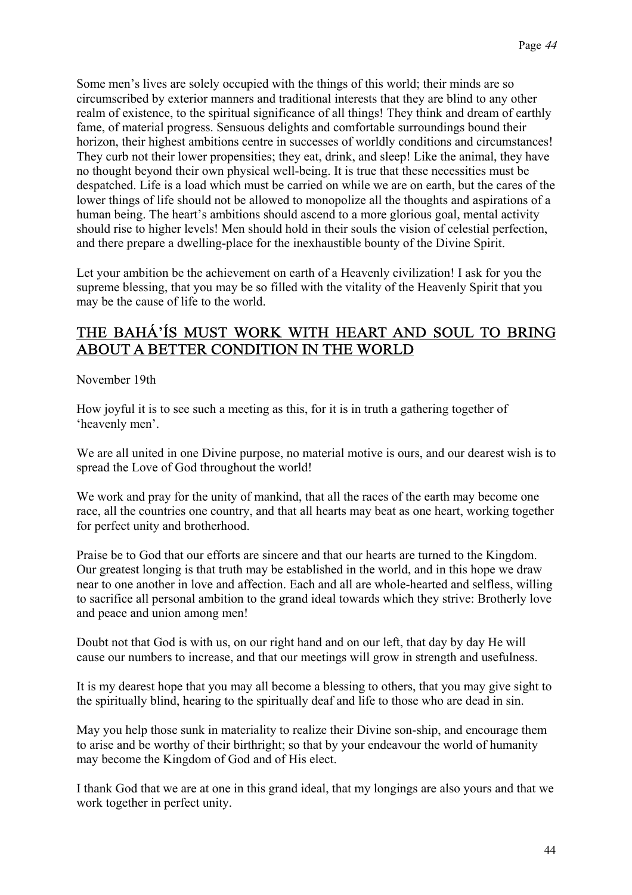Some men's lives are solely occupied with the things of this world; their minds are so circumscribed by exterior manners and traditional interests that they are blind to any other realm of existence, to the spiritual significance of all things! They think and dream of earthly fame, of material progress. Sensuous delights and comfortable surroundings bound their horizon, their highest ambitions centre in successes of worldly conditions and circumstances! They curb not their lower propensities; they eat, drink, and sleep! Like the animal, they have no thought beyond their own physical well-being. It is true that these necessities must be despatched. Life is a load which must be carried on while we are on earth, but the cares of the lower things of life should not be allowed to monopolize all the thoughts and aspirations of a human being. The heart's ambitions should ascend to a more glorious goal, mental activity should rise to higher levels! Men should hold in their souls the vision of celestial perfection, and there prepare a dwelling-place for the inexhaustible bounty of the Divine Spirit.

Let your ambition be the achievement on earth of a Heavenly civilization! I ask for you the supreme blessing, that you may be so filled with the vitality of the Heavenly Spirit that you may be the cause of life to the world.

## THE BAHÁ'ÍS MUST WORK WITH HEART AND SOUL TO BRING ABOUT A BETTER CONDITION IN THE WORLD

November 19th

How joyful it is to see such a meeting as this, for it is in truth a gathering together of 'heavenly men'.

We are all united in one Divine purpose, no material motive is ours, and our dearest wish is to spread the Love of God throughout the world!

We work and pray for the unity of mankind, that all the races of the earth may become one race, all the countries one country, and that all hearts may beat as one heart, working together for perfect unity and brotherhood.

Praise be to God that our efforts are sincere and that our hearts are turned to the Kingdom. Our greatest longing is that truth may be established in the world, and in this hope we draw near to one another in love and affection. Each and all are whole-hearted and selfless, willing to sacrifice all personal ambition to the grand ideal towards which they strive: Brotherly love and peace and union among men!

Doubt not that God is with us, on our right hand and on our left, that day by day He will cause our numbers to increase, and that our meetings will grow in strength and usefulness.

It is my dearest hope that you may all become a blessing to others, that you may give sight to the spiritually blind, hearing to the spiritually deaf and life to those who are dead in sin.

May you help those sunk in materiality to realize their Divine son-ship, and encourage them to arise and be worthy of their birthright; so that by your endeavour the world of humanity may become the Kingdom of God and of His elect.

I thank God that we are at one in this grand ideal, that my longings are also yours and that we work together in perfect unity.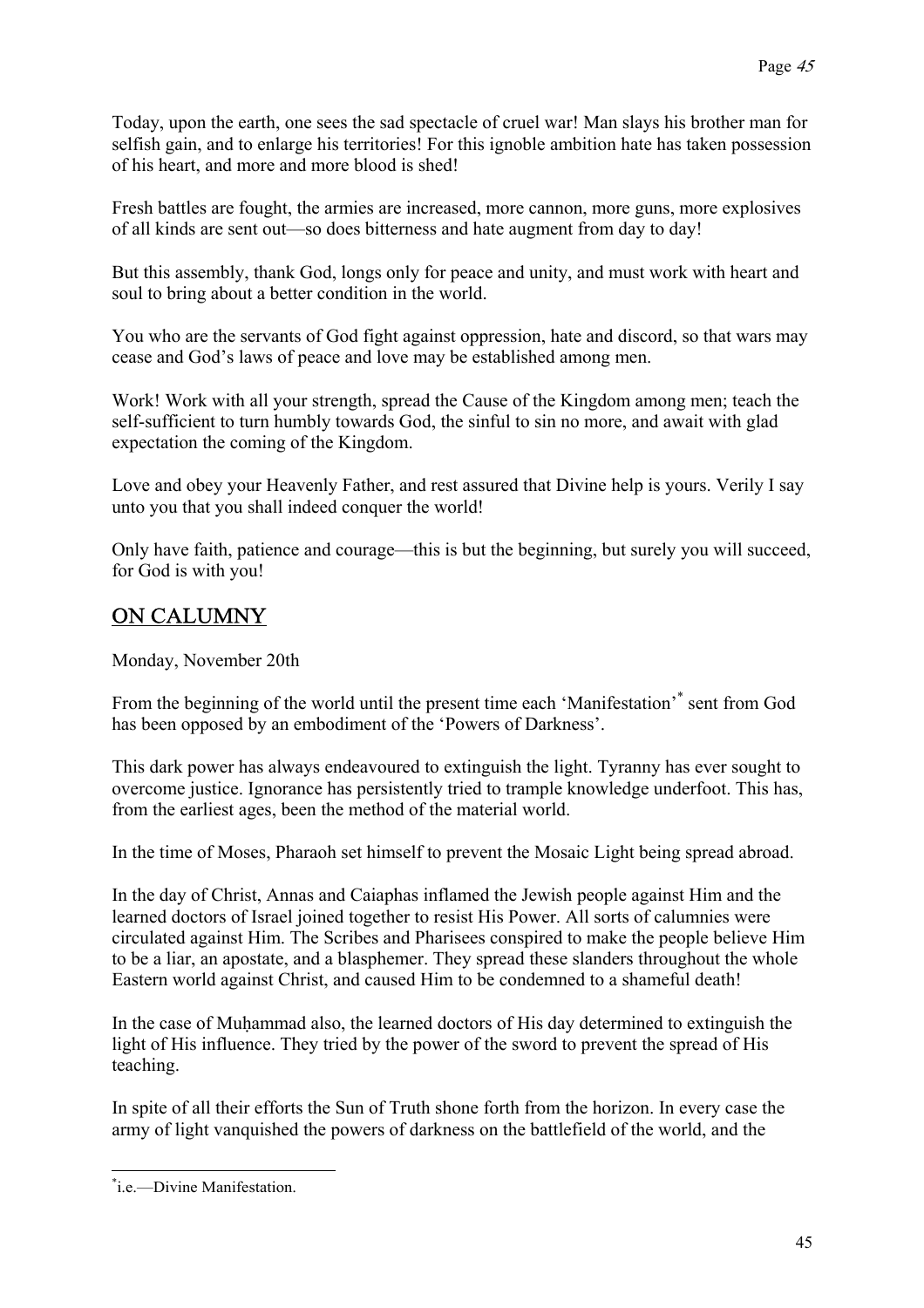Today, upon the earth, one sees the sad spectacle of cruel war! Man slays his brother man for selfish gain, and to enlarge his territories! For this ignoble ambition hate has taken possession of his heart, and more and more blood is shed!

Fresh battles are fought, the armies are increased, more cannon, more guns, more explosives of all kinds are sent out—so does bitterness and hate augment from day to day!

But this assembly, thank God, longs only for peace and unity, and must work with heart and soul to bring about a better condition in the world.

You who are the servants of God fight against oppression, hate and discord, so that wars may cease and God's laws of peace and love may be established among men.

Work! Work with all your strength, spread the Cause of the Kingdom among men; teach the self-sufficient to turn humbly towards God, the sinful to sin no more, and await with glad expectation the coming of the Kingdom.

Love and obey your Heavenly Father, and rest assured that Divine help is yours. Verily I say unto you that you shall indeed conquer the world!

Only have faith, patience and courage—this is but the beginning, but surely you will succeed, for God is with you!

## ON CALUMNY

Monday, November 20th

From the beginning of the world until the present time each 'Manifestation'* sent from God has been opposed by an embodiment of the 'Powers of Darkness'.

This dark power has always endeavoured to extinguish the light. Tyranny has ever sought to overcome justice. Ignorance has persistently tried to trample knowledge underfoot. This has, from the earliest ages, been the method of the material world.

In the time of Moses, Pharaoh set himself to prevent the Mosaic Light being spread abroad.

In the day of Christ, Annas and Caiaphas inflamed the Jewish people against Him and the learned doctors of Israel joined together to resist His Power. All sorts of calumnies were circulated against Him. The Scribes and Pharisees conspired to make the people believe Him to be a liar, an apostate, and a blasphemer. They spread these slanders throughout the whole Eastern world against Christ, and caused Him to be condemned to a shameful death!

In the case of Muḥammad also, the learned doctors of His day determined to extinguish the light of His influence. They tried by the power of the sword to prevent the spread of His teaching.

In spite of all their efforts the Sun of Truth shone forth from the horizon. In every case the army of light vanquished the powers of darkness on the battlefield of the world, and the

---

*i.e.—Divine Manifestation.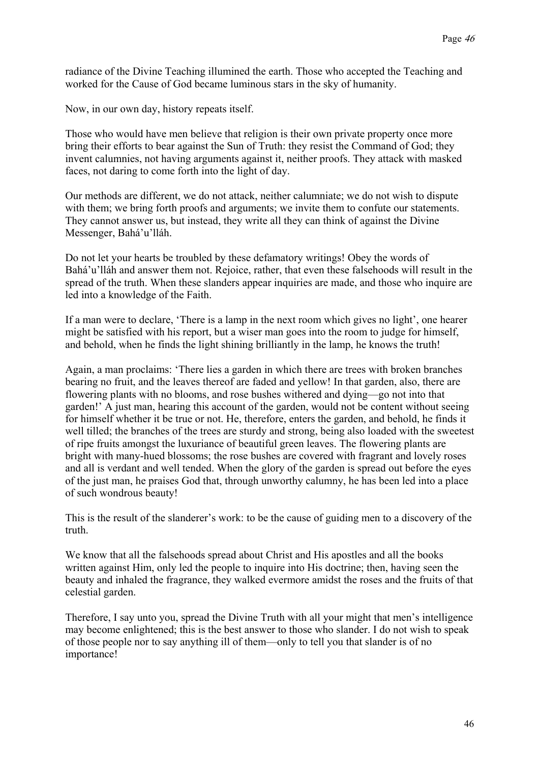radiance of the Divine Teaching illumined the earth. Those who accepted the Teaching and worked for the Cause of God became luminous stars in the sky of humanity.

Now, in our own day, history repeats itself.

Those who would have men believe that religion is their own private property once more bring their efforts to bear against the Sun of Truth: they resist the Command of God; they invent calumnies, not having arguments against it, neither proofs. They attack with masked faces, not daring to come forth into the light of day.

Our methods are different, we do not attack, neither calumniate; we do not wish to dispute with them; we bring forth proofs and arguments; we invite them to confute our statements. They cannot answer us, but instead, they write all they can think of against the Divine Messenger, Bahá'u'lláh.

Do not let your hearts be troubled by these defamatory writings! Obey the words of Bahá'u'lláh and answer them not. Rejoice, rather, that even these falsehoods will result in the spread of the truth. When these slanders appear inquiries are made, and those who inquire are led into a knowledge of the Faith.

If a man were to declare, 'There is a lamp in the next room which gives no light', one hearer might be satisfied with his report, but a wiser man goes into the room to judge for himself, and behold, when he finds the light shining brilliantly in the lamp, he knows the truth!

Again, a man proclaims: 'There lies a garden in which there are trees with broken branches bearing no fruit, and the leaves thereof are faded and yellow! In that garden, also, there are flowering plants with no blooms, and rose bushes withered and dying—go not into that garden!' A just man, hearing this account of the garden, would not be content without seeing for himself whether it be true or not. He, therefore, enters the garden, and behold, he finds it well tilled; the branches of the trees are sturdy and strong, being also loaded with the sweetest of ripe fruits amongst the luxuriance of beautiful green leaves. The flowering plants are bright with many-hued blossoms; the rose bushes are covered with fragrant and lovely roses and all is verdant and well tended. When the glory of the garden is spread out before the eyes of the just man, he praises God that, through unworthy calumny, he has been led into a place of such wondrous beauty!

This is the result of the slanderer's work: to be the cause of guiding men to a discovery of the truth.

We know that all the falsehoods spread about Christ and His apostles and all the books written against Him, only led the people to inquire into His doctrine; then, having seen the beauty and inhaled the fragrance, they walked evermore amidst the roses and the fruits of that celestial garden.

Therefore, I say unto you, spread the Divine Truth with all your might that men's intelligence may become enlightened; this is the best answer to those who slander. I do not wish to speak of those people nor to say anything ill of them—only to tell you that slander is of no importance!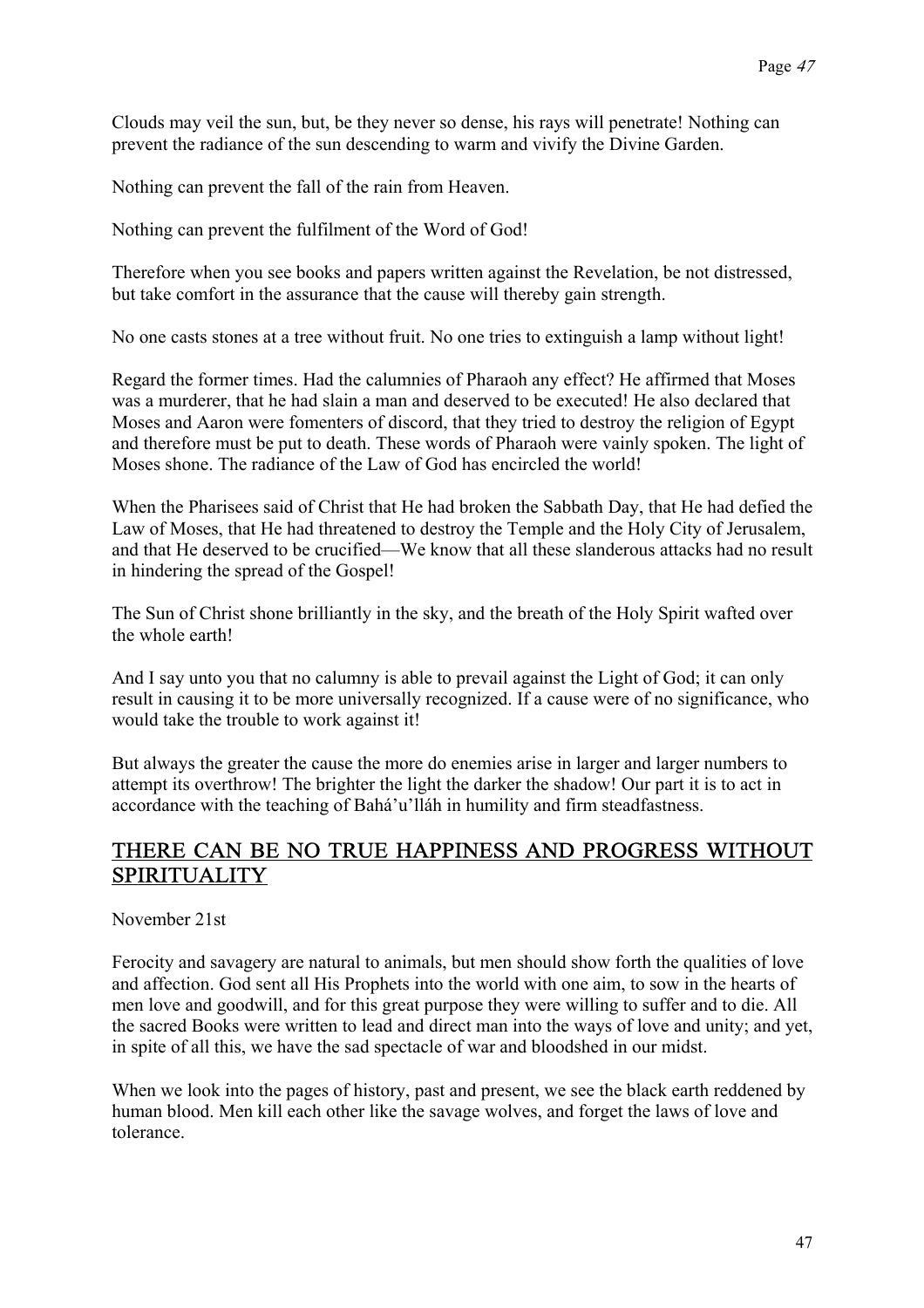Clouds may veil the sun, but, be they never so dense, his rays will penetrate! Nothing can prevent the radiance of the sun descending to warm and vivify the Divine Garden.

Nothing can prevent the fall of the rain from Heaven.

Nothing can prevent the fulfilment of the Word of God!

Therefore when you see books and papers written against the Revelation, be not distressed, but take comfort in the assurance that the cause will thereby gain strength.

No one casts stones at a tree without fruit. No one tries to extinguish a lamp without light!

Regard the former times. Had the calumnies of Pharaoh any effect? He affirmed that Moses was a murderer, that he had slain a man and deserved to be executed! He also declared that Moses and Aaron were fomenters of discord, that they tried to destroy the religion of Egypt and therefore must be put to death. These words of Pharaoh were vainly spoken. The light of Moses shone. The radiance of the Law of God has encircled the world!

When the Pharisees said of Christ that He had broken the Sabbath Day, that He had defied the Law of Moses, that He had threatened to destroy the Temple and the Holy City of Jerusalem, and that He deserved to be crucified—We know that all these slanderous attacks had no result in hindering the spread of the Gospel!

The Sun of Christ shone brilliantly in the sky, and the breath of the Holy Spirit wafted over the whole earth!

And I say unto you that no calumny is able to prevail against the Light of God; it can only result in causing it to be more universally recognized. If a cause were of no significance, who would take the trouble to work against it!

But always the greater the cause the more do enemies arise in larger and larger numbers to attempt its overthrow! The brighter the light the darker the shadow! Our part it is to act in accordance with the teaching of Bahá'u'lláh in humility and firm steadfastness.

## THERE CAN BE NO TRUE HAPPINESS AND PROGRESS WITHOUT SPIRITUALITY

November 21st

Ferocity and savagery are natural to animals, but men should show forth the qualities of love and affection. God sent all His Prophets into the world with one aim, to sow in the hearts of men love and goodwill, and for this great purpose they were willing to suffer and to die. All the sacred Books were written to lead and direct man into the ways of love and unity; and yet, in spite of all this, we have the sad spectacle of war and bloodshed in our midst.

When we look into the pages of history, past and present, we see the black earth reddened by human blood. Men kill each other like the savage wolves, and forget the laws of love and tolerance.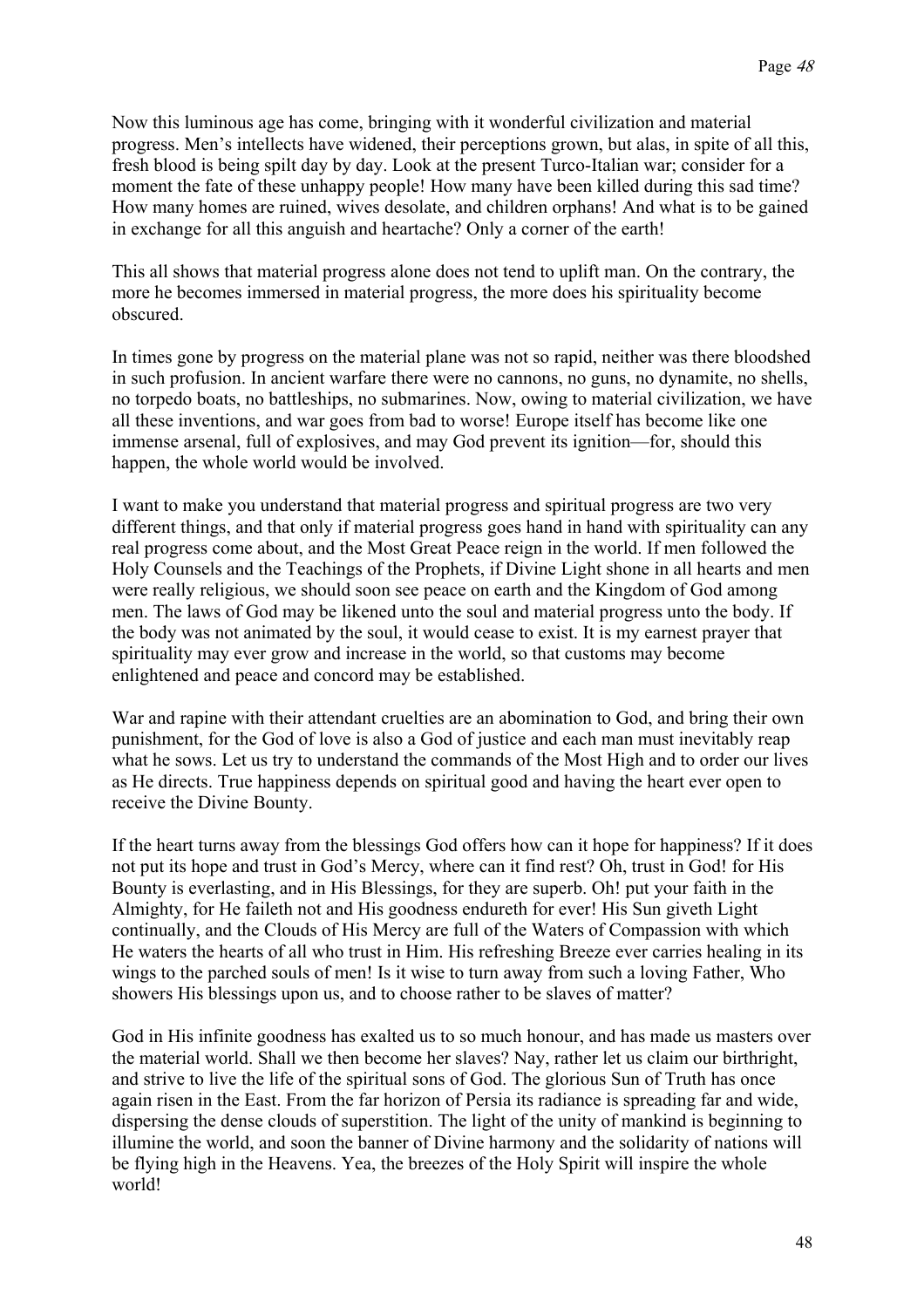Now this luminous age has come, bringing with it wonderful civilization and material progress. Men's intellects have widened, their perceptions grown, but alas, in spite of all this, fresh blood is being spilt day by day. Look at the present Turco-Italian war; consider for a moment the fate of these unhappy people! How many have been killed during this sad time? How many homes are ruined, wives desolate, and children orphans! And what is to be gained in exchange for all this anguish and heartache? Only a corner of the earth!

This all shows that material progress alone does not tend to uplift man. On the contrary, the more he becomes immersed in material progress, the more does his spirituality become obscured.

In times gone by progress on the material plane was not so rapid, neither was there bloodshed in such profusion. In ancient warfare there were no cannons, no guns, no dynamite, no shells, no torpedo boats, no battleships, no submarines. Now, owing to material civilization, we have all these inventions, and war goes from bad to worse! Europe itself has become like one immense arsenal, full of explosives, and may God prevent its ignition—for, should this happen, the whole world would be involved.

I want to make you understand that material progress and spiritual progress are two very different things, and that only if material progress goes hand in hand with spirituality can any real progress come about, and the Most Great Peace reign in the world. If men followed the Holy Counsels and the Teachings of the Prophets, if Divine Light shone in all hearts and men were really religious, we should soon see peace on earth and the Kingdom of God among men. The laws of God may be likened unto the soul and material progress unto the body. If the body was not animated by the soul, it would cease to exist. It is my earnest prayer that spirituality may ever grow and increase in the world, so that customs may become enlightened and peace and concord may be established.

War and rapine with their attendant cruelties are an abomination to God, and bring their own punishment, for the God of love is also a God of justice and each man must inevitably reap what he sows. Let us try to understand the commands of the Most High and to order our lives as He directs. True happiness depends on spiritual good and having the heart ever open to receive the Divine Bounty.

If the heart turns away from the blessings God offers how can it hope for happiness? If it does not put its hope and trust in God's Mercy, where can it find rest? Oh, trust in God! for His Bounty is everlasting, and in His Blessings, for they are superb. Oh! put your faith in the Almighty, for He faileth not and His goodness endureth for ever! His Sun giveth Light continually, and the Clouds of His Mercy are full of the Waters of Compassion with which He waters the hearts of all who trust in Him. His refreshing Breeze ever carries healing in its wings to the parched souls of men! Is it wise to turn away from such a loving Father, Who showers His blessings upon us, and to choose rather to be slaves of matter?

God in His infinite goodness has exalted us to so much honour, and has made us masters over the material world. Shall we then become her slaves? Nay, rather let us claim our birthright, and strive to live the life of the spiritual sons of God. The glorious Sun of Truth has once again risen in the East. From the far horizon of Persia its radiance is spreading far and wide, dispersing the dense clouds of superstition. The light of the unity of mankind is beginning to illumine the world, and soon the banner of Divine harmony and the solidarity of nations will be flying high in the Heavens. Yea, the breezes of the Holy Spirit will inspire the whole world!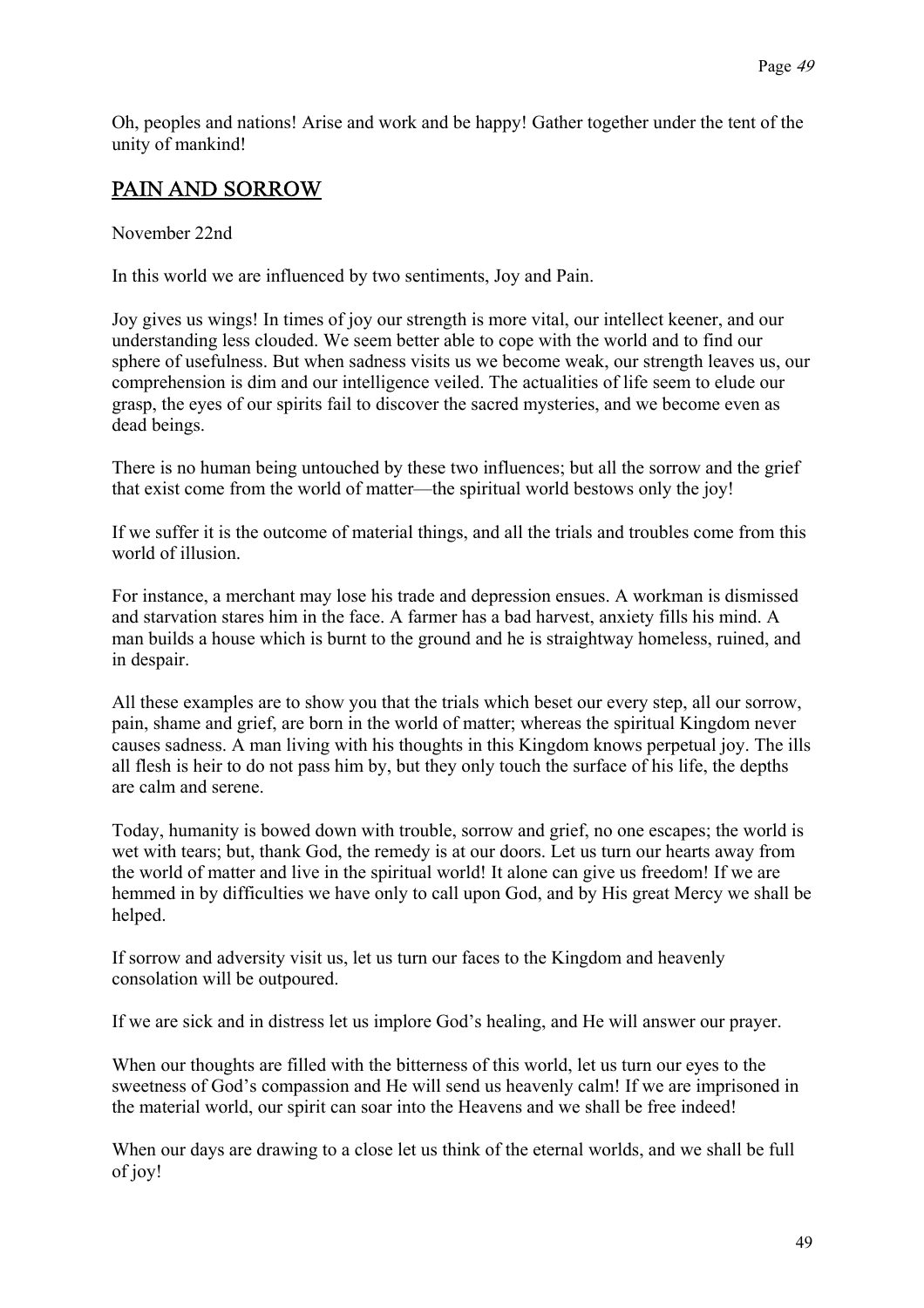Oh, peoples and nations! Arise and work and be happy! Gather together under the tent of the unity of mankind!

## PAIN AND SORROW

November 22nd

In this world we are influenced by two sentiments, Joy and Pain.

Joy gives us wings! In times of joy our strength is more vital, our intellect keener, and our understanding less clouded. We seem better able to cope with the world and to find our sphere of usefulness. But when sadness visits us we become weak, our strength leaves us, our comprehension is dim and our intelligence veiled. The actualities of life seem to elude our grasp, the eyes of our spirits fail to discover the sacred mysteries, and we become even as dead beings.

There is no human being untouched by these two influences; but all the sorrow and the grief that exist come from the world of matter—the spiritual world bestows only the joy!

If we suffer it is the outcome of material things, and all the trials and troubles come from this world of illusion.

For instance, a merchant may lose his trade and depression ensues. A workman is dismissed and starvation stares him in the face. A farmer has a bad harvest, anxiety fills his mind. A man builds a house which is burnt to the ground and he is straightway homeless, ruined, and in despair.

All these examples are to show you that the trials which beset our every step, all our sorrow, pain, shame and grief, are born in the world of matter; whereas the spiritual Kingdom never causes sadness. A man living with his thoughts in this Kingdom knows perpetual joy. The ills all flesh is heir to do not pass him by, but they only touch the surface of his life, the depths are calm and serene.

Today, humanity is bowed down with trouble, sorrow and grief, no one escapes; the world is wet with tears; but, thank God, the remedy is at our doors. Let us turn our hearts away from the world of matter and live in the spiritual world! It alone can give us freedom! If we are hemmed in by difficulties we have only to call upon God, and by His great Mercy we shall be helped.

If sorrow and adversity visit us, let us turn our faces to the Kingdom and heavenly consolation will be outpoured.

If we are sick and in distress let us implore God's healing, and He will answer our prayer.

When our thoughts are filled with the bitterness of this world, let us turn our eyes to the sweetness of God's compassion and He will send us heavenly calm! If we are imprisoned in the material world, our spirit can soar into the Heavens and we shall be free indeed!

When our days are drawing to a close let us think of the eternal worlds, and we shall be full of joy!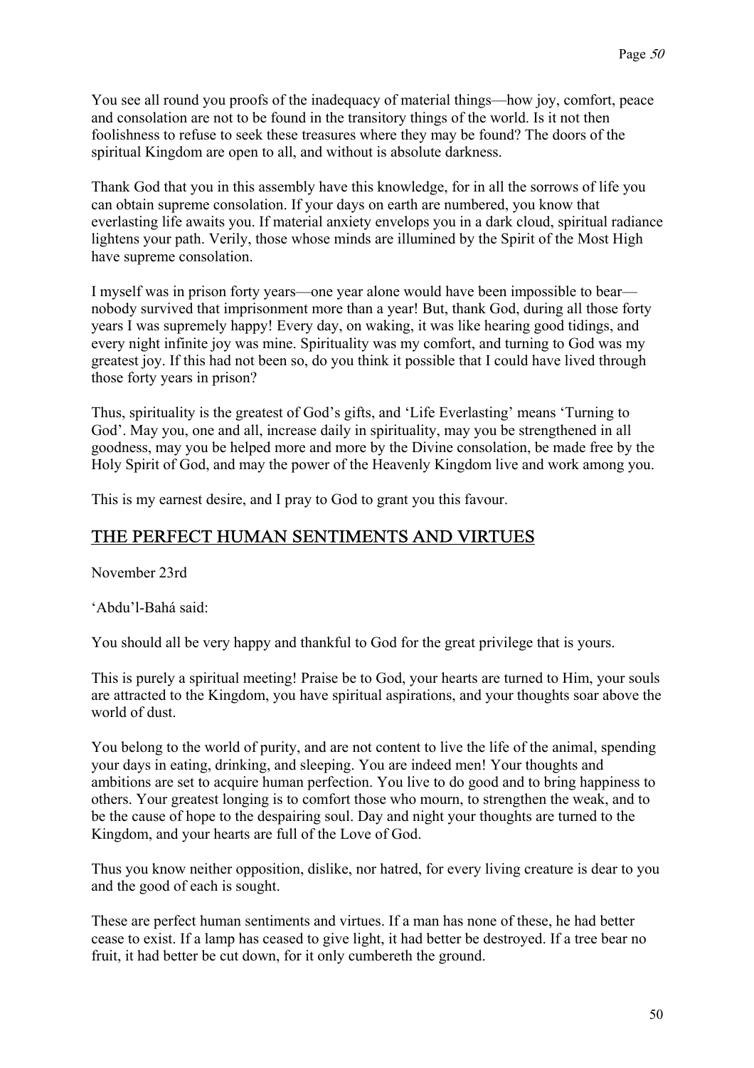You see all round you proofs of the inadequacy of material things—how joy, comfort, peace and consolation are not to be found in the transitory things of the world. Is it not then foolishness to refuse to seek these treasures where they may be found? The doors of the spiritual Kingdom are open to all, and without is absolute darkness.

Thank God that you in this assembly have this knowledge, for in all the sorrows of life you can obtain supreme consolation. If your days on earth are numbered, you know that everlasting life awaits you. If material anxiety envelops you in a dark cloud, spiritual radiance lightens your path. Verily, those whose minds are illumined by the Spirit of the Most High have supreme consolation.

I myself was in prison forty years—one year alone would have been impossible to bear—nobody survived that imprisonment more than a year! But, thank God, during all those forty years I was supremely happy! Every day, on waking, it was like hearing good tidings, and every night infinite joy was mine. Spirituality was my comfort, and turning to God was my greatest joy. If this had not been so, do you think it possible that I could have lived through those forty years in prison?

Thus, spirituality is the greatest of God's gifts, and 'Life Everlasting' means 'Turning to God'. May you, one and all, increase daily in spirituality, may you be strengthened in all goodness, may you be helped more and more by the Divine consolation, be made free by the Holy Spirit of God, and may the power of the Heavenly Kingdom live and work among you.

This is my earnest desire, and I pray to God to grant you this favour.

## THE PERFECT HUMAN SENTIMENTS AND VIRTUES

November 23rd

'Abdu'l-Bahá said:

You should all be very happy and thankful to God for the great privilege that is yours.

This is purely a spiritual meeting! Praise be to God, your hearts are turned to Him, your souls are attracted to the Kingdom, you have spiritual aspirations, and your thoughts soar above the world of dust.

You belong to the world of purity, and are not content to live the life of the animal, spending your days in eating, drinking, and sleeping. You are indeed men! Your thoughts and ambitions are set to acquire human perfection. You live to do good and to bring happiness to others. Your greatest longing is to comfort those who mourn, to strengthen the weak, and to be the cause of hope to the despairing soul. Day and night your thoughts are turned to the Kingdom, and your hearts are full of the Love of God.

Thus you know neither opposition, dislike, nor hatred, for every living creature is dear to you and the good of each is sought.

These are perfect human sentiments and virtues. If a man has none of these, he had better cease to exist. If a lamp has ceased to give light, it had better be destroyed. If a tree bear no fruit, it had better be cut down, for it only cumbereth the ground.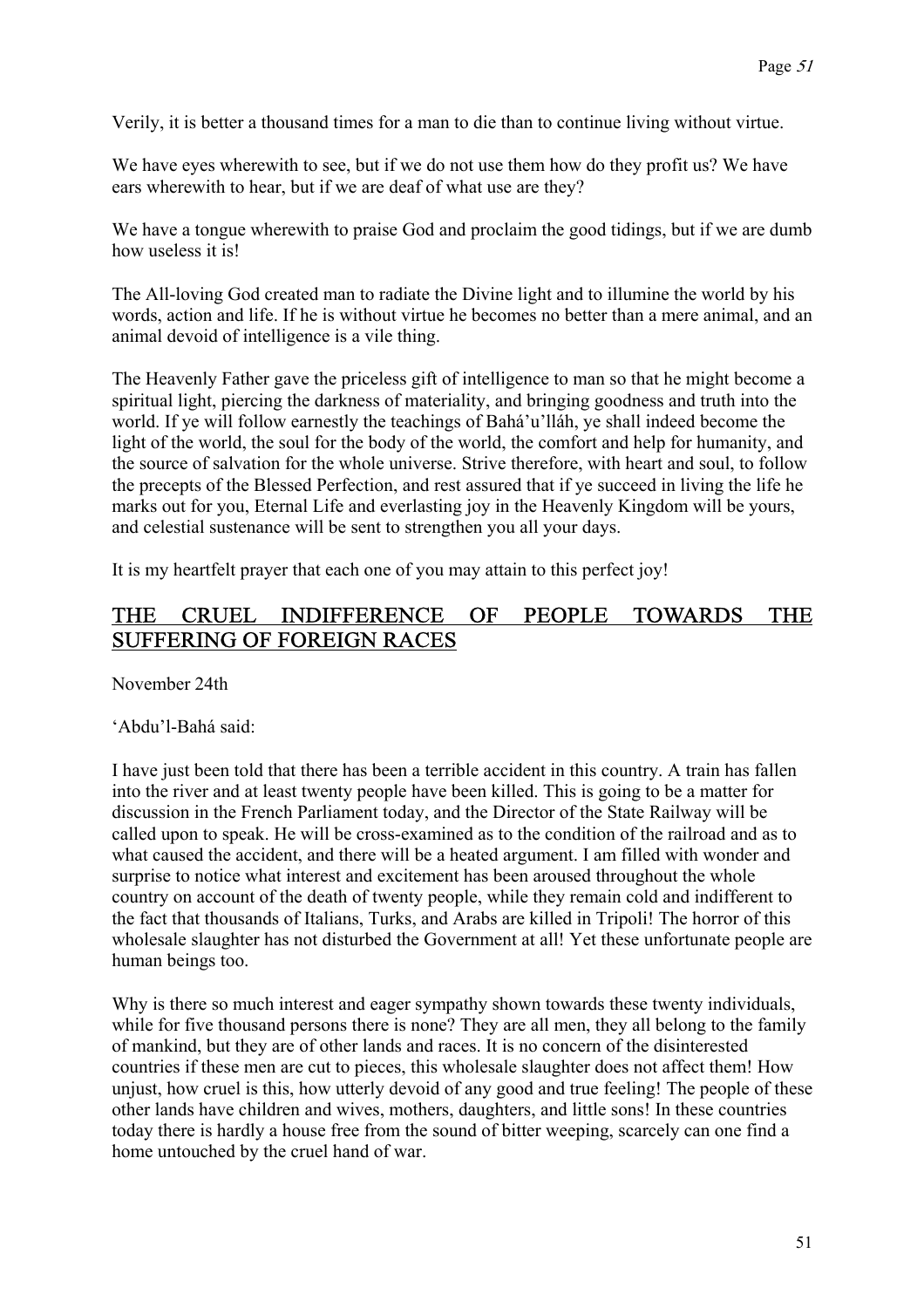Verily, it is better a thousand times for a man to die than to continue living without virtue.

We have eyes wherewith to see, but if we do not use them how do they profit us? We have ears wherewith to hear, but if we are deaf of what use are they?

We have a tongue wherewith to praise God and proclaim the good tidings, but if we are dumb how useless it is!

The All-loving God created man to radiate the Divine light and to illumine the world by his words, action and life. If he is without virtue he becomes no better than a mere animal, and an animal devoid of intelligence is a vile thing.

The Heavenly Father gave the priceless gift of intelligence to man so that he might become a spiritual light, piercing the darkness of materiality, and bringing goodness and truth into the world. If ye will follow earnestly the teachings of Bahá'u'lláh, ye shall indeed become the light of the world, the soul for the body of the world, the comfort and help for humanity, and the source of salvation for the whole universe. Strive therefore, with heart and soul, to follow the precepts of the Blessed Perfection, and rest assured that if ye succeed in living the life he marks out for you, Eternal Life and everlasting joy in the Heavenly Kingdom will be yours, and celestial sustenance will be sent to strengthen you all your days.

It is my heartfelt prayer that each one of you may attain to this perfect joy!

## THE CRUEL INDIFFERENCE OF PEOPLE TOWARDS THE SUFFERING OF FOREIGN RACES

November 24th

'Abdu'l-Bahá said:

I have just been told that there has been a terrible accident in this country. A train has fallen into the river and at least twenty people have been killed. This is going to be a matter for discussion in the French Parliament today, and the Director of the State Railway will be called upon to speak. He will be cross-examined as to the condition of the railroad and as to what caused the accident, and there will be a heated argument. I am filled with wonder and surprise to notice what interest and excitement has been aroused throughout the whole country on account of the death of twenty people, while they remain cold and indifferent to the fact that thousands of Italians, Turks, and Arabs are killed in Tripoli! The horror of this wholesale slaughter has not disturbed the Government at all! Yet these unfortunate people are human beings too.

Why is there so much interest and eager sympathy shown towards these twenty individuals, while for five thousand persons there is none? They are all men, they all belong to the family of mankind, but they are of other lands and races. It is no concern of the disinterested countries if these men are cut to pieces, this wholesale slaughter does not affect them! How unjust, how cruel is this, how utterly devoid of any good and true feeling! The people of these other lands have children and wives, mothers, daughters, and little sons! In these countries today there is hardly a house free from the sound of bitter weeping, scarcely can one find a home untouched by the cruel hand of war.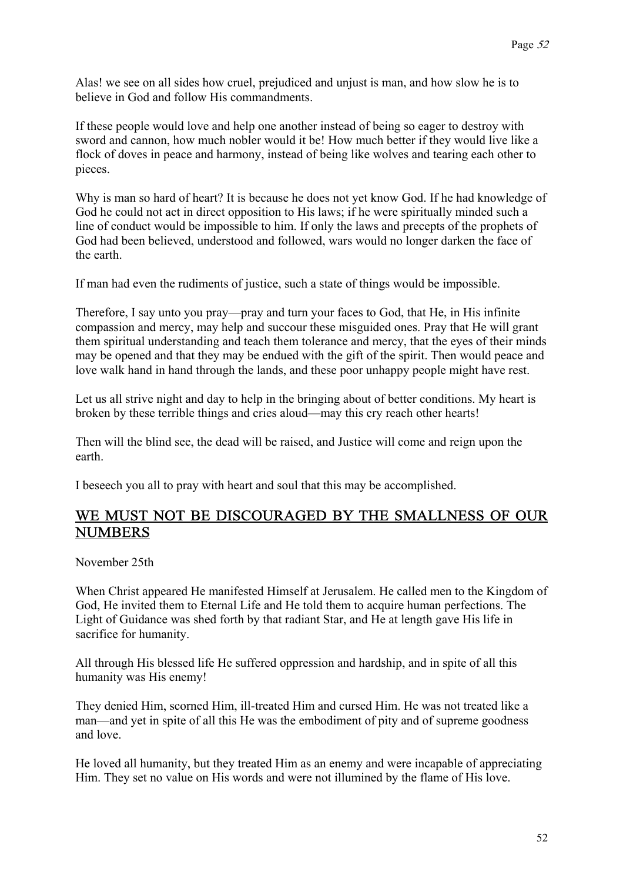Alas! we see on all sides how cruel, prejudiced and unjust is man, and how slow he is to believe in God and follow His commandments.

If these people would love and help one another instead of being so eager to destroy with sword and cannon, how much nobler would it be! How much better if they would live like a flock of doves in peace and harmony, instead of being like wolves and tearing each other to pieces.

Why is man so hard of heart? It is because he does not yet know God. If he had knowledge of God he could not act in direct opposition to His laws; if he were spiritually minded such a line of conduct would be impossible to him. If only the laws and precepts of the prophets of God had been believed, understood and followed, wars would no longer darken the face of the earth.

If man had even the rudiments of justice, such a state of things would be impossible.

Therefore, I say unto you pray—pray and turn your faces to God, that He, in His infinite compassion and mercy, may help and succour these misguided ones. Pray that He will grant them spiritual understanding and teach them tolerance and mercy, that the eyes of their minds may be opened and that they may be endued with the gift of the spirit. Then would peace and love walk hand in hand through the lands, and these poor unhappy people might have rest.

Let us all strive night and day to help in the bringing about of better conditions. My heart is broken by these terrible things and cries aloud—may this cry reach other hearts!

Then will the blind see, the dead will be raised, and Justice will come and reign upon the earth.

I beseech you all to pray with heart and soul that this may be accomplished.

## WE MUST NOT BE DISCOURAGED BY THE SMALLNESS OF OUR NUMBERS

November 25th

When Christ appeared He manifested Himself at Jerusalem. He called men to the Kingdom of God, He invited them to Eternal Life and He told them to acquire human perfections. The Light of Guidance was shed forth by that radiant Star, and He at length gave His life in sacrifice for humanity.

All through His blessed life He suffered oppression and hardship, and in spite of all this humanity was His enemy!

They denied Him, scorned Him, ill-treated Him and cursed Him. He was not treated like a man—and yet in spite of all this He was the embodiment of pity and of supreme goodness and love.

He loved all humanity, but they treated Him as an enemy and were incapable of appreciating Him. They set no value on His words and were not illumined by the flame of His love.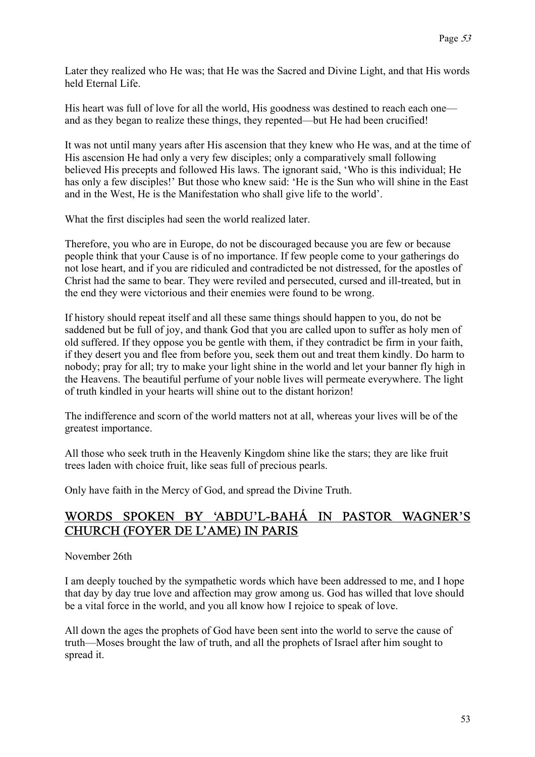Later they realized who He was; that He was the Sacred and Divine Light, and that His words held Eternal Life.

His heart was full of love for all the world, His goodness was destined to reach each one—and as they began to realize these things, they repented—but He had been crucified!

It was not until many years after His ascension that they knew who He was, and at the time of His ascension He had only a very few disciples; only a comparatively small following believed His precepts and followed His laws. The ignorant said, 'Who is this individual; He has only a few disciples!' But those who knew said: 'He is the Sun who will shine in the East and in the West, He is the Manifestation who shall give life to the world'.

What the first disciples had seen the world realized later.

Therefore, you who are in Europe, do not be discouraged because you are few or because people think that your Cause is of no importance. If few people come to your gatherings do not lose heart, and if you are ridiculed and contradicted be not distressed, for the apostles of Christ had the same to bear. They were reviled and persecuted, cursed and ill-treated, but in the end they were victorious and their enemies were found to be wrong.

If history should repeat itself and all these same things should happen to you, do not be saddened but be full of joy, and thank God that you are called upon to suffer as holy men of old suffered. If they oppose you be gentle with them, if they contradict be firm in your faith, if they desert you and flee from before you, seek them out and treat them kindly. Do harm to nobody; pray for all; try to make your light shine in the world and let your banner fly high in the Heavens. The beautiful perfume of your noble lives will permeate everywhere. The light of truth kindled in your hearts will shine out to the distant horizon!

The indifference and scorn of the world matters not at all, whereas your lives will be of the greatest importance.

All those who seek truth in the Heavenly Kingdom shine like the stars; they are like fruit trees laden with choice fruit, like seas full of precious pearls.

Only have faith in the Mercy of God, and spread the Divine Truth.

## WORDS SPOKEN BY 'ABDU'L-BAHÁ IN PASTOR WAGNER'S CHURCH (FOYER DE L'AME) IN PARIS

November 26th

I am deeply touched by the sympathetic words which have been addressed to me, and I hope that day by day true love and affection may grow among us. God has willed that love should be a vital force in the world, and you all know how I rejoice to speak of love.

All down the ages the prophets of God have been sent into the world to serve the cause of truth—Moses brought the law of truth, and all the prophets of Israel after him sought to spread it.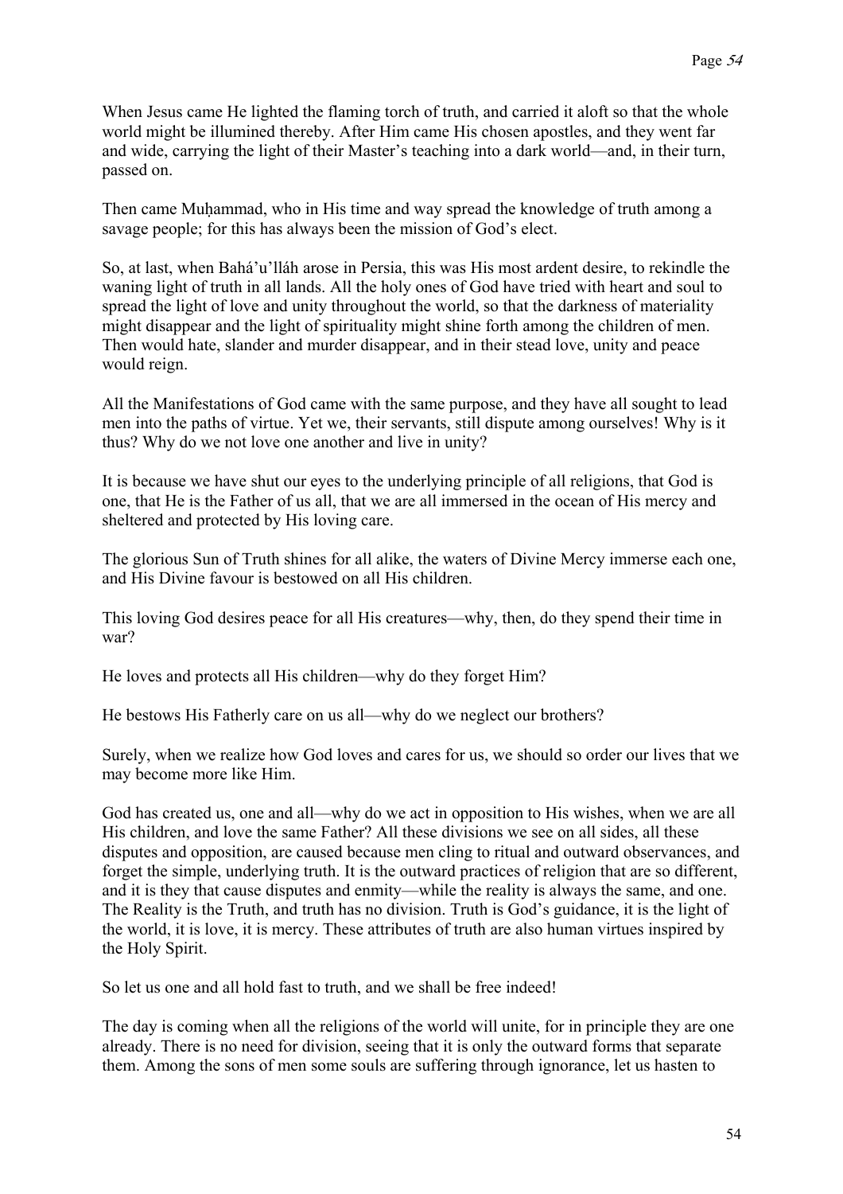When Jesus came He lighted the flaming torch of truth, and carried it aloft so that the whole world might be illumined thereby. After Him came His chosen apostles, and they went far and wide, carrying the light of their Master's teaching into a dark world—and, in their turn, passed on.

Then came Muḥammad, who in His time and way spread the knowledge of truth among a savage people; for this has always been the mission of God's elect.

So, at last, when Bahá'u'lláh arose in Persia, this was His most ardent desire, to rekindle the waning light of truth in all lands. All the holy ones of God have tried with heart and soul to spread the light of love and unity throughout the world, so that the darkness of materiality might disappear and the light of spirituality might shine forth among the children of men. Then would hate, slander and murder disappear, and in their stead love, unity and peace would reign.

All the Manifestations of God came with the same purpose, and they have all sought to lead men into the paths of virtue. Yet we, their servants, still dispute among ourselves! Why is it thus? Why do we not love one another and live in unity?

It is because we have shut our eyes to the underlying principle of all religions, that God is one, that He is the Father of us all, that we are all immersed in the ocean of His mercy and sheltered and protected by His loving care.

The glorious Sun of Truth shines for all alike, the waters of Divine Mercy immerse each one, and His Divine favour is bestowed on all His children.

This loving God desires peace for all His creatures—why, then, do they spend their time in war?

He loves and protects all His children—why do they forget Him?

He bestows His Fatherly care on us all—why do we neglect our brothers?

Surely, when we realize how God loves and cares for us, we should so order our lives that we may become more like Him.

God has created us, one and all—why do we act in opposition to His wishes, when we are all His children, and love the same Father? All these divisions we see on all sides, all these disputes and opposition, are caused because men cling to ritual and outward observances, and forget the simple, underlying truth. It is the outward practices of religion that are so different, and it is they that cause disputes and enmity—while the reality is always the same, and one. The Reality is the Truth, and truth has no division. Truth is God's guidance, it is the light of the world, it is love, it is mercy. These attributes of truth are also human virtues inspired by the Holy Spirit.

So let us one and all hold fast to truth, and we shall be free indeed!

The day is coming when all the religions of the world will unite, for in principle they are one already. There is no need for division, seeing that it is only the outward forms that separate them. Among the sons of men some souls are suffering through ignorance, let us hasten to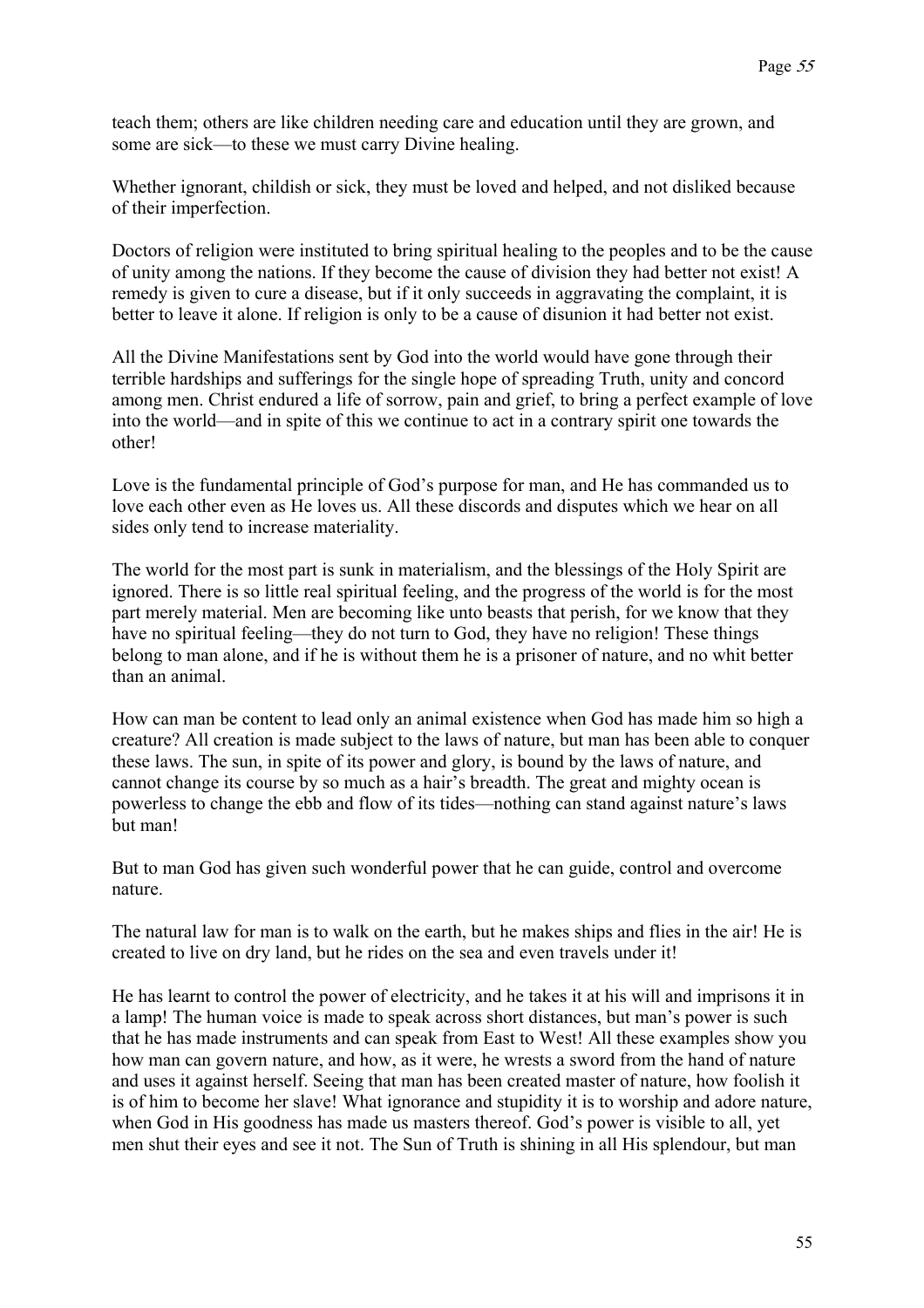teach them; others are like children needing care and education until they are grown, and some are sick—to these we must carry Divine healing.

Whether ignorant, childish or sick, they must be loved and helped, and not disliked because of their imperfection.

Doctors of religion were instituted to bring spiritual healing to the peoples and to be the cause of unity among the nations. If they become the cause of division they had better not exist! A remedy is given to cure a disease, but if it only succeeds in aggravating the complaint, it is better to leave it alone. If religion is only to be a cause of disunion it had better not exist.

All the Divine Manifestations sent by God into the world would have gone through their terrible hardships and sufferings for the single hope of spreading Truth, unity and concord among men. Christ endured a life of sorrow, pain and grief, to bring a perfect example of love into the world—and in spite of this we continue to act in a contrary spirit one towards the other!

Love is the fundamental principle of God's purpose for man, and He has commanded us to love each other even as He loves us. All these discords and disputes which we hear on all sides only tend to increase materiality.

The world for the most part is sunk in materialism, and the blessings of the Holy Spirit are ignored. There is so little real spiritual feeling, and the progress of the world is for the most part merely material. Men are becoming like unto beasts that perish, for we know that they have no spiritual feeling—they do not turn to God, they have no religion! These things belong to man alone, and if he is without them he is a prisoner of nature, and no whit better than an animal.

How can man be content to lead only an animal existence when God has made him so high a creature? All creation is made subject to the laws of nature, but man has been able to conquer these laws. The sun, in spite of its power and glory, is bound by the laws of nature, and cannot change its course by so much as a hair's breadth. The great and mighty ocean is powerless to change the ebb and flow of its tides—nothing can stand against nature's laws but man!

But to man God has given such wonderful power that he can guide, control and overcome nature.

The natural law for man is to walk on the earth, but he makes ships and flies in the air! He is created to live on dry land, but he rides on the sea and even travels under it!

He has learnt to control the power of electricity, and he takes it at his will and imprisons it in a lamp! The human voice is made to speak across short distances, but man's power is such that he has made instruments and can speak from East to West! All these examples show you how man can govern nature, and how, as it were, he wrests a sword from the hand of nature and uses it against herself. Seeing that man has been created master of nature, how foolish it is of him to become her slave! What ignorance and stupidity it is to worship and adore nature, when God in His goodness has made us masters thereof. God's power is visible to all, yet men shut their eyes and see it not. The Sun of Truth is shining in all His splendour, but man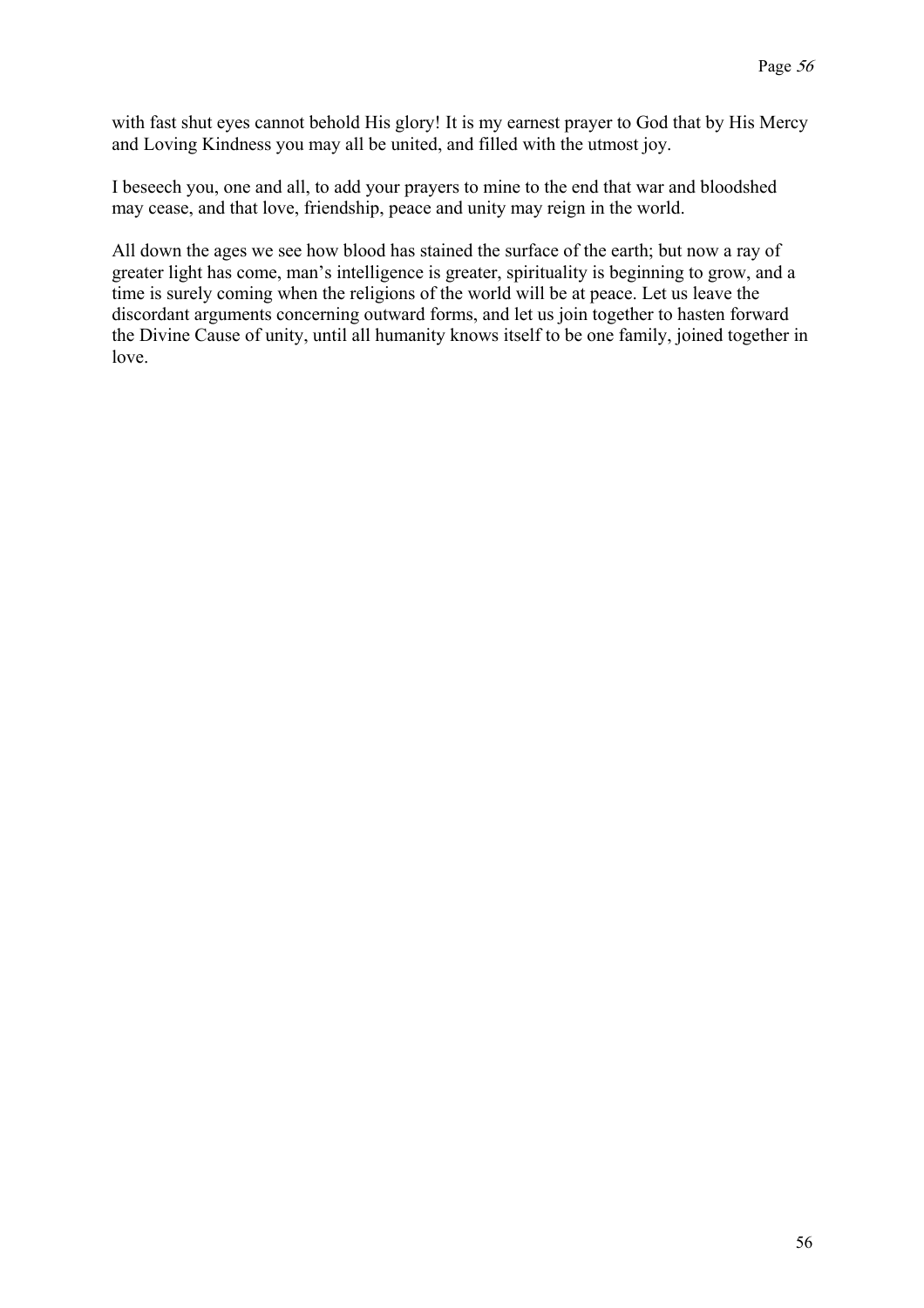with fast shut eyes cannot behold His glory! It is my earnest prayer to God that by His Mercy and Loving Kindness you may all be united, and filled with the utmost joy.

I beseech you, one and all, to add your prayers to mine to the end that war and bloodshed may cease, and that love, friendship, peace and unity may reign in the world.

All down the ages we see how blood has stained the surface of the earth; but now a ray of greater light has come, man's intelligence is greater, spirituality is beginning to grow, and a time is surely coming when the religions of the world will be at peace. Let us leave the discordant arguments concerning outward forms, and let us join together to hasten forward the Divine Cause of unity, until all humanity knows itself to be one family, joined together in love.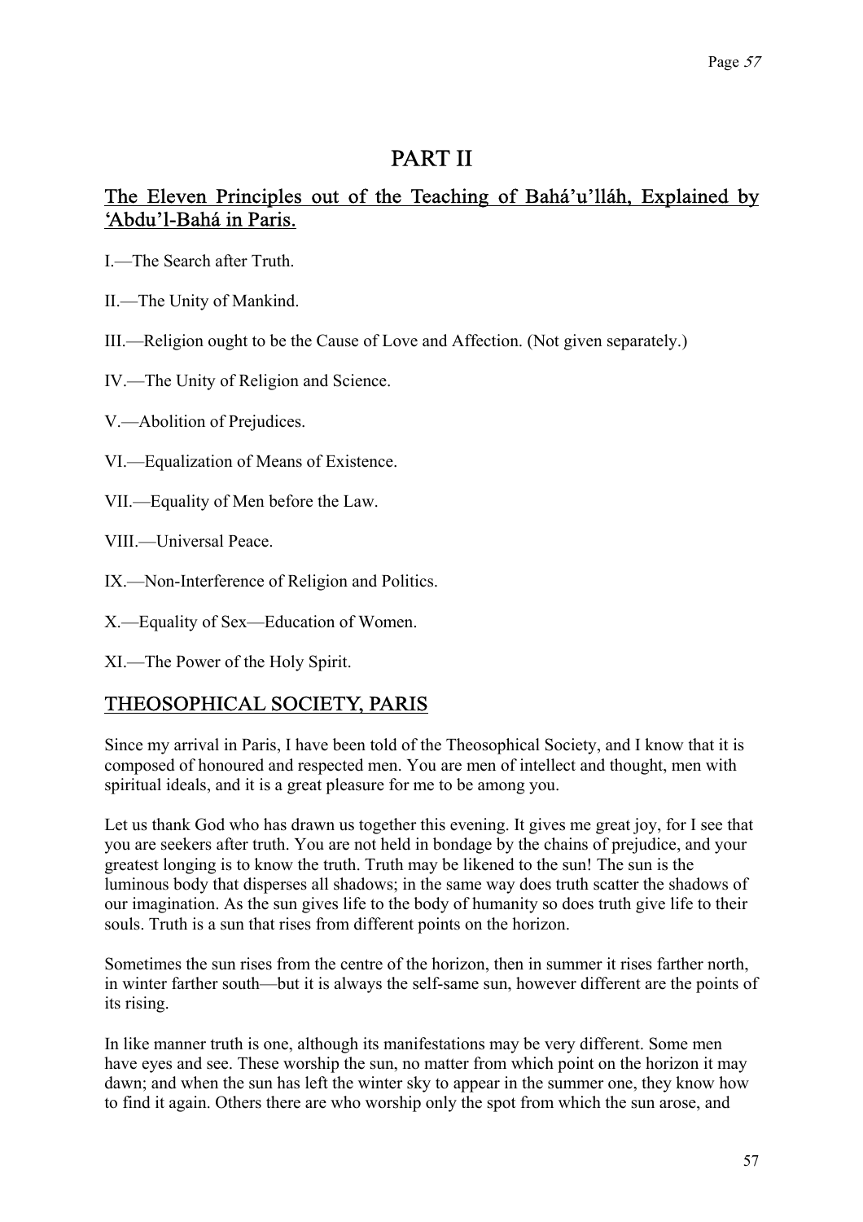# PART II

## The Eleven Principles out of the Teaching of Bahá'u'lláh, Explained by 'Abdu'l-Bahá in Paris.

I.—The Search after Truth.

II.—The Unity of Mankind.

III.—Religion ought to be the Cause of Love and Affection. (Not given separately.)

IV.—The Unity of Religion and Science.

V.—Abolition of Prejudices.

VI.—Equalization of Means of Existence.

VII.—Equality of Men before the Law.

VIII.—Universal Peace.

IX.—Non-Interference of Religion and Politics.

X.—Equality of Sex—Education of Women.

XI.—The Power of the Holy Spirit.

## THEOSOPHICAL SOCIETY, PARIS

Since my arrival in Paris, I have been told of the Theosophical Society, and I know that it is composed of honoured and respected men. You are men of intellect and thought, men with spiritual ideals, and it is a great pleasure for me to be among you.

Let us thank God who has drawn us together this evening. It gives me great joy, for I see that you are seekers after truth. You are not held in bondage by the chains of prejudice, and your greatest longing is to know the truth. Truth may be likened to the sun! The sun is the luminous body that disperses all shadows; in the same way does truth scatter the shadows of our imagination. As the sun gives life to the body of humanity so does truth give life to their souls. Truth is a sun that rises from different points on the horizon.

Sometimes the sun rises from the centre of the horizon, then in summer it rises farther north, in winter farther south—but it is always the self-same sun, however different are the points of its rising.

In like manner truth is one, although its manifestations may be very different. Some men have eyes and see. These worship the sun, no matter from which point on the horizon it may dawn; and when the sun has left the winter sky to appear in the summer one, they know how to find it again. Others there are who worship only the spot from which the sun arose, and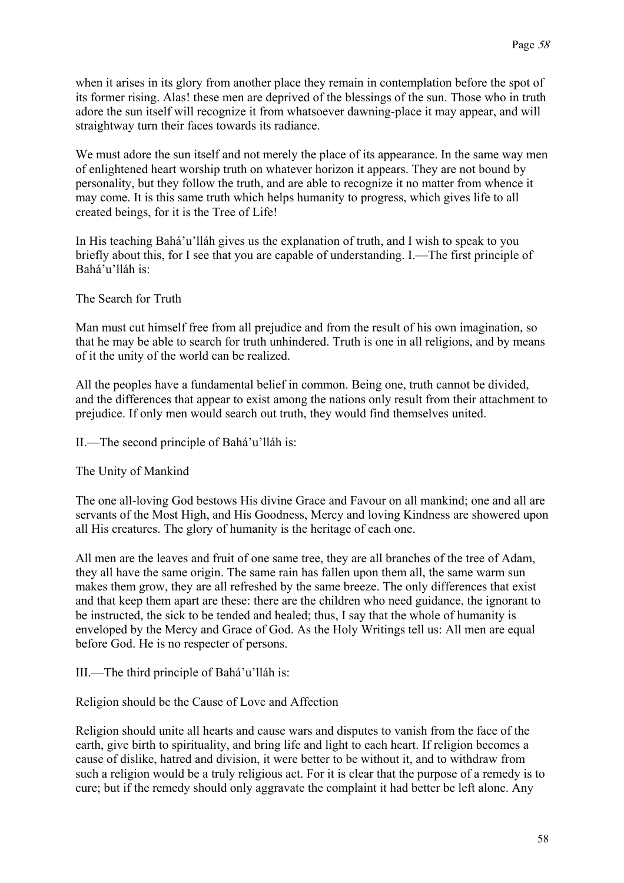when it arises in its glory from another place they remain in contemplation before the spot of its former rising. Alas! these men are deprived of the blessings of the sun. Those who in truth adore the sun itself will recognize it from whatsoever dawning-place it may appear, and will straightway turn their faces towards its radiance.

We must adore the sun itself and not merely the place of its appearance. In the same way men of enlightened heart worship truth on whatever horizon it appears. They are not bound by personality, but they follow the truth, and are able to recognize it no matter from whence it may come. It is this same truth which helps humanity to progress, which gives life to all created beings, for it is the Tree of Life!

In His teaching Bahá'u'lláh gives us the explanation of truth, and I wish to speak to you briefly about this, for I see that you are capable of understanding. I.—The first principle of Bahá'u'lláh is:

### The Search for Truth

Man must cut himself free from all prejudice and from the result of his own imagination, so that he may be able to search for truth unhindered. Truth is one in all religions, and by means of it the unity of the world can be realized.

All the peoples have a fundamental belief in common. Being one, truth cannot be divided, and the differences that appear to exist among the nations only result from their attachment to prejudice. If only men would search out truth, they would find themselves united.

II.—The second principle of Bahá'u'lláh is:

### The Unity of Mankind

The one all-loving God bestows His divine Grace and Favour on all mankind; one and all are servants of the Most High, and His Goodness, Mercy and loving Kindness are showered upon all His creatures. The glory of humanity is the heritage of each one.

All men are the leaves and fruit of one same tree, they are all branches of the tree of Adam, they all have the same origin. The same rain has fallen upon them all, the same warm sun makes them grow, they are all refreshed by the same breeze. The only differences that exist and that keep them apart are these: there are the children who need guidance, the ignorant to be instructed, the sick to be tended and healed; thus, I say that the whole of humanity is enveloped by the Mercy and Grace of God. As the Holy Writings tell us: All men are equal before God. He is no respecter of persons.

III.—The third principle of Bahá'u'lláh is:

### Religion should be the Cause of Love and Affection

Religion should unite all hearts and cause wars and disputes to vanish from the face of the earth, give birth to spirituality, and bring life and light to each heart. If religion becomes a cause of dislike, hatred and division, it were better to be without it, and to withdraw from such a religion would be a truly religious act. For it is clear that the purpose of a remedy is to cure; but if the remedy should only aggravate the complaint it had better be left alone. Any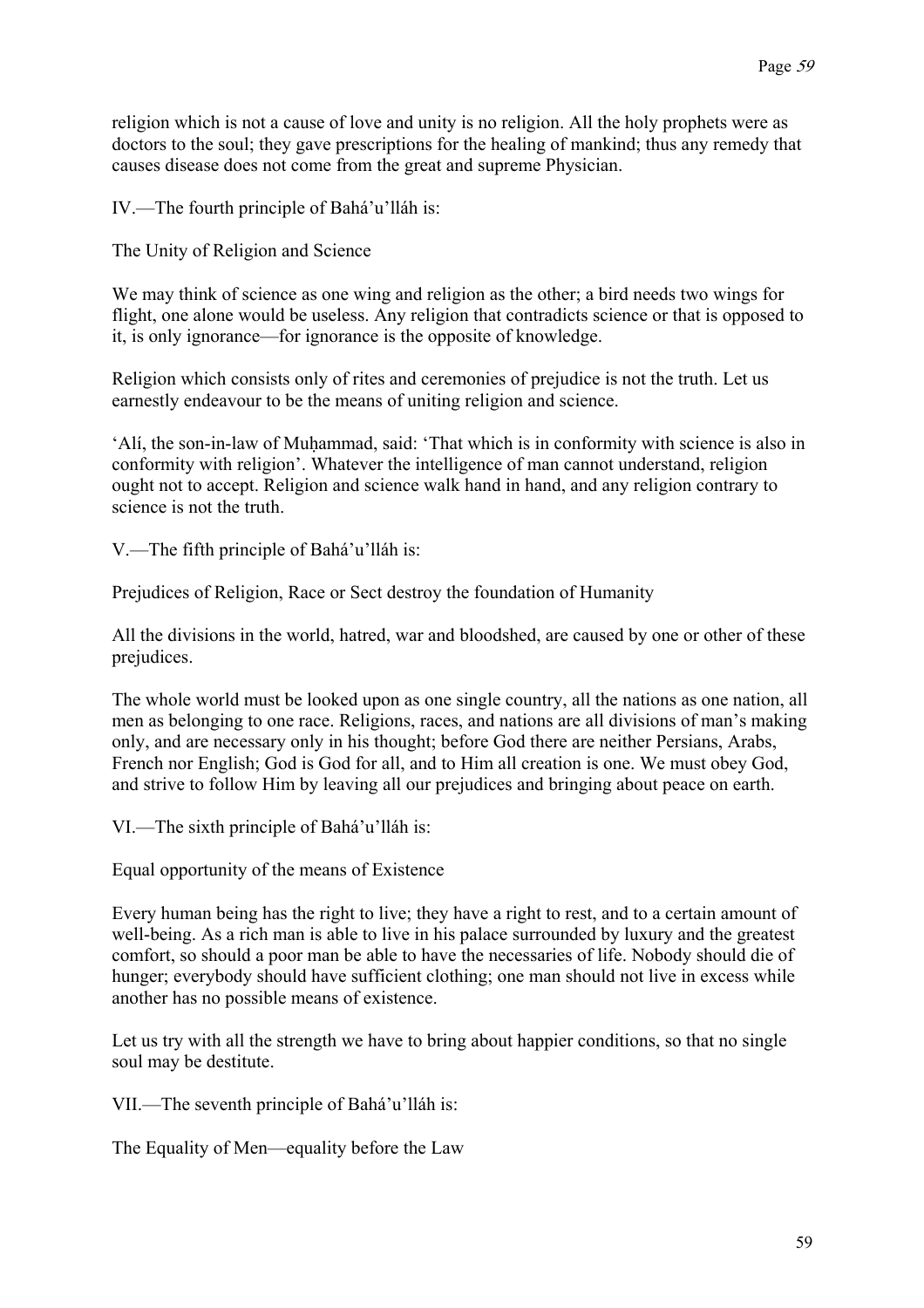religion which is not a cause of love and unity is no religion. All the holy prophets were as doctors to the soul; they gave prescriptions for the healing of mankind; thus any remedy that causes disease does not come from the great and supreme Physician.

IV.—The fourth principle of Bahá'u'lláh is:

The Unity of Religion and Science

We may think of science as one wing and religion as the other; a bird needs two wings for flight, one alone would be useless. Any religion that contradicts science or that is opposed to it, is only ignorance—for ignorance is the opposite of knowledge.

Religion which consists only of rites and ceremonies of prejudice is not the truth. Let us earnestly endeavour to be the means of uniting religion and science.

'Alí, the son-in-law of Muḥammad, said: 'That which is in conformity with science is also in conformity with religion'. Whatever the intelligence of man cannot understand, religion ought not to accept. Religion and science walk hand in hand, and any religion contrary to science is not the truth.

V.—The fifth principle of Bahá'u'lláh is:

Prejudices of Religion, Race or Sect destroy the foundation of Humanity

All the divisions in the world, hatred, war and bloodshed, are caused by one or other of these prejudices.

The whole world must be looked upon as one single country, all the nations as one nation, all men as belonging to one race. Religions, races, and nations are all divisions of man's making only, and are necessary only in his thought; before God there are neither Persians, Arabs, French nor English; God is God for all, and to Him all creation is one. We must obey God, and strive to follow Him by leaving all our prejudices and bringing about peace on earth.

VI.—The sixth principle of Bahá'u'lláh is:

Equal opportunity of the means of Existence

Every human being has the right to live; they have a right to rest, and to a certain amount of well-being. As a rich man is able to live in his palace surrounded by luxury and the greatest comfort, so should a poor man be able to have the necessaries of life. Nobody should die of hunger; everybody should have sufficient clothing; one man should not live in excess while another has no possible means of existence.

Let us try with all the strength we have to bring about happier conditions, so that no single soul may be destitute.

VII.—The seventh principle of Bahá'u'lláh is:

The Equality of Men—equality before the Law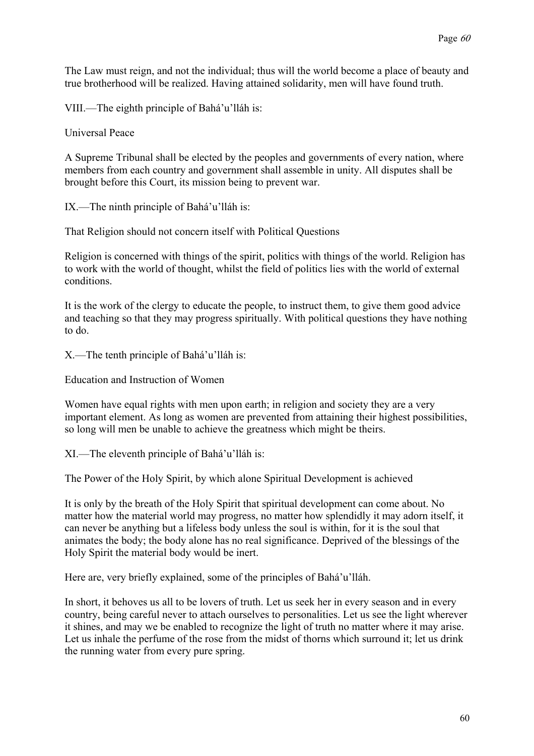The Law must reign, and not the individual; thus will the world become a place of beauty and true brotherhood will be realized. Having attained solidarity, men will have found truth.

VIII.—The eighth principle of Bahá'u'lláh is:

Universal Peace

A Supreme Tribunal shall be elected by the peoples and governments of every nation, where members from each country and government shall assemble in unity. All disputes shall be brought before this Court, its mission being to prevent war.

IX.—The ninth principle of Bahá'u'lláh is:

That Religion should not concern itself with Political Questions

Religion is concerned with things of the spirit, politics with things of the world. Religion has to work with the world of thought, whilst the field of politics lies with the world of external conditions.

It is the work of the clergy to educate the people, to instruct them, to give them good advice and teaching so that they may progress spiritually. With political questions they have nothing to do.

X.—The tenth principle of Bahá'u'lláh is:

Education and Instruction of Women

Women have equal rights with men upon earth; in religion and society they are a very important element. As long as women are prevented from attaining their highest possibilities, so long will men be unable to achieve the greatness which might be theirs.

XI.—The eleventh principle of Bahá'u'lláh is:

The Power of the Holy Spirit, by which alone Spiritual Development is achieved

It is only by the breath of the Holy Spirit that spiritual development can come about. No matter how the material world may progress, no matter how splendidly it may adorn itself, it can never be anything but a lifeless body unless the soul is within, for it is the soul that animates the body; the body alone has no real significance. Deprived of the blessings of the Holy Spirit the material body would be inert.

Here are, very briefly explained, some of the principles of Bahá'u'lláh.

In short, it behoves us all to be lovers of truth. Let us seek her in every season and in every country, being careful never to attach ourselves to personalities. Let us see the light wherever it shines, and may we be enabled to recognize the light of truth no matter where it may arise. Let us inhale the perfume of the rose from the midst of thorns which surround it; let us drink the running water from every pure spring.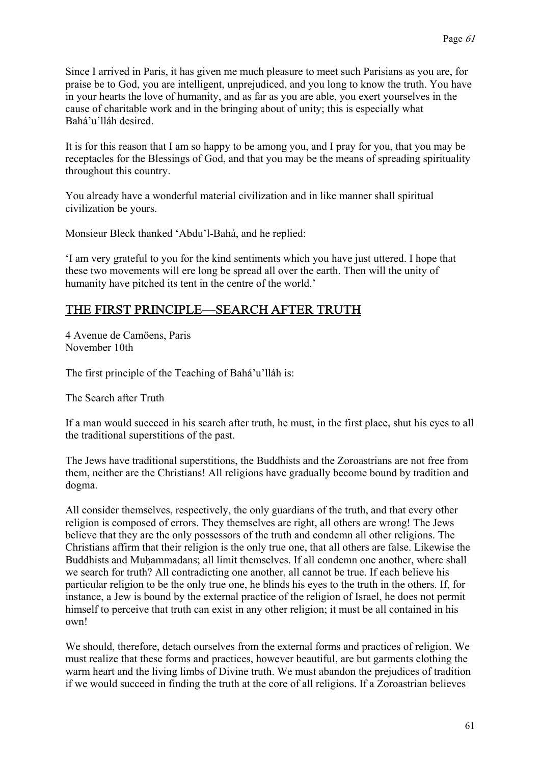Since I arrived in Paris, it has given me much pleasure to meet such Parisians as you are, for praise be to God, you are intelligent, unprejudiced, and you long to know the truth. You have in your hearts the love of humanity, and as far as you are able, you exert yourselves in the cause of charitable work and in the bringing about of unity; this is especially what Bahá'u'lláh desired.

It is for this reason that I am so happy to be among you, and I pray for you, that you may be receptacles for the Blessings of God, and that you may be the means of spreading spirituality throughout this country.

You already have a wonderful material civilization and in like manner shall spiritual civilization be yours.

Monsieur Bleck thanked 'Abdu'l-Bahá, and he replied:

'I am very grateful to you for the kind sentiments which you have just uttered. I hope that these two movements will ere long be spread all over the earth. Then will the unity of humanity have pitched its tent in the centre of the world.'

## THE FIRST PRINCIPLE—SEARCH AFTER TRUTH

4 Avenue de Camöens, Paris
November 10th

The first principle of the Teaching of Bahá'u'lláh is:

The Search after Truth

If a man would succeed in his search after truth, he must, in the first place, shut his eyes to all the traditional superstitions of the past.

The Jews have traditional superstitions, the Buddhists and the Zoroastrians are not free from them, neither are the Christians! All religions have gradually become bound by tradition and dogma.

All consider themselves, respectively, the only guardians of the truth, and that every other religion is composed of errors. They themselves are right, all others are wrong! The Jews believe that they are the only possessors of the truth and condemn all other religions. The Christians affirm that their religion is the only true one, that all others are false. Likewise the Buddhists and Muḥammadans; all limit themselves. If all condemn one another, where shall we search for truth? All contradicting one another, all cannot be true. If each believe his particular religion to be the only true one, he blinds his eyes to the truth in the others. If, for instance, a Jew is bound by the external practice of the religion of Israel, he does not permit himself to perceive that truth can exist in any other religion; it must be all contained in his own!

We should, therefore, detach ourselves from the external forms and practices of religion. We must realize that these forms and practices, however beautiful, are but garments clothing the warm heart and the living limbs of Divine truth. We must abandon the prejudices of tradition if we would succeed in finding the truth at the core of all religions. If a Zoroastrian believes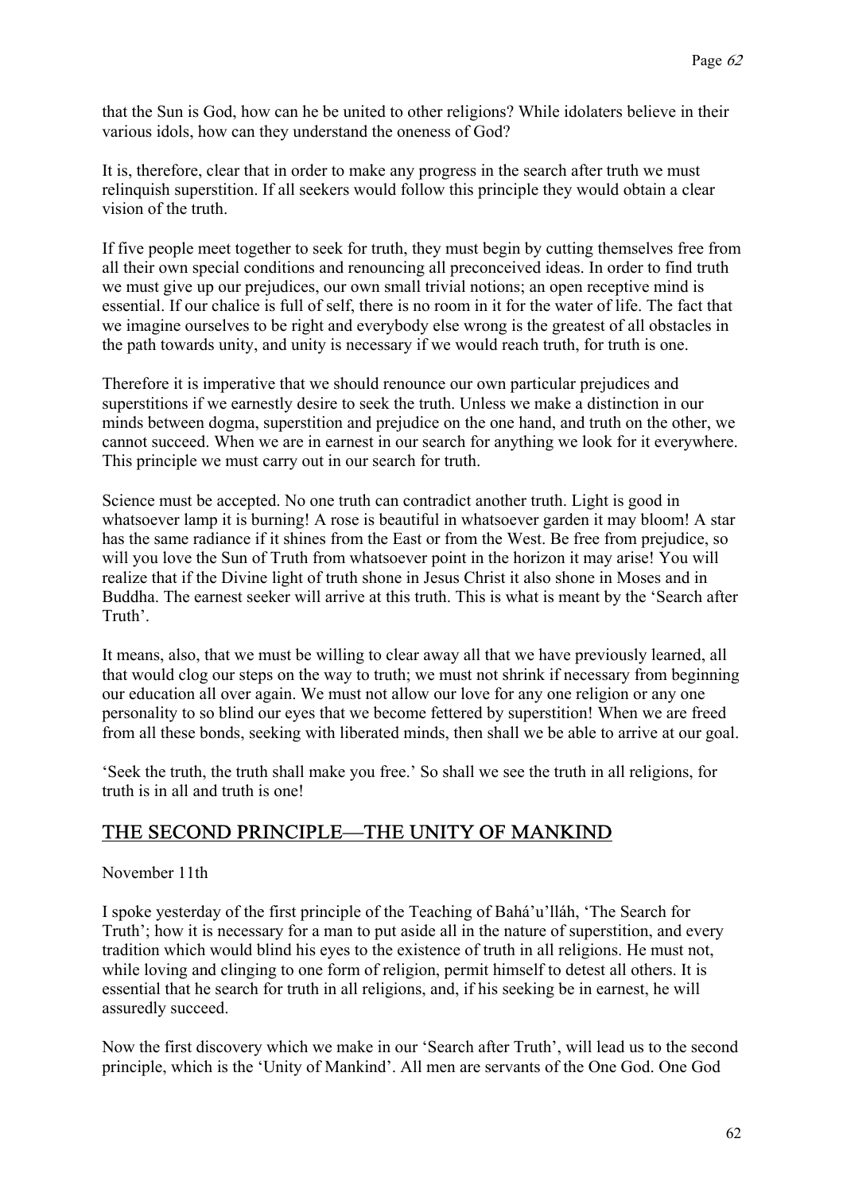that the Sun is God, how can he be united to other religions? While idolaters believe in their various idols, how can they understand the oneness of God?

It is, therefore, clear that in order to make any progress in the search after truth we must relinquish superstition. If all seekers would follow this principle they would obtain a clear vision of the truth.

If five people meet together to seek for truth, they must begin by cutting themselves free from all their own special conditions and renouncing all preconceived ideas. In order to find truth we must give up our prejudices, our own small trivial notions; an open receptive mind is essential. If our chalice is full of self, there is no room in it for the water of life. The fact that we imagine ourselves to be right and everybody else wrong is the greatest of all obstacles in the path towards unity, and unity is necessary if we would reach truth, for truth is one.

Therefore it is imperative that we should renounce our own particular prejudices and superstitions if we earnestly desire to seek the truth. Unless we make a distinction in our minds between dogma, superstition and prejudice on the one hand, and truth on the other, we cannot succeed. When we are in earnest in our search for anything we look for it everywhere. This principle we must carry out in our search for truth.

Science must be accepted. No one truth can contradict another truth. Light is good in whatsoever lamp it is burning! A rose is beautiful in whatsoever garden it may bloom! A star has the same radiance if it shines from the East or from the West. Be free from prejudice, so will you love the Sun of Truth from whatsoever point in the horizon it may arise! You will realize that if the Divine light of truth shone in Jesus Christ it also shone in Moses and in Buddha. The earnest seeker will arrive at this truth. This is what is meant by the 'Search after Truth'.

It means, also, that we must be willing to clear away all that we have previously learned, all that would clog our steps on the way to truth; we must not shrink if necessary from beginning our education all over again. We must not allow our love for any one religion or any one personality to so blind our eyes that we become fettered by superstition! When we are freed from all these bonds, seeking with liberated minds, then shall we be able to arrive at our goal.

'Seek the truth, the truth shall make you free.' So shall we see the truth in all religions, for truth is in all and truth is one!

## THE SECOND PRINCIPLE—THE UNITY OF MANKIND

November 11th

I spoke yesterday of the first principle of the Teaching of Bahá'u'lláh, 'The Search for Truth'; how it is necessary for a man to put aside all in the nature of superstition, and every tradition which would blind his eyes to the existence of truth in all religions. He must not, while loving and clinging to one form of religion, permit himself to detest all others. It is essential that he search for truth in all religions, and, if his seeking be in earnest, he will assuredly succeed.

Now the first discovery which we make in our 'Search after Truth', will lead us to the second principle, which is the 'Unity of Mankind'. All men are servants of the One God. One God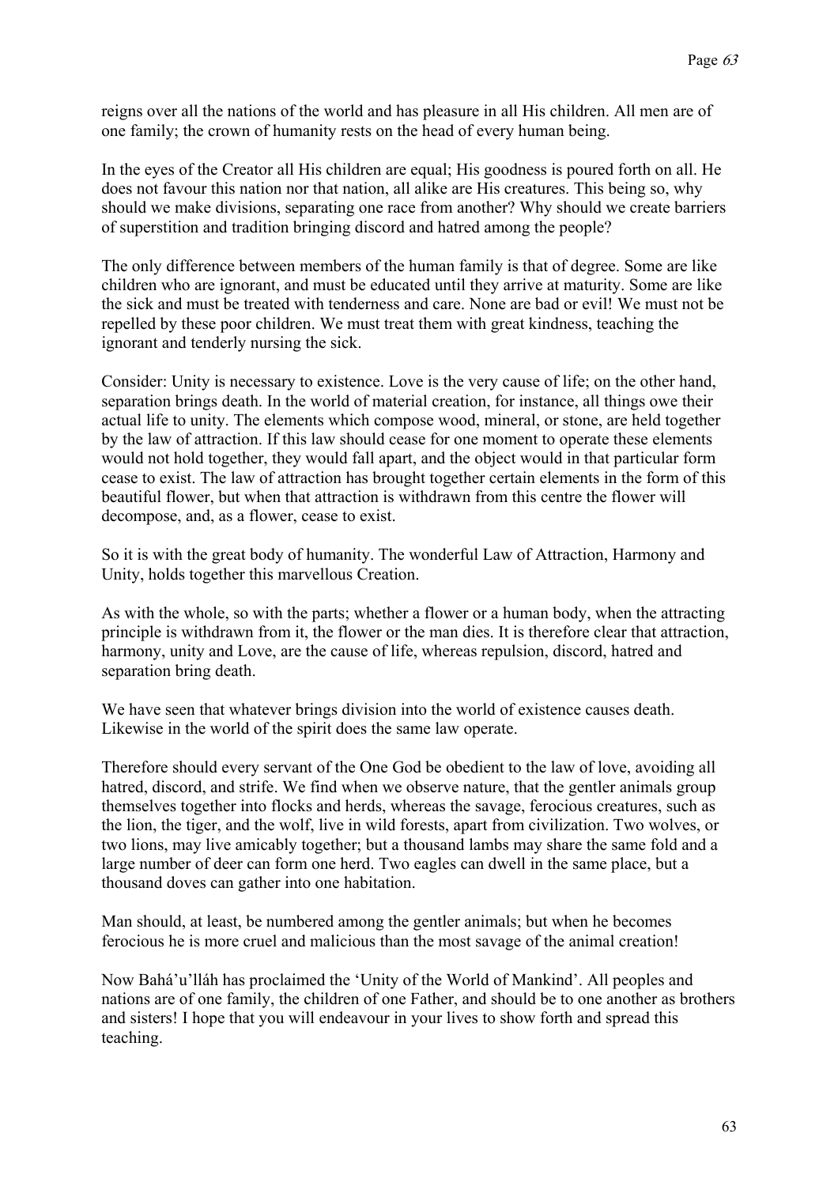reigns over all the nations of the world and has pleasure in all His children. All men are of one family; the crown of humanity rests on the head of every human being.

In the eyes of the Creator all His children are equal; His goodness is poured forth on all. He does not favour this nation nor that nation, all alike are His creatures. This being so, why should we make divisions, separating one race from another? Why should we create barriers of superstition and tradition bringing discord and hatred among the people?

The only difference between members of the human family is that of degree. Some are like children who are ignorant, and must be educated until they arrive at maturity. Some are like the sick and must be treated with tenderness and care. None are bad or evil! We must not be repelled by these poor children. We must treat them with great kindness, teaching the ignorant and tenderly nursing the sick.

Consider: Unity is necessary to existence. Love is the very cause of life; on the other hand, separation brings death. In the world of material creation, for instance, all things owe their actual life to unity. The elements which compose wood, mineral, or stone, are held together by the law of attraction. If this law should cease for one moment to operate these elements would not hold together, they would fall apart, and the object would in that particular form cease to exist. The law of attraction has brought together certain elements in the form of this beautiful flower, but when that attraction is withdrawn from this centre the flower will decompose, and, as a flower, cease to exist.

So it is with the great body of humanity. The wonderful Law of Attraction, Harmony and Unity, holds together this marvellous Creation.

As with the whole, so with the parts; whether a flower or a human body, when the attracting principle is withdrawn from it, the flower or the man dies. It is therefore clear that attraction, harmony, unity and Love, are the cause of life, whereas repulsion, discord, hatred and separation bring death.

We have seen that whatever brings division into the world of existence causes death. Likewise in the world of the spirit does the same law operate.

Therefore should every servant of the One God be obedient to the law of love, avoiding all hatred, discord, and strife. We find when we observe nature, that the gentler animals group themselves together into flocks and herds, whereas the savage, ferocious creatures, such as the lion, the tiger, and the wolf, live in wild forests, apart from civilization. Two wolves, or two lions, may live amicably together; but a thousand lambs may share the same fold and a large number of deer can form one herd. Two eagles can dwell in the same place, but a thousand doves can gather into one habitation.

Man should, at least, be numbered among the gentler animals; but when he becomes ferocious he is more cruel and malicious than the most savage of the animal creation!

Now Bahá'u'lláh has proclaimed the 'Unity of the World of Mankind'. All peoples and nations are of one family, the children of one Father, and should be to one another as brothers and sisters! I hope that you will endeavour in your lives to show forth and spread this teaching.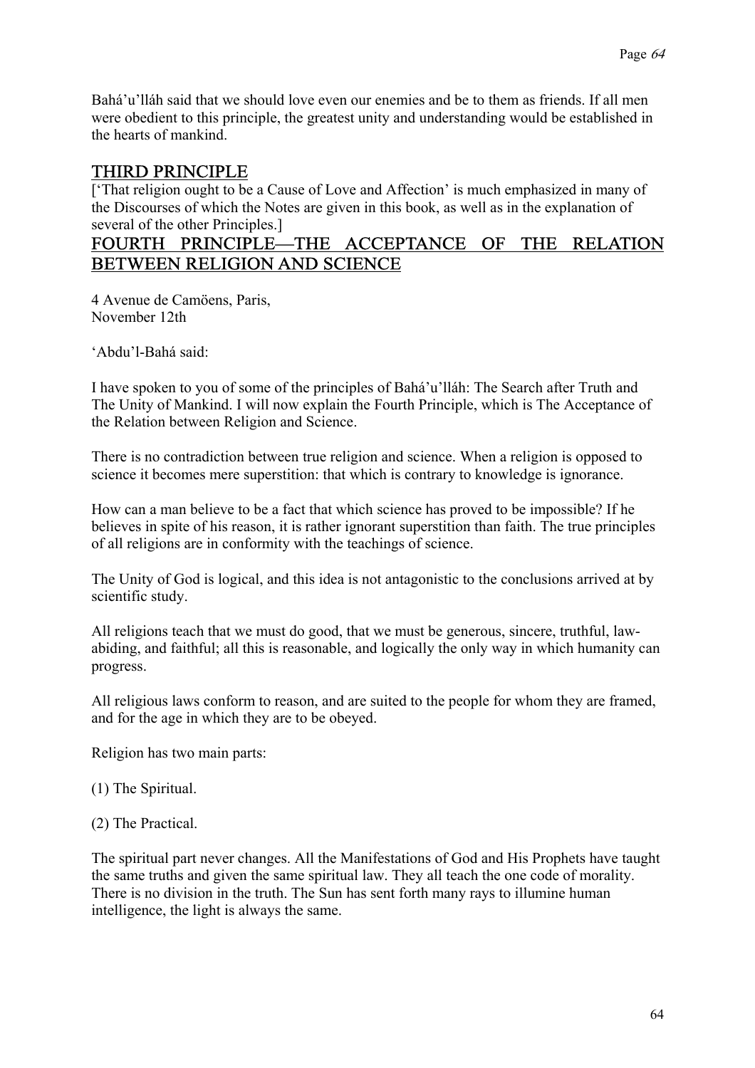Bahá'u'lláh said that we should love even our enemies and be to them as friends. If all men were obedient to this principle, the greatest unity and understanding would be established in the hearts of mankind.

## THIRD PRINCIPLE

['That religion ought to be a Cause of Love and Affection' is much emphasized in many of the Discourses of which the Notes are given in this book, as well as in the explanation of several of the other Principles.]

## FOURTH PRINCIPLE—THE ACCEPTANCE OF THE RELATION BETWEEN RELIGION AND SCIENCE

4 Avenue de Camöens, Paris,
November 12th

'Abdu'l-Bahá said:

I have spoken to you of some of the principles of Bahá'u'lláh: The Search after Truth and The Unity of Mankind. I will now explain the Fourth Principle, which is The Acceptance of the Relation between Religion and Science.

There is no contradiction between true religion and science. When a religion is opposed to science it becomes mere superstition: that which is contrary to knowledge is ignorance.

How can a man believe to be a fact that which science has proved to be impossible? If he believes in spite of his reason, it is rather ignorant superstition than faith. The true principles of all religions are in conformity with the teachings of science.

The Unity of God is logical, and this idea is not antagonistic to the conclusions arrived at by scientific study.

All religions teach that we must do good, that we must be generous, sincere, truthful, law-abiding, and faithful; all this is reasonable, and logically the only way in which humanity can progress.

All religious laws conform to reason, and are suited to the people for whom they are framed, and for the age in which they are to be obeyed.

Religion has two main parts:

(1) The Spiritual.

(2) The Practical.

The spiritual part never changes. All the Manifestations of God and His Prophets have taught the same truths and given the same spiritual law. They all teach the one code of morality. There is no division in the truth. The Sun has sent forth many rays to illumine human intelligence, the light is always the same.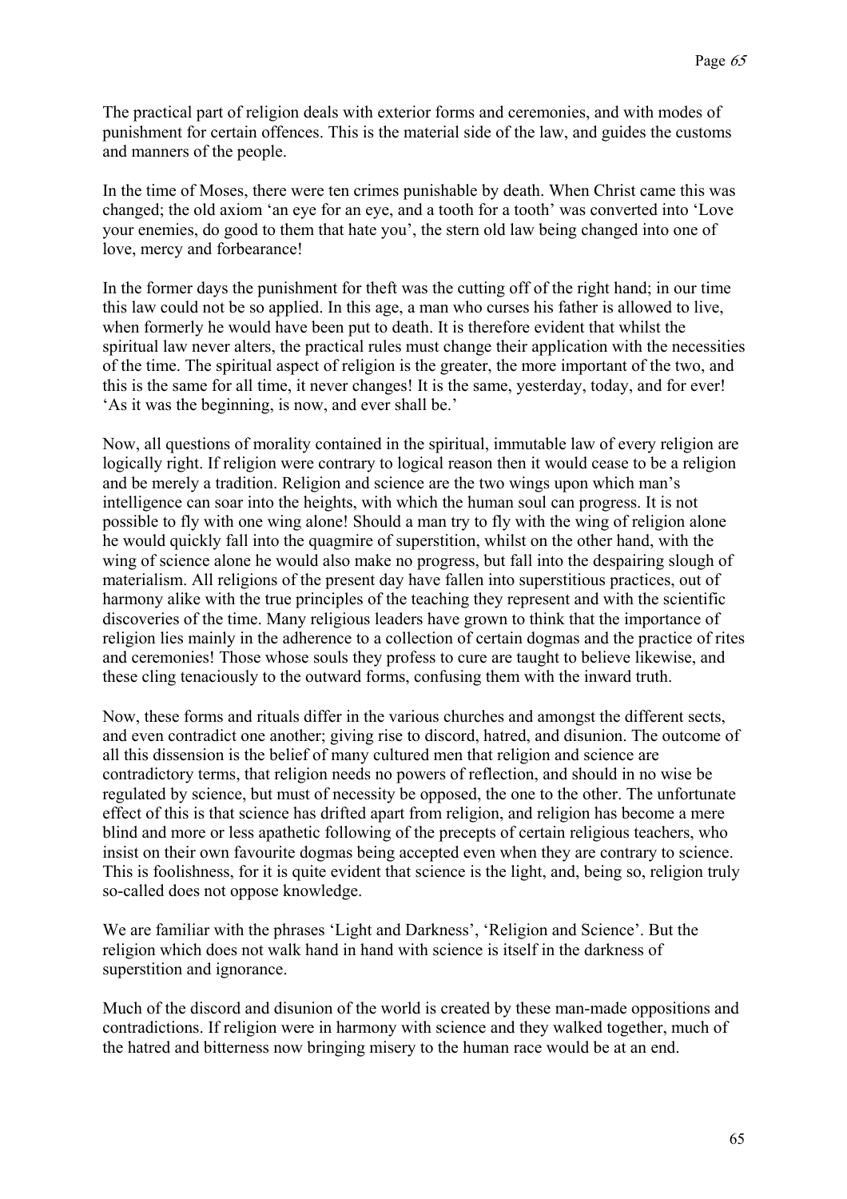The practical part of religion deals with exterior forms and ceremonies, and with modes of punishment for certain offences. This is the material side of the law, and guides the customs and manners of the people.

In the time of Moses, there were ten crimes punishable by death. When Christ came this was changed; the old axiom 'an eye for an eye, and a tooth for a tooth' was converted into 'Love your enemies, do good to them that hate you', the stern old law being changed into one of love, mercy and forbearance!

In the former days the punishment for theft was the cutting off of the right hand; in our time this law could not be so applied. In this age, a man who curses his father is allowed to live, when formerly he would have been put to death. It is therefore evident that whilst the spiritual law never alters, the practical rules must change their application with the necessities of the time. The spiritual aspect of religion is the greater, the more important of the two, and this is the same for all time, it never changes! It is the same, yesterday, today, and for ever! 'As it was the beginning, is now, and ever shall be.'

Now, all questions of morality contained in the spiritual, immutable law of every religion are logically right. If religion were contrary to logical reason then it would cease to be a religion and be merely a tradition. Religion and science are the two wings upon which man's intelligence can soar into the heights, with which the human soul can progress. It is not possible to fly with one wing alone! Should a man try to fly with the wing of religion alone he would quickly fall into the quagmire of superstition, whilst on the other hand, with the wing of science alone he would also make no progress, but fall into the despairing slough of materialism. All religions of the present day have fallen into superstitious practices, out of harmony alike with the true principles of the teaching they represent and with the scientific discoveries of the time. Many religious leaders have grown to think that the importance of religion lies mainly in the adherence to a collection of certain dogmas and the practice of rites and ceremonies! Those whose souls they profess to cure are taught to believe likewise, and these cling tenaciously to the outward forms, confusing them with the inward truth.

Now, these forms and rituals differ in the various churches and amongst the different sects, and even contradict one another; giving rise to discord, hatred, and disunion. The outcome of all this dissension is the belief of many cultured men that religion and science are contradictory terms, that religion needs no powers of reflection, and should in no wise be regulated by science, but must of necessity be opposed, the one to the other. The unfortunate effect of this is that science has drifted apart from religion, and religion has become a mere blind and more or less apathetic following of the precepts of certain religious teachers, who insist on their own favourite dogmas being accepted even when they are contrary to science. This is foolishness, for it is quite evident that science is the light, and, being so, religion truly so-called does not oppose knowledge.

We are familiar with the phrases 'Light and Darkness', 'Religion and Science'. But the religion which does not walk hand in hand with science is itself in the darkness of superstition and ignorance.

Much of the discord and disunion of the world is created by these man-made oppositions and contradictions. If religion were in harmony with science and they walked together, much of the hatred and bitterness now bringing misery to the human race would be at an end.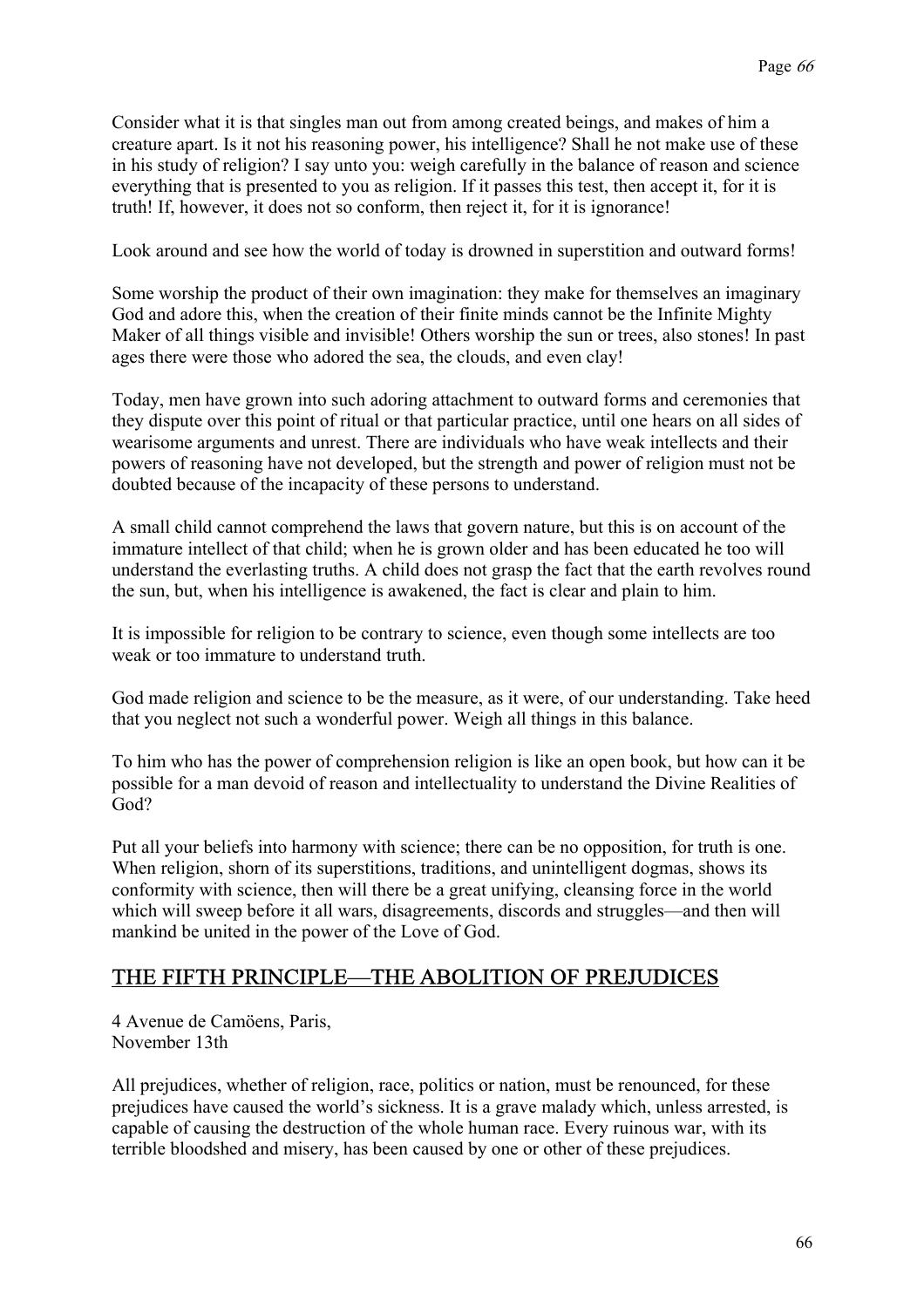Consider what it is that singles man out from among created beings, and makes of him a creature apart. Is it not his reasoning power, his intelligence? Shall he not make use of these in his study of religion? I say unto you: weigh carefully in the balance of reason and science everything that is presented to you as religion. If it passes this test, then accept it, for it is truth! If, however, it does not so conform, then reject it, for it is ignorance!

Look around and see how the world of today is drowned in superstition and outward forms!

Some worship the product of their own imagination: they make for themselves an imaginary God and adore this, when the creation of their finite minds cannot be the Infinite Mighty Maker of all things visible and invisible! Others worship the sun or trees, also stones! In past ages there were those who adored the sea, the clouds, and even clay!

Today, men have grown into such adoring attachment to outward forms and ceremonies that they dispute over this point of ritual or that particular practice, until one hears on all sides of wearisome arguments and unrest. There are individuals who have weak intellects and their powers of reasoning have not developed, but the strength and power of religion must not be doubted because of the incapacity of these persons to understand.

A small child cannot comprehend the laws that govern nature, but this is on account of the immature intellect of that child; when he is grown older and has been educated he too will understand the everlasting truths. A child does not grasp the fact that the earth revolves round the sun, but, when his intelligence is awakened, the fact is clear and plain to him.

It is impossible for religion to be contrary to science, even though some intellects are too weak or too immature to understand truth.

God made religion and science to be the measure, as it were, of our understanding. Take heed that you neglect not such a wonderful power. Weigh all things in this balance.

To him who has the power of comprehension religion is like an open book, but how can it be possible for a man devoid of reason and intellectuality to understand the Divine Realities of God?

Put all your beliefs into harmony with science; there can be no opposition, for truth is one. When religion, shorn of its superstitions, traditions, and unintelligent dogmas, shows its conformity with science, then will there be a great unifying, cleansing force in the world which will sweep before it all wars, disagreements, discords and struggles—and then will mankind be united in the power of the Love of God.

## THE FIFTH PRINCIPLE—THE ABOLITION OF PREJUDICES

4 Avenue de Camöens, Paris,
November 13th

All prejudices, whether of religion, race, politics or nation, must be renounced, for these prejudices have caused the world's sickness. It is a grave malady which, unless arrested, is capable of causing the destruction of the whole human race. Every ruinous war, with its terrible bloodshed and misery, has been caused by one or other of these prejudices.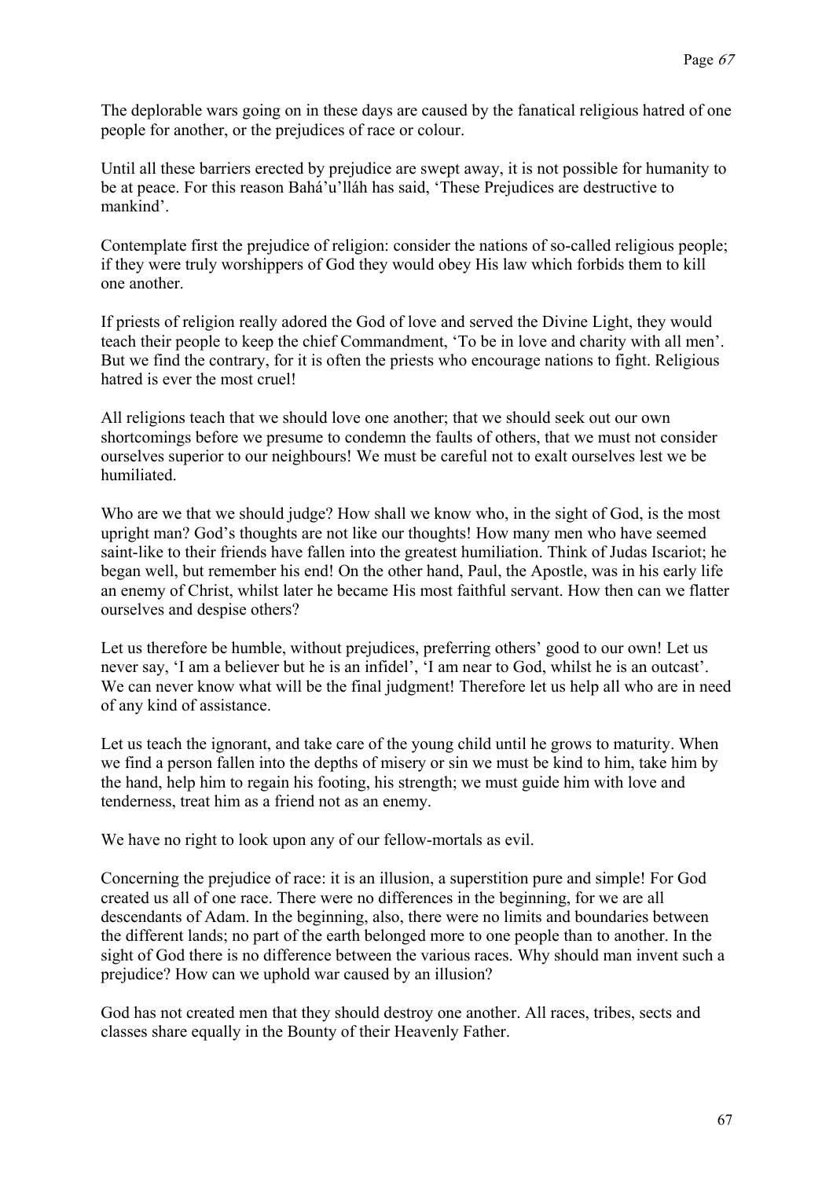The deplorable wars going on in these days are caused by the fanatical religious hatred of one people for another, or the prejudices of race or colour.

Until all these barriers erected by prejudice are swept away, it is not possible for humanity to be at peace. For this reason Bahá'u'lláh has said, 'These Prejudices are destructive to mankind'.

Contemplate first the prejudice of religion: consider the nations of so-called religious people; if they were truly worshippers of God they would obey His law which forbids them to kill one another.

If priests of religion really adored the God of love and served the Divine Light, they would teach their people to keep the chief Commandment, 'To be in love and charity with all men'. But we find the contrary, for it is often the priests who encourage nations to fight. Religious hatred is ever the most cruel!

All religions teach that we should love one another; that we should seek out our own shortcomings before we presume to condemn the faults of others, that we must not consider ourselves superior to our neighbours! We must be careful not to exalt ourselves lest we be humiliated.

Who are we that we should judge? How shall we know who, in the sight of God, is the most upright man? God's thoughts are not like our thoughts! How many men who have seemed saint-like to their friends have fallen into the greatest humiliation. Think of Judas Iscariot; he began well, but remember his end! On the other hand, Paul, the Apostle, was in his early life an enemy of Christ, whilst later he became His most faithful servant. How then can we flatter ourselves and despise others?

Let us therefore be humble, without prejudices, preferring others' good to our own! Let us never say, 'I am a believer but he is an infidel', 'I am near to God, whilst he is an outcast'. We can never know what will be the final judgment! Therefore let us help all who are in need of any kind of assistance.

Let us teach the ignorant, and take care of the young child until he grows to maturity. When we find a person fallen into the depths of misery or sin we must be kind to him, take him by the hand, help him to regain his footing, his strength; we must guide him with love and tenderness, treat him as a friend not as an enemy.

We have no right to look upon any of our fellow-mortals as evil.

Concerning the prejudice of race: it is an illusion, a superstition pure and simple! For God created us all of one race. There were no differences in the beginning, for we are all descendants of Adam. In the beginning, also, there were no limits and boundaries between the different lands; no part of the earth belonged more to one people than to another. In the sight of God there is no difference between the various races. Why should man invent such a prejudice? How can we uphold war caused by an illusion?

God has not created men that they should destroy one another. All races, tribes, sects and classes share equally in the Bounty of their Heavenly Father.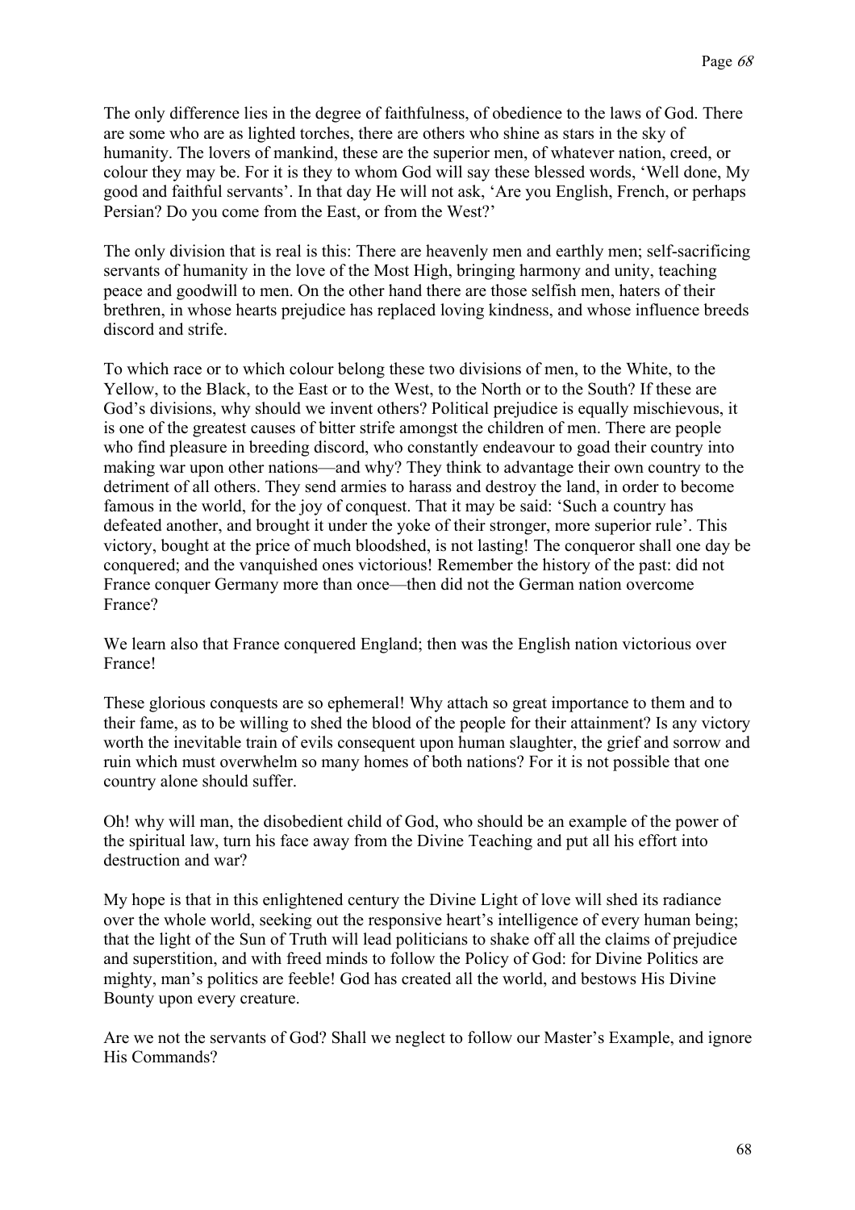The only difference lies in the degree of faithfulness, of obedience to the laws of God. There are some who are as lighted torches, there are others who shine as stars in the sky of humanity. The lovers of mankind, these are the superior men, of whatever nation, creed, or colour they may be. For it is they to whom God will say these blessed words, 'Well done, My good and faithful servants'. In that day He will not ask, 'Are you English, French, or perhaps Persian? Do you come from the East, or from the West?'

The only division that is real is this: There are heavenly men and earthly men; self-sacrificing servants of humanity in the love of the Most High, bringing harmony and unity, teaching peace and goodwill to men. On the other hand there are those selfish men, haters of their brethren, in whose hearts prejudice has replaced loving kindness, and whose influence breeds discord and strife.

To which race or to which colour belong these two divisions of men, to the White, to the Yellow, to the Black, to the East or to the West, to the North or to the South? If these are God's divisions, why should we invent others? Political prejudice is equally mischievous, it is one of the greatest causes of bitter strife amongst the children of men. There are people who find pleasure in breeding discord, who constantly endeavour to goad their country into making war upon other nations—and why? They think to advantage their own country to the detriment of all others. They send armies to harass and destroy the land, in order to become famous in the world, for the joy of conquest. That it may be said: 'Such a country has defeated another, and brought it under the yoke of their stronger, more superior rule'. This victory, bought at the price of much bloodshed, is not lasting! The conqueror shall one day be conquered; and the vanquished ones victorious! Remember the history of the past: did not France conquer Germany more than once—then did not the German nation overcome France?

We learn also that France conquered England; then was the English nation victorious over France!

These glorious conquests are so ephemeral! Why attach so great importance to them and to their fame, as to be willing to shed the blood of the people for their attainment? Is any victory worth the inevitable train of evils consequent upon human slaughter, the grief and sorrow and ruin which must overwhelm so many homes of both nations? For it is not possible that one country alone should suffer.

Oh! why will man, the disobedient child of God, who should be an example of the power of the spiritual law, turn his face away from the Divine Teaching and put all his effort into destruction and war?

My hope is that in this enlightened century the Divine Light of love will shed its radiance over the whole world, seeking out the responsive heart's intelligence of every human being; that the light of the Sun of Truth will lead politicians to shake off all the claims of prejudice and superstition, and with freed minds to follow the Policy of God: for Divine Politics are mighty, man's politics are feeble! God has created all the world, and bestows His Divine Bounty upon every creature.

Are we not the servants of God? Shall we neglect to follow our Master's Example, and ignore His Commands?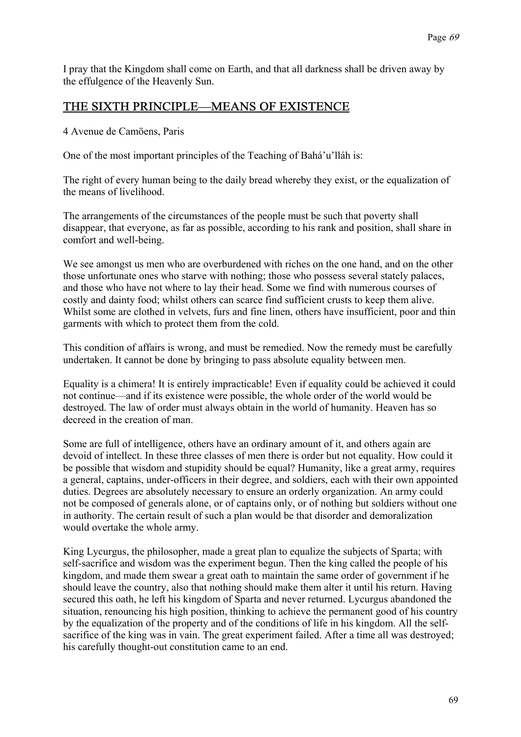I pray that the Kingdom shall come on Earth, and that all darkness shall be driven away by the effulgence of the Heavenly Sun.

## THE SIXTH PRINCIPLE—MEANS OF EXISTENCE

4 Avenue de Camöens, Paris

One of the most important principles of the Teaching of Bahá'u'lláh is:

The right of every human being to the daily bread whereby they exist, or the equalization of the means of livelihood.

The arrangements of the circumstances of the people must be such that poverty shall disappear, that everyone, as far as possible, according to his rank and position, shall share in comfort and well-being.

We see amongst us men who are overburdened with riches on the one hand, and on the other those unfortunate ones who starve with nothing; those who possess several stately palaces, and those who have not where to lay their head. Some we find with numerous courses of costly and dainty food; whilst others can scarce find sufficient crusts to keep them alive. Whilst some are clothed in velvets, furs and fine linen, others have insufficient, poor and thin garments with which to protect them from the cold.

This condition of affairs is wrong, and must be remedied. Now the remedy must be carefully undertaken. It cannot be done by bringing to pass absolute equality between men.

Equality is a chimera! It is entirely impracticable! Even if equality could be achieved it could not continue—and if its existence were possible, the whole order of the world would be destroyed. The law of order must always obtain in the world of humanity. Heaven has so decreed in the creation of man.

Some are full of intelligence, others have an ordinary amount of it, and others again are devoid of intellect. In these three classes of men there is order but not equality. How could it be possible that wisdom and stupidity should be equal? Humanity, like a great army, requires a general, captains, under-officers in their degree, and soldiers, each with their own appointed duties. Degrees are absolutely necessary to ensure an orderly organization. An army could not be composed of generals alone, or of captains only, or of nothing but soldiers without one in authority. The certain result of such a plan would be that disorder and demoralization would overtake the whole army.

King Lycurgus, the philosopher, made a great plan to equalize the subjects of Sparta; with self-sacrifice and wisdom was the experiment begun. Then the king called the people of his kingdom, and made them swear a great oath to maintain the same order of government if he should leave the country, also that nothing should make them alter it until his return. Having secured this oath, he left his kingdom of Sparta and never returned. Lycurgus abandoned the situation, renouncing his high position, thinking to achieve the permanent good of his country by the equalization of the property and of the conditions of life in his kingdom. All the self-sacrifice of the king was in vain. The great experiment failed. After a time all was destroyed; his carefully thought-out constitution came to an end.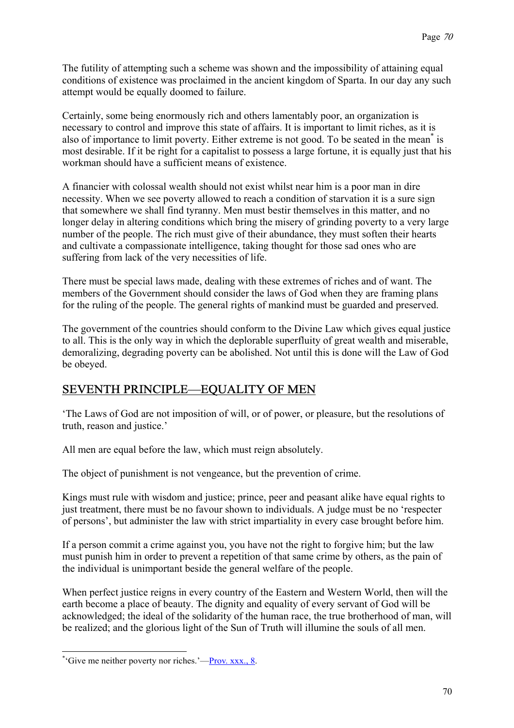The futility of attempting such a scheme was shown and the impossibility of attaining equal conditions of existence was proclaimed in the ancient kingdom of Sparta. In our day any such attempt would be equally doomed to failure.

Certainly, some being enormously rich and others lamentably poor, an organization is necessary to control and improve this state of affairs. It is important to limit riches, as it is also of importance to limit poverty. Either extreme is not good. To be seated in the mean[*] is most desirable. If it be right for a capitalist to possess a large fortune, it is equally just that his workman should have a sufficient means of existence.

A financier with colossal wealth should not exist whilst near him is a poor man in dire necessity. When we see poverty allowed to reach a condition of starvation it is a sure sign that somewhere we shall find tyranny. Men must bestir themselves in this matter, and no longer delay in altering conditions which bring the misery of grinding poverty to a very large number of the people. The rich must give of their abundance, they must soften their hearts and cultivate a compassionate intelligence, taking thought for those sad ones who are suffering from lack of the very necessities of life.

There must be special laws made, dealing with these extremes of riches and of want. The members of the Government should consider the laws of God when they are framing plans for the ruling of the people. The general rights of mankind must be guarded and preserved.

The government of the countries should conform to the Divine Law which gives equal justice to all. This is the only way in which the deplorable superfluity of great wealth and miserable, demoralizing, degrading poverty can be abolished. Not until this is done will the Law of God be obeyed.

## SEVENTH PRINCIPLE—EQUALITY OF MEN

'The Laws of God are not imposition of will, or of power, or pleasure, but the resolutions of truth, reason and justice.'

All men are equal before the law, which must reign absolutely.

The object of punishment is not vengeance, but the prevention of crime.

Kings must rule with wisdom and justice; prince, peer and peasant alike have equal rights to just treatment, there must be no favour shown to individuals. A judge must be no 'respecter of persons', but administer the law with strict impartiality in every case brought before him.

If a person commit a crime against you, you have not the right to forgive him; but the law must punish him in order to prevent a repetition of that same crime by others, as the pain of the individual is unimportant beside the general welfare of the people.

When perfect justice reigns in every country of the Eastern and Western World, then will the earth become a place of beauty. The dignity and equality of every servant of God will be acknowledged; the ideal of the solidarity of the human race, the true brotherhood of man, will be realized; and the glorious light of the Sun of Truth will illumine the souls of all men.

---

[*] 'Give me neither poverty nor riches.'—Prov. xxx., 8.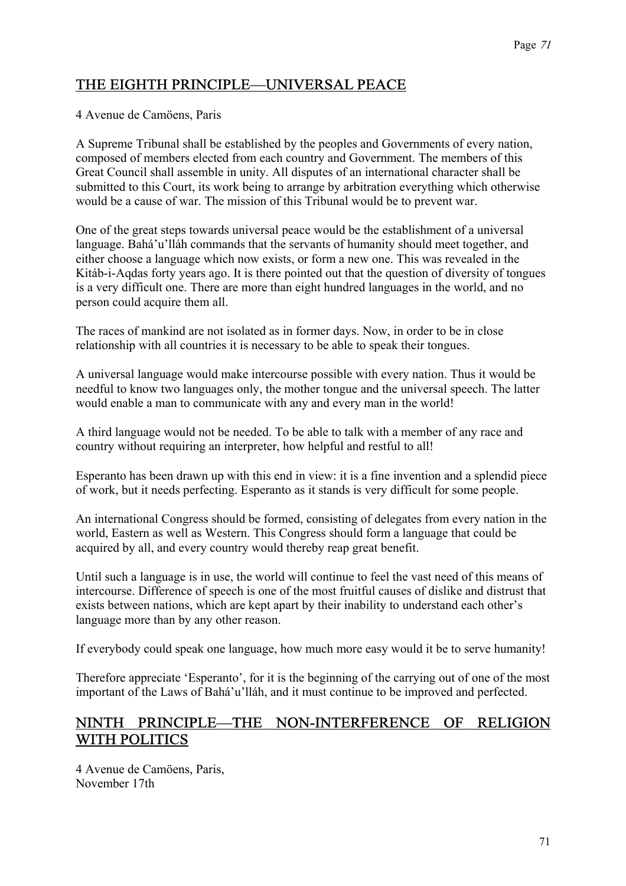## THE EIGHTH PRINCIPLE—UNIVERSAL PEACE

4 Avenue de Camöens, Paris

A Supreme Tribunal shall be established by the peoples and Governments of every nation, composed of members elected from each country and Government. The members of this Great Council shall assemble in unity. All disputes of an international character shall be submitted to this Court, its work being to arrange by arbitration everything which otherwise would be a cause of war. The mission of this Tribunal would be to prevent war.

One of the great steps towards universal peace would be the establishment of a universal language. Bahá'u'lláh commands that the servants of humanity should meet together, and either choose a language which now exists, or form a new one. This was revealed in the Kitáb-i-Aqdas forty years ago. It is there pointed out that the question of diversity of tongues is a very difficult one. There are more than eight hundred languages in the world, and no person could acquire them all.

The races of mankind are not isolated as in former days. Now, in order to be in close relationship with all countries it is necessary to be able to speak their tongues.

A universal language would make intercourse possible with every nation. Thus it would be needful to know two languages only, the mother tongue and the universal speech. The latter would enable a man to communicate with any and every man in the world!

A third language would not be needed. To be able to talk with a member of any race and country without requiring an interpreter, how helpful and restful to all!

Esperanto has been drawn up with this end in view: it is a fine invention and a splendid piece of work, but it needs perfecting. Esperanto as it stands is very difficult for some people.

An international Congress should be formed, consisting of delegates from every nation in the world, Eastern as well as Western. This Congress should form a language that could be acquired by all, and every country would thereby reap great benefit.

Until such a language is in use, the world will continue to feel the vast need of this means of intercourse. Difference of speech is one of the most fruitful causes of dislike and distrust that exists between nations, which are kept apart by their inability to understand each other's language more than by any other reason.

If everybody could speak one language, how much more easy would it be to serve humanity!

Therefore appreciate 'Esperanto', for it is the beginning of the carrying out of one of the most important of the Laws of Bahá'u'lláh, and it must continue to be improved and perfected.

## NINTH PRINCIPLE—THE NON-INTERFERENCE OF RELIGION WITH POLITICS

4 Avenue de Camöens, Paris,
November 17th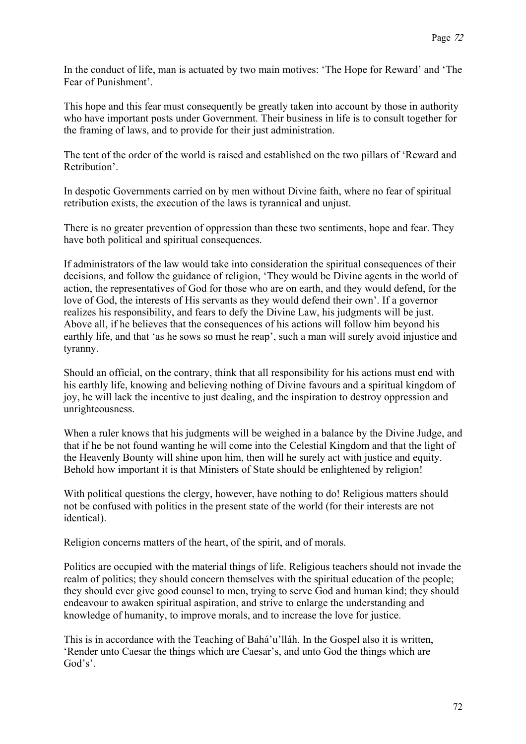In the conduct of life, man is actuated by two main motives: 'The Hope for Reward' and 'The Fear of Punishment'.

This hope and this fear must consequently be greatly taken into account by those in authority who have important posts under Government. Their business in life is to consult together for the framing of laws, and to provide for their just administration.

The tent of the order of the world is raised and established on the two pillars of 'Reward and Retribution'.

In despotic Governments carried on by men without Divine faith, where no fear of spiritual retribution exists, the execution of the laws is tyrannical and unjust.

There is no greater prevention of oppression than these two sentiments, hope and fear. They have both political and spiritual consequences.

If administrators of the law would take into consideration the spiritual consequences of their decisions, and follow the guidance of religion, 'They would be Divine agents in the world of action, the representatives of God for those who are on earth, and they would defend, for the love of God, the interests of His servants as they would defend their own'. If a governor realizes his responsibility, and fears to defy the Divine Law, his judgments will be just. Above all, if he believes that the consequences of his actions will follow him beyond his earthly life, and that 'as he sows so must he reap', such a man will surely avoid injustice and tyranny.

Should an official, on the contrary, think that all responsibility for his actions must end with his earthly life, knowing and believing nothing of Divine favours and a spiritual kingdom of joy, he will lack the incentive to just dealing, and the inspiration to destroy oppression and unrighteousness.

When a ruler knows that his judgments will be weighed in a balance by the Divine Judge, and that if he be not found wanting he will come into the Celestial Kingdom and that the light of the Heavenly Bounty will shine upon him, then will he surely act with justice and equity. Behold how important it is that Ministers of State should be enlightened by religion!

With political questions the clergy, however, have nothing to do! Religious matters should not be confused with politics in the present state of the world (for their interests are not identical).

Religion concerns matters of the heart, of the spirit, and of morals.

Politics are occupied with the material things of life. Religious teachers should not invade the realm of politics; they should concern themselves with the spiritual education of the people; they should ever give good counsel to men, trying to serve God and human kind; they should endeavour to awaken spiritual aspiration, and strive to enlarge the understanding and knowledge of humanity, to improve morals, and to increase the love for justice.

This is in accordance with the Teaching of Bahá'u'lláh. In the Gospel also it is written, 'Render unto Caesar the things which are Caesar's, and unto God the things which are God's'.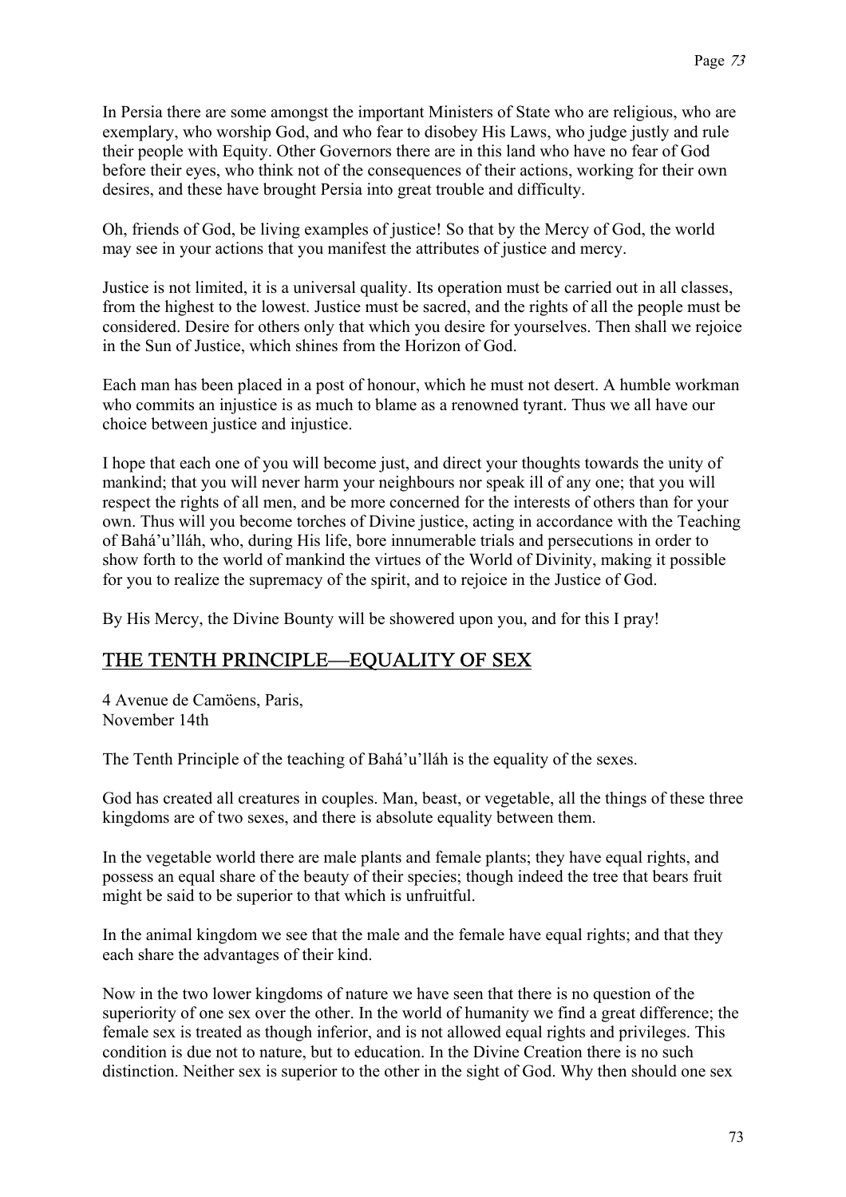In Persia there are some amongst the important Ministers of State who are religious, who are exemplary, who worship God, and who fear to disobey His Laws, who judge justly and rule their people with Equity. Other Governors there are in this land who have no fear of God before their eyes, who think not of the consequences of their actions, working for their own desires, and these have brought Persia into great trouble and difficulty.

Oh, friends of God, be living examples of justice! So that by the Mercy of God, the world may see in your actions that you manifest the attributes of justice and mercy.

Justice is not limited, it is a universal quality. Its operation must be carried out in all classes, from the highest to the lowest. Justice must be sacred, and the rights of all the people must be considered. Desire for others only that which you desire for yourselves. Then shall we rejoice in the Sun of Justice, which shines from the Horizon of God.

Each man has been placed in a post of honour, which he must not desert. A humble workman who commits an injustice is as much to blame as a renowned tyrant. Thus we all have our choice between justice and injustice.

I hope that each one of you will become just, and direct your thoughts towards the unity of mankind; that you will never harm your neighbours nor speak ill of any one; that you will respect the rights of all men, and be more concerned for the interests of others than for your own. Thus will you become torches of Divine justice, acting in accordance with the Teaching of Bahá'u'lláh, who, during His life, bore innumerable trials and persecutions in order to show forth to the world of mankind the virtues of the World of Divinity, making it possible for you to realize the supremacy of the spirit, and to rejoice in the Justice of God.

By His Mercy, the Divine Bounty will be showered upon you, and for this I pray!

## THE TENTH PRINCIPLE—EQUALITY OF SEX

4 Avenue de Camöens, Paris,
November 14th

The Tenth Principle of the teaching of Bahá'u'lláh is the equality of the sexes.

God has created all creatures in couples. Man, beast, or vegetable, all the things of these three kingdoms are of two sexes, and there is absolute equality between them.

In the vegetable world there are male plants and female plants; they have equal rights, and possess an equal share of the beauty of their species; though indeed the tree that bears fruit might be said to be superior to that which is unfruitful.

In the animal kingdom we see that the male and the female have equal rights; and that they each share the advantages of their kind.

Now in the two lower kingdoms of nature we have seen that there is no question of the superiority of one sex over the other. In the world of humanity we find a great difference; the female sex is treated as though inferior, and is not allowed equal rights and privileges. This condition is due not to nature, but to education. In the Divine Creation there is no such distinction. Neither sex is superior to the other in the sight of God. Why then should one sex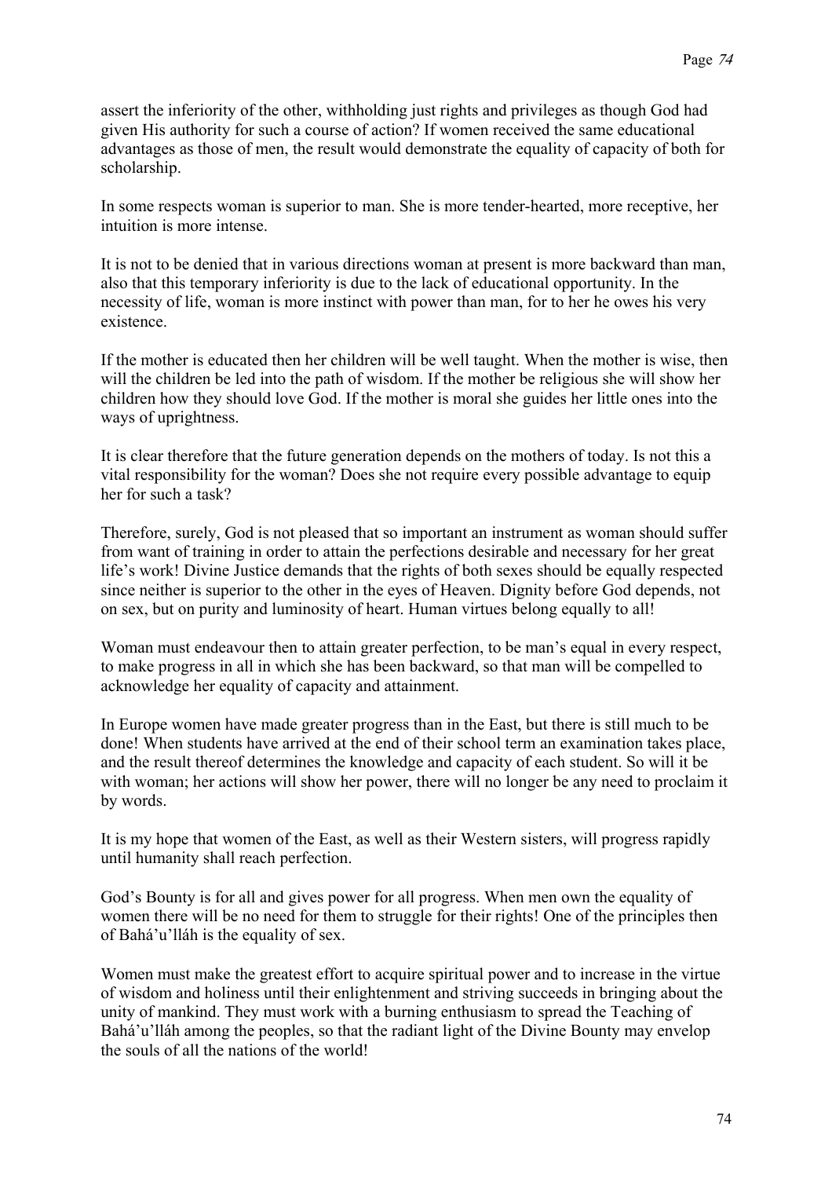assert the inferiority of the other, withholding just rights and privileges as though God had given His authority for such a course of action? If women received the same educational advantages as those of men, the result would demonstrate the equality of capacity of both for scholarship.

In some respects woman is superior to man. She is more tender-hearted, more receptive, her intuition is more intense.

It is not to be denied that in various directions woman at present is more backward than man, also that this temporary inferiority is due to the lack of educational opportunity. In the necessity of life, woman is more instinct with power than man, for to her he owes his very existence.

If the mother is educated then her children will be well taught. When the mother is wise, then will the children be led into the path of wisdom. If the mother be religious she will show her children how they should love God. If the mother is moral she guides her little ones into the ways of uprightness.

It is clear therefore that the future generation depends on the mothers of today. Is not this a vital responsibility for the woman? Does she not require every possible advantage to equip her for such a task?

Therefore, surely, God is not pleased that so important an instrument as woman should suffer from want of training in order to attain the perfections desirable and necessary for her great life's work! Divine Justice demands that the rights of both sexes should be equally respected since neither is superior to the other in the eyes of Heaven. Dignity before God depends, not on sex, but on purity and luminosity of heart. Human virtues belong equally to all!

Woman must endeavour then to attain greater perfection, to be man's equal in every respect, to make progress in all in which she has been backward, so that man will be compelled to acknowledge her equality of capacity and attainment.

In Europe women have made greater progress than in the East, but there is still much to be done! When students have arrived at the end of their school term an examination takes place, and the result thereof determines the knowledge and capacity of each student. So will it be with woman; her actions will show her power, there will no longer be any need to proclaim it by words.

It is my hope that women of the East, as well as their Western sisters, will progress rapidly until humanity shall reach perfection.

God's Bounty is for all and gives power for all progress. When men own the equality of women there will be no need for them to struggle for their rights! One of the principles then of Bahá'u'lláh is the equality of sex.

Women must make the greatest effort to acquire spiritual power and to increase in the virtue of wisdom and holiness until their enlightenment and striving succeeds in bringing about the unity of mankind. They must work with a burning enthusiasm to spread the Teaching of Bahá'u'lláh among the peoples, so that the radiant light of the Divine Bounty may envelop the souls of all the nations of the world!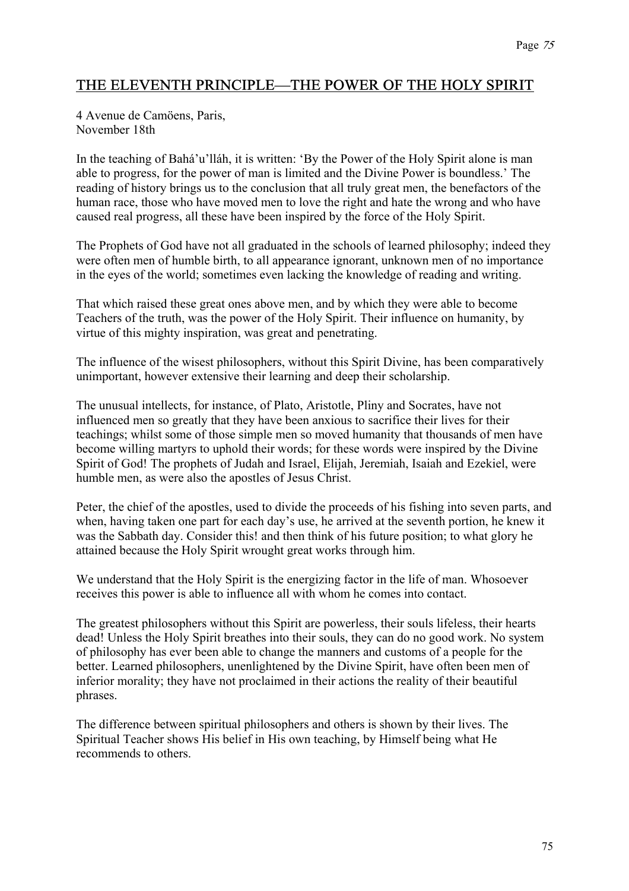## THE ELEVENTH PRINCIPLE—THE POWER OF THE HOLY SPIRIT

4 Avenue de Camöens, Paris,
November 18th

In the teaching of Bahá'u'lláh, it is written: 'By the Power of the Holy Spirit alone is man able to progress, for the power of man is limited and the Divine Power is boundless.' The reading of history brings us to the conclusion that all truly great men, the benefactors of the human race, those who have moved men to love the right and hate the wrong and who have caused real progress, all these have been inspired by the force of the Holy Spirit.

The Prophets of God have not all graduated in the schools of learned philosophy; indeed they were often men of humble birth, to all appearance ignorant, unknown men of no importance in the eyes of the world; sometimes even lacking the knowledge of reading and writing.

That which raised these great ones above men, and by which they were able to become Teachers of the truth, was the power of the Holy Spirit. Their influence on humanity, by virtue of this mighty inspiration, was great and penetrating.

The influence of the wisest philosophers, without this Spirit Divine, has been comparatively unimportant, however extensive their learning and deep their scholarship.

The unusual intellects, for instance, of Plato, Aristotle, Pliny and Socrates, have not influenced men so greatly that they have been anxious to sacrifice their lives for their teachings; whilst some of those simple men so moved humanity that thousands of men have become willing martyrs to uphold their words; for these words were inspired by the Divine Spirit of God! The prophets of Judah and Israel, Elijah, Jeremiah, Isaiah and Ezekiel, were humble men, as were also the apostles of Jesus Christ.

Peter, the chief of the apostles, used to divide the proceeds of his fishing into seven parts, and when, having taken one part for each day's use, he arrived at the seventh portion, he knew it was the Sabbath day. Consider this! and then think of his future position; to what glory he attained because the Holy Spirit wrought great works through him.

We understand that the Holy Spirit is the energizing factor in the life of man. Whosoever receives this power is able to influence all with whom he comes into contact.

The greatest philosophers without this Spirit are powerless, their souls lifeless, their hearts dead! Unless the Holy Spirit breathes into their souls, they can do no good work. No system of philosophy has ever been able to change the manners and customs of a people for the better. Learned philosophers, unenlightened by the Divine Spirit, have often been men of inferior morality; they have not proclaimed in their actions the reality of their beautiful phrases.

The difference between spiritual philosophers and others is shown by their lives. The Spiritual Teacher shows His belief in His own teaching, by Himself being what He recommends to others.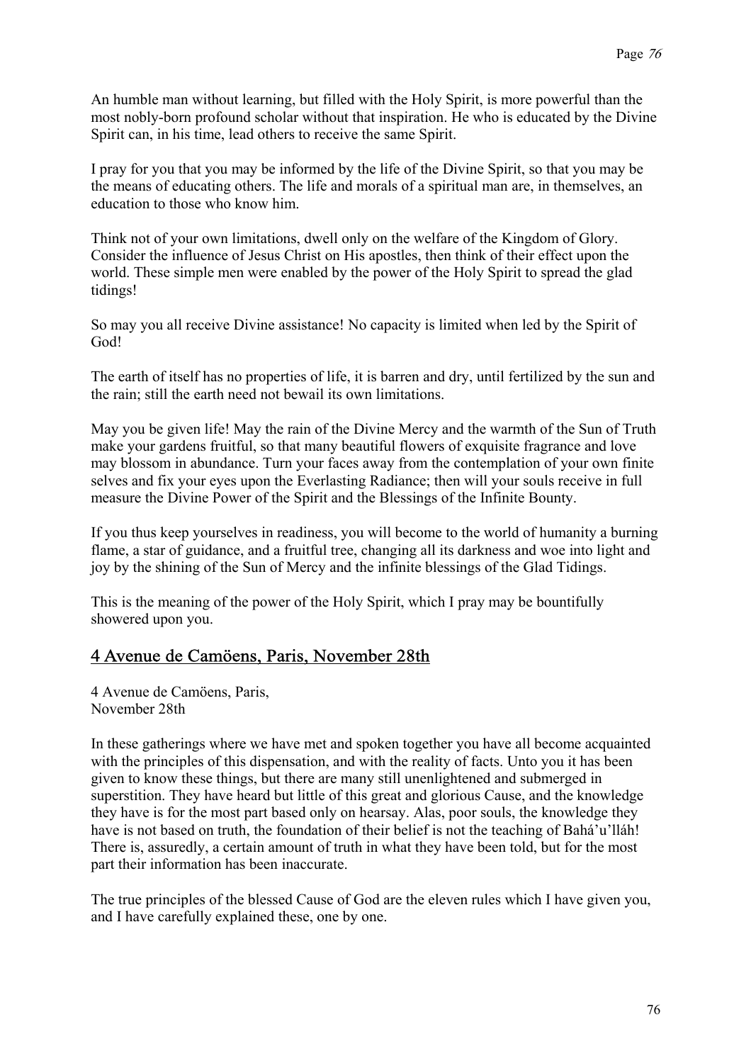An humble man without learning, but filled with the Holy Spirit, is more powerful than the most nobly-born profound scholar without that inspiration. He who is educated by the Divine Spirit can, in his time, lead others to receive the same Spirit.

I pray for you that you may be informed by the life of the Divine Spirit, so that you may be the means of educating others. The life and morals of a spiritual man are, in themselves, an education to those who know him.

Think not of your own limitations, dwell only on the welfare of the Kingdom of Glory. Consider the influence of Jesus Christ on His apostles, then think of their effect upon the world. These simple men were enabled by the power of the Holy Spirit to spread the glad tidings!

So may you all receive Divine assistance! No capacity is limited when led by the Spirit of God!

The earth of itself has no properties of life, it is barren and dry, until fertilized by the sun and the rain; still the earth need not bewail its own limitations.

May you be given life! May the rain of the Divine Mercy and the warmth of the Sun of Truth make your gardens fruitful, so that many beautiful flowers of exquisite fragrance and love may blossom in abundance. Turn your faces away from the contemplation of your own finite selves and fix your eyes upon the Everlasting Radiance; then will your souls receive in full measure the Divine Power of the Spirit and the Blessings of the Infinite Bounty.

If you thus keep yourselves in readiness, you will become to the world of humanity a burning flame, a star of guidance, and a fruitful tree, changing all its darkness and woe into light and joy by the shining of the Sun of Mercy and the infinite blessings of the Glad Tidings.

This is the meaning of the power of the Holy Spirit, which I pray may be bountifully showered upon you.

## 4 Avenue de Camöens, Paris, November 28th

4 Avenue de Camöens, Paris,
November 28th

In these gatherings where we have met and spoken together you have all become acquainted with the principles of this dispensation, and with the reality of facts. Unto you it has been given to know these things, but there are many still unenlightened and submerged in superstition. They have heard but little of this great and glorious Cause, and the knowledge they have is for the most part based only on hearsay. Alas, poor souls, the knowledge they have is not based on truth, the foundation of their belief is not the teaching of Bahá'u'lláh! There is, assuredly, a certain amount of truth in what they have been told, but for the most part their information has been inaccurate.

The true principles of the blessed Cause of God are the eleven rules which I have given you, and I have carefully explained these, one by one.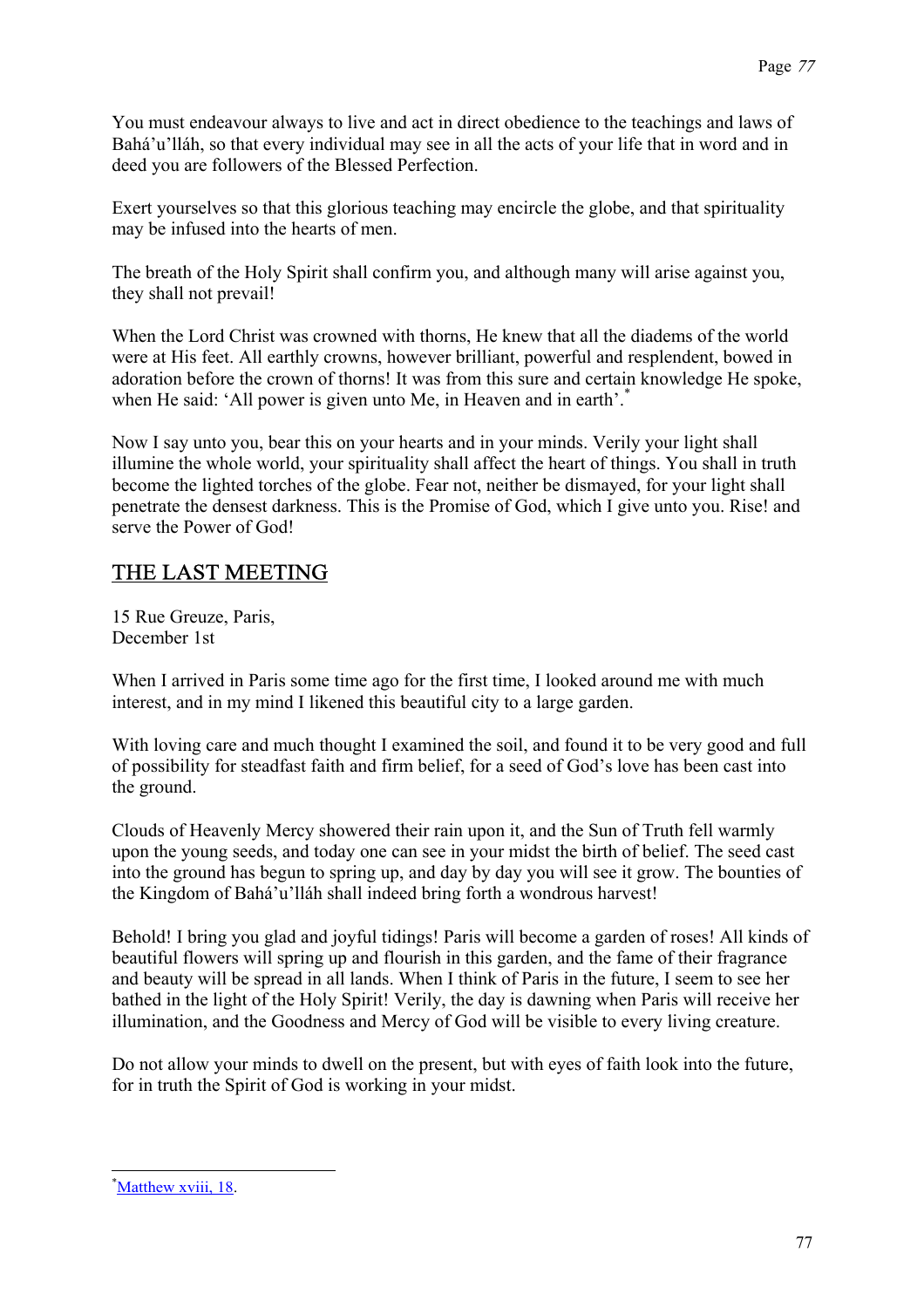You must endeavour always to live and act in direct obedience to the teachings and laws of Bahá'u'lláh, so that every individual may see in all the acts of your life that in word and in deed you are followers of the Blessed Perfection.

Exert yourselves so that this glorious teaching may encircle the globe, and that spirituality may be infused into the hearts of men.

The breath of the Holy Spirit shall confirm you, and although many will arise against you, they shall not prevail!

When the Lord Christ was crowned with thorns, He knew that all the diadems of the world were at His feet. All earthly crowns, however brilliant, powerful and resplendent, bowed in adoration before the crown of thorns! It was from this sure and certain knowledge He spoke, when He said: 'All power is given unto Me, in Heaven and in earth'.[*]

Now I say unto you, bear this on your hearts and in your minds. Verily your light shall illumine the whole world, your spirituality shall affect the heart of things. You shall in truth become the lighted torches of the globe. Fear not, neither be dismayed, for your light shall penetrate the densest darkness. This is the Promise of God, which I give unto you. Rise! and serve the Power of God!

## THE LAST MEETING

15 Rue Greuze, Paris,
December 1st

When I arrived in Paris some time ago for the first time, I looked around me with much interest, and in my mind I likened this beautiful city to a large garden.

With loving care and much thought I examined the soil, and found it to be very good and full of possibility for steadfast faith and firm belief, for a seed of God's love has been cast into the ground.

Clouds of Heavenly Mercy showered their rain upon it, and the Sun of Truth fell warmly upon the young seeds, and today one can see in your midst the birth of belief. The seed cast into the ground has begun to spring up, and day by day you will see it grow. The bounties of the Kingdom of Bahá'u'lláh shall indeed bring forth a wondrous harvest!

Behold! I bring you glad and joyful tidings! Paris will become a garden of roses! All kinds of beautiful flowers will spring up and flourish in this garden, and the fame of their fragrance and beauty will be spread in all lands. When I think of Paris in the future, I seem to see her bathed in the light of the Holy Spirit! Verily, the day is dawning when Paris will receive her illumination, and the Goodness and Mercy of God will be visible to every living creature.

Do not allow your minds to dwell on the present, but with eyes of faith look into the future, for in truth the Spirit of God is working in your midst.

---

[*] Matthew xviii, 18.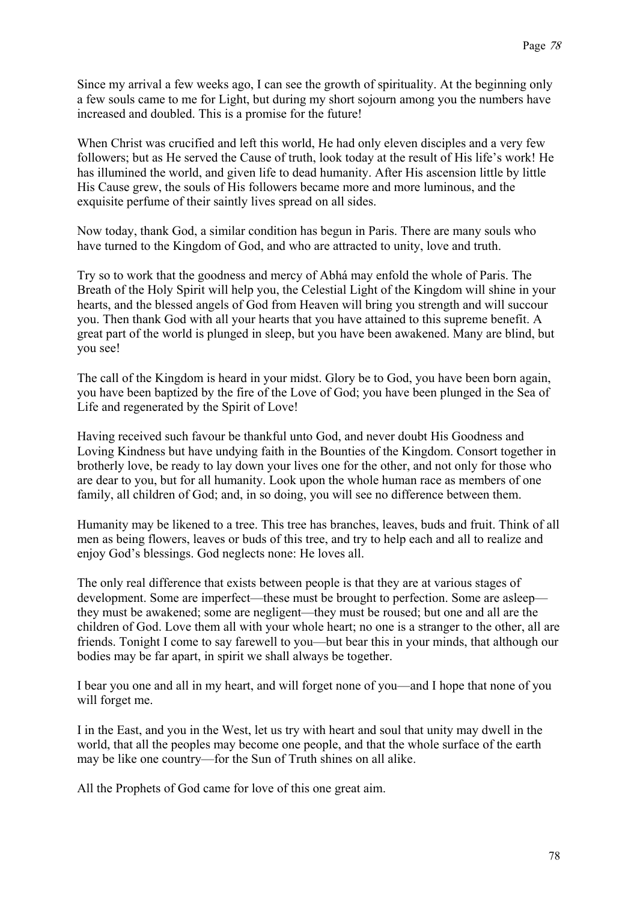Since my arrival a few weeks ago, I can see the growth of spirituality. At the beginning only a few souls came to me for Light, but during my short sojourn among you the numbers have increased and doubled. This is a promise for the future!

When Christ was crucified and left this world, He had only eleven disciples and a very few followers; but as He served the Cause of truth, look today at the result of His life's work! He has illumined the world, and given life to dead humanity. After His ascension little by little His Cause grew, the souls of His followers became more and more luminous, and the exquisite perfume of their saintly lives spread on all sides.

Now today, thank God, a similar condition has begun in Paris. There are many souls who have turned to the Kingdom of God, and who are attracted to unity, love and truth.

Try so to work that the goodness and mercy of Abhá may enfold the whole of Paris. The Breath of the Holy Spirit will help you, the Celestial Light of the Kingdom will shine in your hearts, and the blessed angels of God from Heaven will bring you strength and will succour you. Then thank God with all your hearts that you have attained to this supreme benefit. A great part of the world is plunged in sleep, but you have been awakened. Many are blind, but you see!

The call of the Kingdom is heard in your midst. Glory be to God, you have been born again, you have been baptized by the fire of the Love of God; you have been plunged in the Sea of Life and regenerated by the Spirit of Love!

Having received such favour be thankful unto God, and never doubt His Goodness and Loving Kindness but have undying faith in the Bounties of the Kingdom. Consort together in brotherly love, be ready to lay down your lives one for the other, and not only for those who are dear to you, but for all humanity. Look upon the whole human race as members of one family, all children of God; and, in so doing, you will see no difference between them.

Humanity may be likened to a tree. This tree has branches, leaves, buds and fruit. Think of all men as being flowers, leaves or buds of this tree, and try to help each and all to realize and enjoy God's blessings. God neglects none: He loves all.

The only real difference that exists between people is that they are at various stages of development. Some are imperfect—these must be brought to perfection. Some are asleep—they must be awakened; some are negligent—they must be roused; but one and all are the children of God. Love them all with your whole heart; no one is a stranger to the other, all are friends. Tonight I come to say farewell to you—but bear this in your minds, that although our bodies may be far apart, in spirit we shall always be together.

I bear you one and all in my heart, and will forget none of you—and I hope that none of you will forget me.

I in the East, and you in the West, let us try with heart and soul that unity may dwell in the world, that all the peoples may become one people, and that the whole surface of the earth may be like one country—for the Sun of Truth shines on all alike.

All the Prophets of God came for love of this one great aim.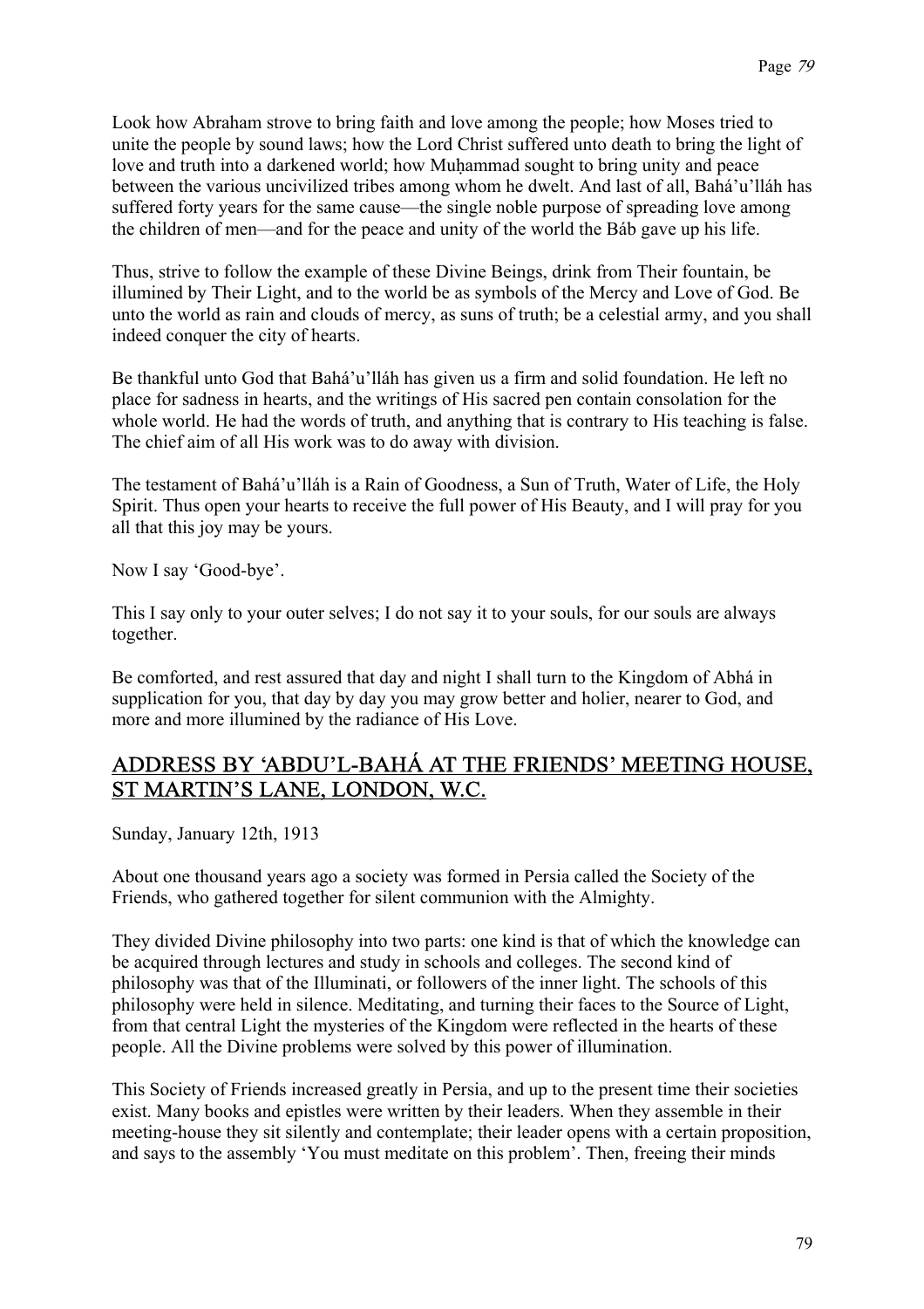Look how Abraham strove to bring faith and love among the people; how Moses tried to unite the people by sound laws; how the Lord Christ suffered unto death to bring the light of love and truth into a darkened world; how Muḥammad sought to bring unity and peace between the various uncivilized tribes among whom he dwelt. And last of all, Bahá'u'lláh has suffered forty years for the same cause—the single noble purpose of spreading love among the children of men—and for the peace and unity of the world the Báb gave up his life.

Thus, strive to follow the example of these Divine Beings, drink from Their fountain, be illumined by Their Light, and to the world be as symbols of the Mercy and Love of God. Be unto the world as rain and clouds of mercy, as suns of truth; be a celestial army, and you shall indeed conquer the city of hearts.

Be thankful unto God that Bahá'u'lláh has given us a firm and solid foundation. He left no place for sadness in hearts, and the writings of His sacred pen contain consolation for the whole world. He had the words of truth, and anything that is contrary to His teaching is false. The chief aim of all His work was to do away with division.

The testament of Bahá'u'lláh is a Rain of Goodness, a Sun of Truth, Water of Life, the Holy Spirit. Thus open your hearts to receive the full power of His Beauty, and I will pray for you all that this joy may be yours.

Now I say 'Good-bye'.

This I say only to your outer selves; I do not say it to your souls, for our souls are always together.

Be comforted, and rest assured that day and night I shall turn to the Kingdom of Abhá in supplication for you, that day by day you may grow better and holier, nearer to God, and more and more illumined by the radiance of His Love.

## ADDRESS BY 'ABDU'L-BAHÁ AT THE FRIENDS' MEETING HOUSE, ST MARTIN'S LANE, LONDON, W.C.

Sunday, January 12th, 1913

About one thousand years ago a society was formed in Persia called the Society of the Friends, who gathered together for silent communion with the Almighty.

They divided Divine philosophy into two parts: one kind is that of which the knowledge can be acquired through lectures and study in schools and colleges. The second kind of philosophy was that of the Illuminati, or followers of the inner light. The schools of this philosophy were held in silence. Meditating, and turning their faces to the Source of Light, from that central Light the mysteries of the Kingdom were reflected in the hearts of these people. All the Divine problems were solved by this power of illumination.

This Society of Friends increased greatly in Persia, and up to the present time their societies exist. Many books and epistles were written by their leaders. When they assemble in their meeting-house they sit silently and contemplate; their leader opens with a certain proposition, and says to the assembly 'You must meditate on this problem'. Then, freeing their minds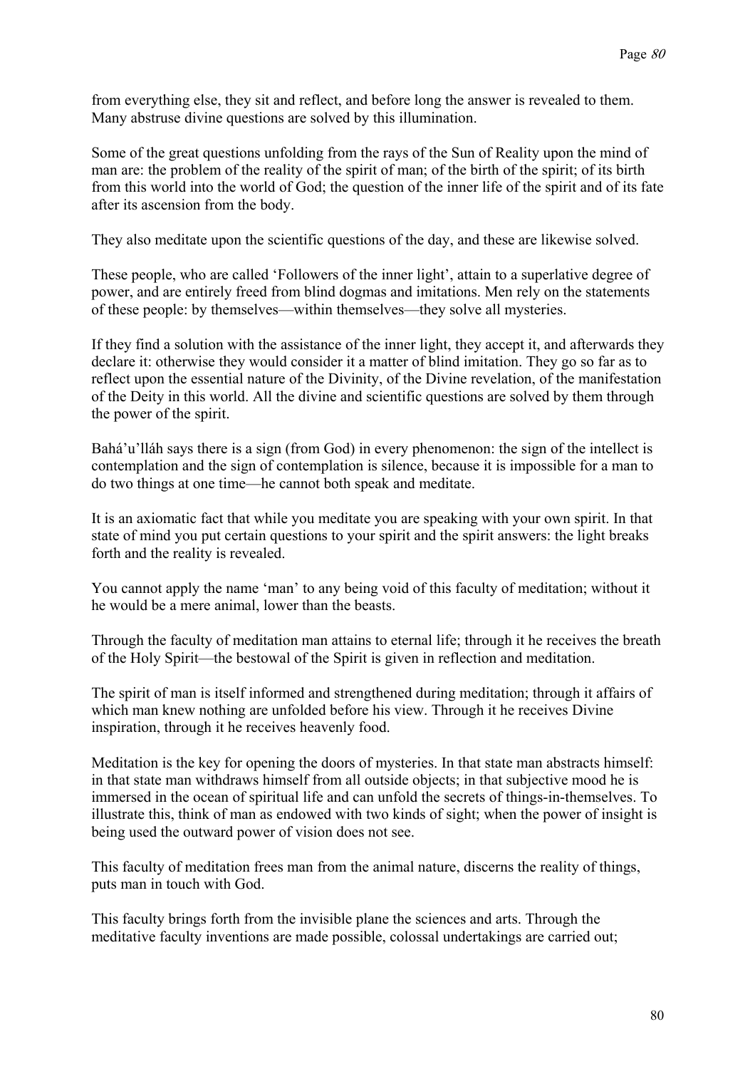from everything else, they sit and reflect, and before long the answer is revealed to them. Many abstruse divine questions are solved by this illumination.

Some of the great questions unfolding from the rays of the Sun of Reality upon the mind of man are: the problem of the reality of the spirit of man; of the birth of the spirit; of its birth from this world into the world of God; the question of the inner life of the spirit and of its fate after its ascension from the body.

They also meditate upon the scientific questions of the day, and these are likewise solved.

These people, who are called 'Followers of the inner light', attain to a superlative degree of power, and are entirely freed from blind dogmas and imitations. Men rely on the statements of these people: by themselves—within themselves—they solve all mysteries.

If they find a solution with the assistance of the inner light, they accept it, and afterwards they declare it: otherwise they would consider it a matter of blind imitation. They go so far as to reflect upon the essential nature of the Divinity, of the Divine revelation, of the manifestation of the Deity in this world. All the divine and scientific questions are solved by them through the power of the spirit.

Bahá'u'lláh says there is a sign (from God) in every phenomenon: the sign of the intellect is contemplation and the sign of contemplation is silence, because it is impossible for a man to do two things at one time—he cannot both speak and meditate.

It is an axiomatic fact that while you meditate you are speaking with your own spirit. In that state of mind you put certain questions to your spirit and the spirit answers: the light breaks forth and the reality is revealed.

You cannot apply the name 'man' to any being void of this faculty of meditation; without it he would be a mere animal, lower than the beasts.

Through the faculty of meditation man attains to eternal life; through it he receives the breath of the Holy Spirit—the bestowal of the Spirit is given in reflection and meditation.

The spirit of man is itself informed and strengthened during meditation; through it affairs of which man knew nothing are unfolded before his view. Through it he receives Divine inspiration, through it he receives heavenly food.

Meditation is the key for opening the doors of mysteries. In that state man abstracts himself: in that state man withdraws himself from all outside objects; in that subjective mood he is immersed in the ocean of spiritual life and can unfold the secrets of things-in-themselves. To illustrate this, think of man as endowed with two kinds of sight; when the power of insight is being used the outward power of vision does not see.

This faculty of meditation frees man from the animal nature, discerns the reality of things, puts man in touch with God.

This faculty brings forth from the invisible plane the sciences and arts. Through the meditative faculty inventions are made possible, colossal undertakings are carried out;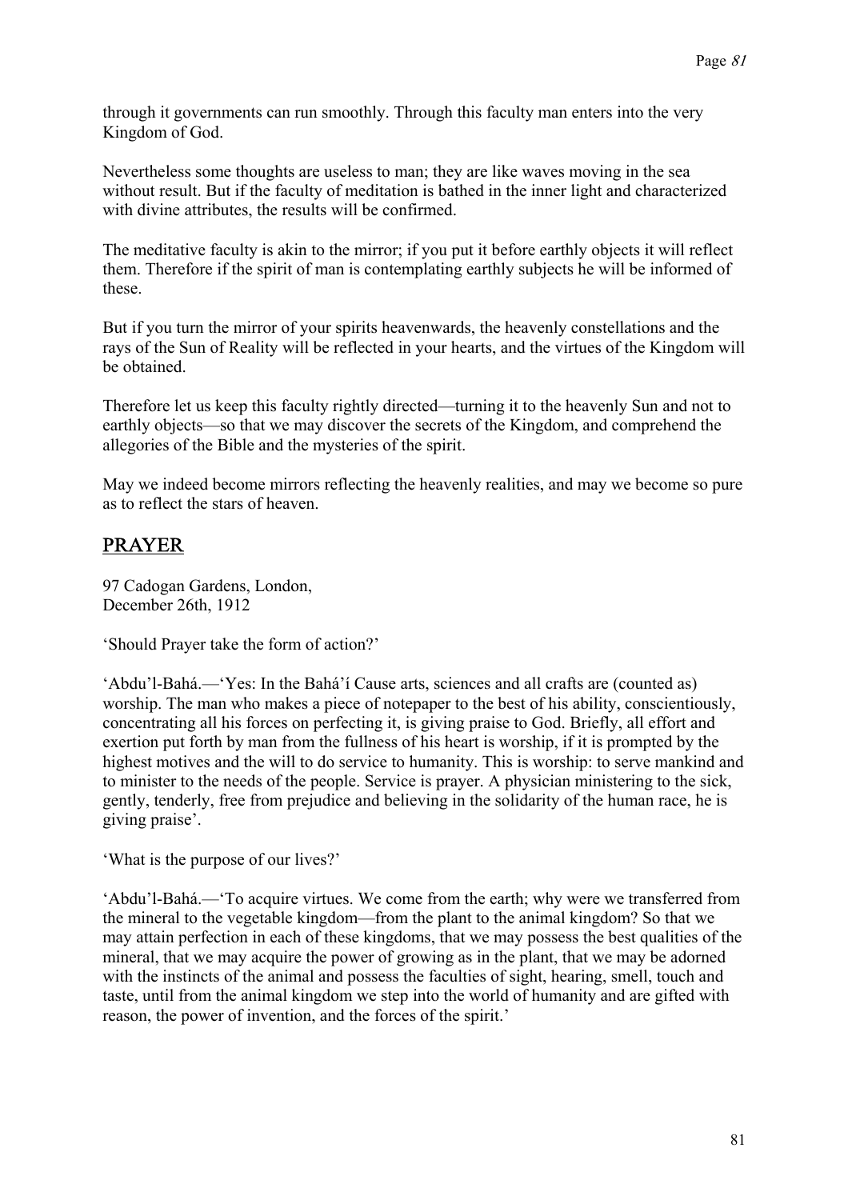through it governments can run smoothly. Through this faculty man enters into the very Kingdom of God.

Nevertheless some thoughts are useless to man; they are like waves moving in the sea without result. But if the faculty of meditation is bathed in the inner light and characterized with divine attributes, the results will be confirmed.

The meditative faculty is akin to the mirror; if you put it before earthly objects it will reflect them. Therefore if the spirit of man is contemplating earthly subjects he will be informed of these.

But if you turn the mirror of your spirits heavenwards, the heavenly constellations and the rays of the Sun of Reality will be reflected in your hearts, and the virtues of the Kingdom will be obtained.

Therefore let us keep this faculty rightly directed—turning it to the heavenly Sun and not to earthly objects—so that we may discover the secrets of the Kingdom, and comprehend the allegories of the Bible and the mysteries of the spirit.

May we indeed become mirrors reflecting the heavenly realities, and may we become so pure as to reflect the stars of heaven.

## PRAYER

97 Cadogan Gardens, London,
December 26th, 1912

'Should Prayer take the form of action?'

'Abdu'l-Bahá.—'Yes: In the Bahá'í Cause arts, sciences and all crafts are (counted as) worship. The man who makes a piece of notepaper to the best of his ability, conscientiously, concentrating all his forces on perfecting it, is giving praise to God. Briefly, all effort and exertion put forth by man from the fullness of his heart is worship, if it is prompted by the highest motives and the will to do service to humanity. This is worship: to serve mankind and to minister to the needs of the people. Service is prayer. A physician ministering to the sick, gently, tenderly, free from prejudice and believing in the solidarity of the human race, he is giving praise'.

'What is the purpose of our lives?'

'Abdu'l-Bahá.—'To acquire virtues. We come from the earth; why were we transferred from the mineral to the vegetable kingdom—from the plant to the animal kingdom? So that we may attain perfection in each of these kingdoms, that we may possess the best qualities of the mineral, that we may acquire the power of growing as in the plant, that we may be adorned with the instincts of the animal and possess the faculties of sight, hearing, smell, touch and taste, until from the animal kingdom we step into the world of humanity and are gifted with reason, the power of invention, and the forces of the spirit.'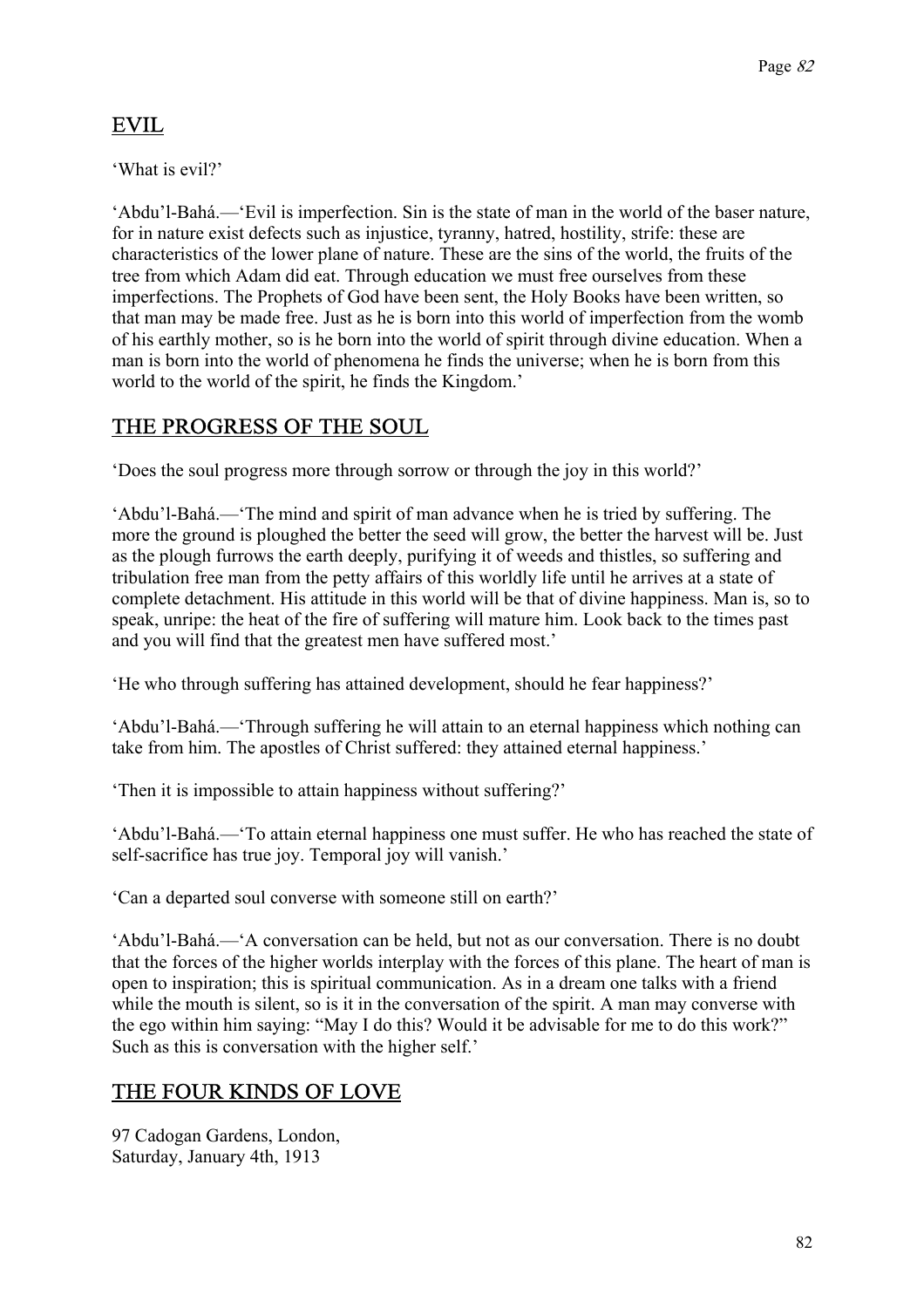## EVIL

'What is evil?'

'Abdu'l-Bahá.—'Evil is imperfection. Sin is the state of man in the world of the baser nature, for in nature exist defects such as injustice, tyranny, hatred, hostility, strife: these are characteristics of the lower plane of nature. These are the sins of the world, the fruits of the tree from which Adam did eat. Through education we must free ourselves from these imperfections. The Prophets of God have been sent, the Holy Books have been written, so that man may be made free. Just as he is born into this world of imperfection from the womb of his earthly mother, so is he born into the world of spirit through divine education. When a man is born into the world of phenomena he finds the universe; when he is born from this world to the world of the spirit, he finds the Kingdom.'

## THE PROGRESS OF THE SOUL

'Does the soul progress more through sorrow or through the joy in this world?'

'Abdu'l-Bahá.—'The mind and spirit of man advance when he is tried by suffering. The more the ground is ploughed the better the seed will grow, the better the harvest will be. Just as the plough furrows the earth deeply, purifying it of weeds and thistles, so suffering and tribulation free man from the petty affairs of this worldly life until he arrives at a state of complete detachment. His attitude in this world will be that of divine happiness. Man is, so to speak, unripe: the heat of the fire of suffering will mature him. Look back to the times past and you will find that the greatest men have suffered most.'

'He who through suffering has attained development, should he fear happiness?'

'Abdu'l-Bahá.—'Through suffering he will attain to an eternal happiness which nothing can take from him. The apostles of Christ suffered: they attained eternal happiness.'

'Then it is impossible to attain happiness without suffering?'

'Abdu'l-Bahá.—'To attain eternal happiness one must suffer. He who has reached the state of self-sacrifice has true joy. Temporal joy will vanish.'

'Can a departed soul converse with someone still on earth?'

'Abdu'l-Bahá.—'A conversation can be held, but not as our conversation. There is no doubt that the forces of the higher worlds interplay with the forces of this plane. The heart of man is open to inspiration; this is spiritual communication. As in a dream one talks with a friend while the mouth is silent, so is it in the conversation of the spirit. A man may converse with the ego within him saying: "May I do this? Would it be advisable for me to do this work?" Such as this is conversation with the higher self.'

## THE FOUR KINDS OF LOVE

97 Cadogan Gardens, London,
Saturday, January 4th, 1913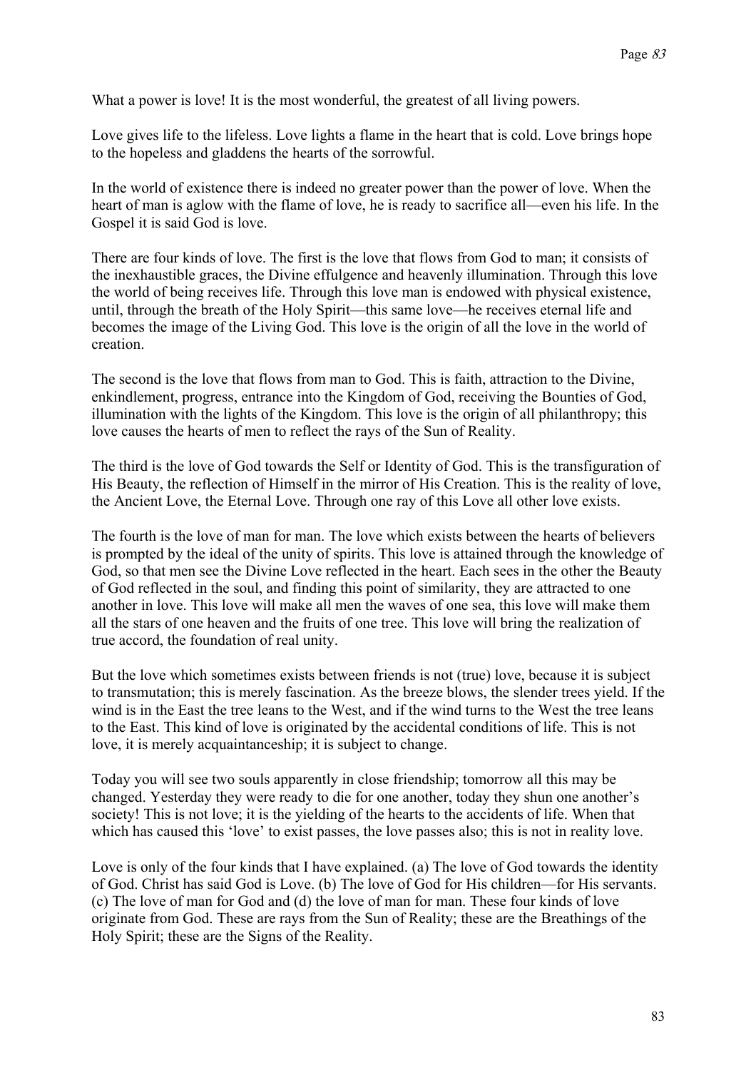What a power is love! It is the most wonderful, the greatest of all living powers.

Love gives life to the lifeless. Love lights a flame in the heart that is cold. Love brings hope to the hopeless and gladdens the hearts of the sorrowful.

In the world of existence there is indeed no greater power than the power of love. When the heart of man is aglow with the flame of love, he is ready to sacrifice all—even his life. In the Gospel it is said God is love.

There are four kinds of love. The first is the love that flows from God to man; it consists of the inexhaustible graces, the Divine effulgence and heavenly illumination. Through this love the world of being receives life. Through this love man is endowed with physical existence, until, through the breath of the Holy Spirit—this same love—he receives eternal life and becomes the image of the Living God. This love is the origin of all the love in the world of creation.

The second is the love that flows from man to God. This is faith, attraction to the Divine, enkindlement, progress, entrance into the Kingdom of God, receiving the Bounties of God, illumination with the lights of the Kingdom. This love is the origin of all philanthropy; this love causes the hearts of men to reflect the rays of the Sun of Reality.

The third is the love of God towards the Self or Identity of God. This is the transfiguration of His Beauty, the reflection of Himself in the mirror of His Creation. This is the reality of love, the Ancient Love, the Eternal Love. Through one ray of this Love all other love exists.

The fourth is the love of man for man. The love which exists between the hearts of believers is prompted by the ideal of the unity of spirits. This love is attained through the knowledge of God, so that men see the Divine Love reflected in the heart. Each sees in the other the Beauty of God reflected in the soul, and finding this point of similarity, they are attracted to one another in love. This love will make all men the waves of one sea, this love will make them all the stars of one heaven and the fruits of one tree. This love will bring the realization of true accord, the foundation of real unity.

But the love which sometimes exists between friends is not (true) love, because it is subject to transmutation; this is merely fascination. As the breeze blows, the slender trees yield. If the wind is in the East the tree leans to the West, and if the wind turns to the West the tree leans to the East. This kind of love is originated by the accidental conditions of life. This is not love, it is merely acquaintanceship; it is subject to change.

Today you will see two souls apparently in close friendship; tomorrow all this may be changed. Yesterday they were ready to die for one another, today they shun one another's society! This is not love; it is the yielding of the hearts to the accidents of life. When that which has caused this 'love' to exist passes, the love passes also; this is not in reality love.

Love is only of the four kinds that I have explained. (a) The love of God towards the identity of God. Christ has said God is Love. (b) The love of God for His children—for His servants. (c) The love of man for God and (d) the love of man for man. These four kinds of love originate from God. These are rays from the Sun of Reality; these are the Breathings of the Holy Spirit; these are the Signs of the Reality.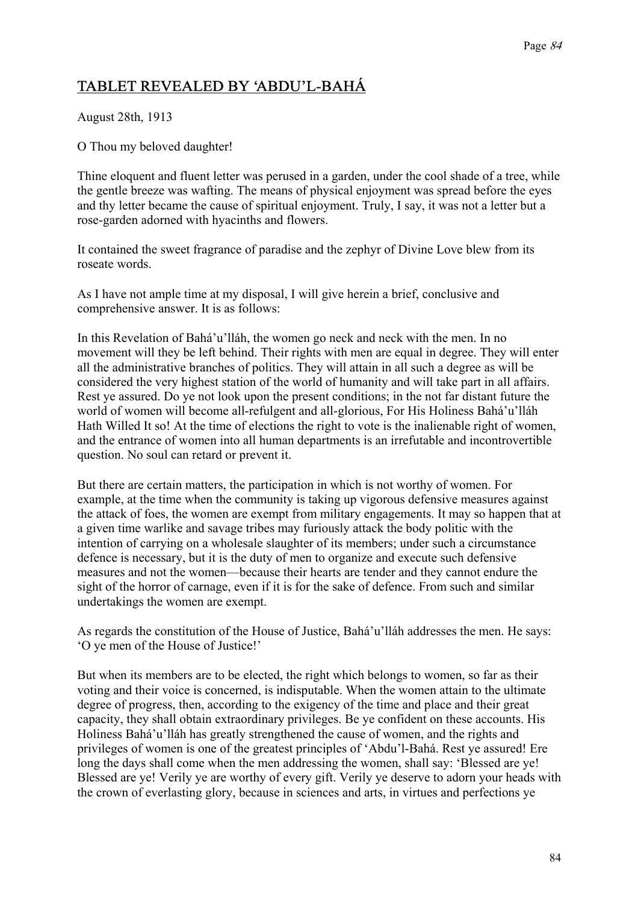## TABLET REVEALED BY 'ABDU'L-BAHÁ

August 28th, 1913

O Thou my beloved daughter!

Thine eloquent and fluent letter was perused in a garden, under the cool shade of a tree, while the gentle breeze was wafting. The means of physical enjoyment was spread before the eyes and thy letter became the cause of spiritual enjoyment. Truly, I say, it was not a letter but a rose-garden adorned with hyacinths and flowers.

It contained the sweet fragrance of paradise and the zephyr of Divine Love blew from its roseate words.

As I have not ample time at my disposal, I will give herein a brief, conclusive and comprehensive answer. It is as follows:

In this Revelation of Bahá'u'lláh, the women go neck and neck with the men. In no movement will they be left behind. Their rights with men are equal in degree. They will enter all the administrative branches of politics. They will attain in all such a degree as will be considered the very highest station of the world of humanity and will take part in all affairs. Rest ye assured. Do ye not look upon the present conditions; in the not far distant future the world of women will become all-refulgent and all-glorious, For His Holiness Bahá'u'lláh Hath Willed It so! At the time of elections the right to vote is the inalienable right of women, and the entrance of women into all human departments is an irrefutable and incontrovertible question. No soul can retard or prevent it.

But there are certain matters, the participation in which is not worthy of women. For example, at the time when the community is taking up vigorous defensive measures against the attack of foes, the women are exempt from military engagements. It may so happen that at a given time warlike and savage tribes may furiously attack the body politic with the intention of carrying on a wholesale slaughter of its members; under such a circumstance defence is necessary, but it is the duty of men to organize and execute such defensive measures and not the women—because their hearts are tender and they cannot endure the sight of the horror of carnage, even if it is for the sake of defence. From such and similar undertakings the women are exempt.

As regards the constitution of the House of Justice, Bahá'u'lláh addresses the men. He says: 'O ye men of the House of Justice!'

But when its members are to be elected, the right which belongs to women, so far as their voting and their voice is concerned, is indisputable. When the women attain to the ultimate degree of progress, then, according to the exigency of the time and place and their great capacity, they shall obtain extraordinary privileges. Be ye confident on these accounts. His Holiness Bahá'u'lláh has greatly strengthened the cause of women, and the rights and privileges of women is one of the greatest principles of 'Abdu'l-Bahá. Rest ye assured! Ere long the days shall come when the men addressing the women, shall say: 'Blessed are ye! Blessed are ye! Verily ye are worthy of every gift. Verily ye deserve to adorn your heads with the crown of everlasting glory, because in sciences and arts, in virtues and perfections ye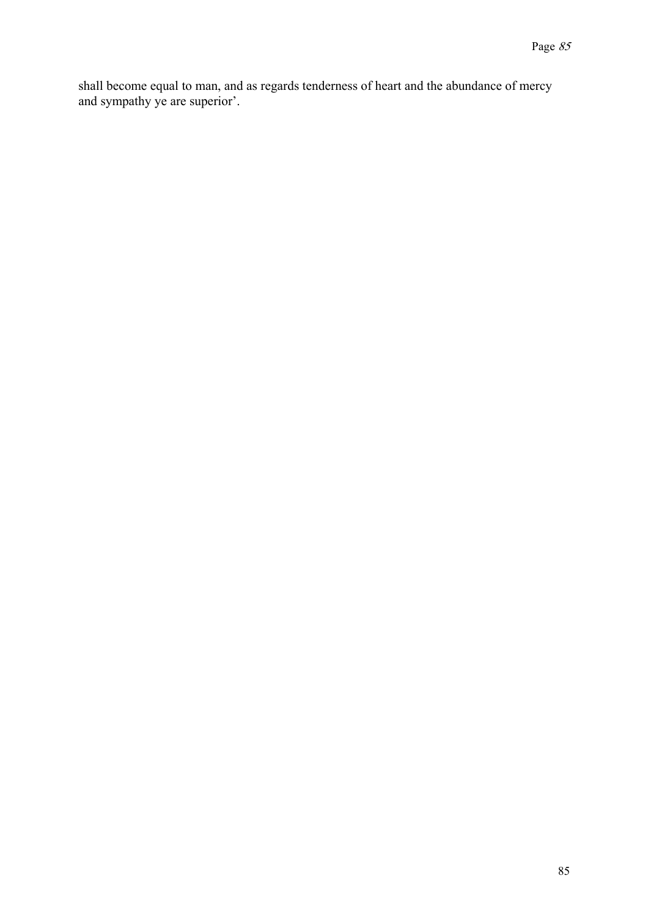shall become equal to man, and as regards tenderness of heart and the abundance of mercy and sympathy ye are superior'.